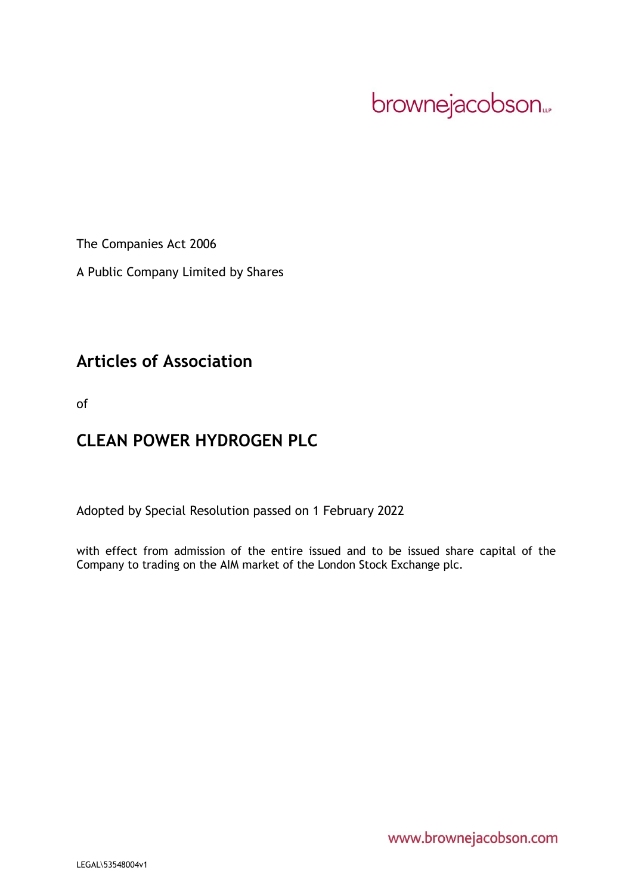brownejacobson LLP

The Companies Act 2006

A Public Company Limited by Shares

## Articles of Association

of

## CLEAN POWER HYDROGEN PLC

Adopted by Special Resolution passed on 1 February 2022

with effect from admission of the entire issued and to be issued share capital of the Company to trading on the AIM market of the London Stock Exchange plc.

www.brownejacobson.com

LEGAL\53548004v1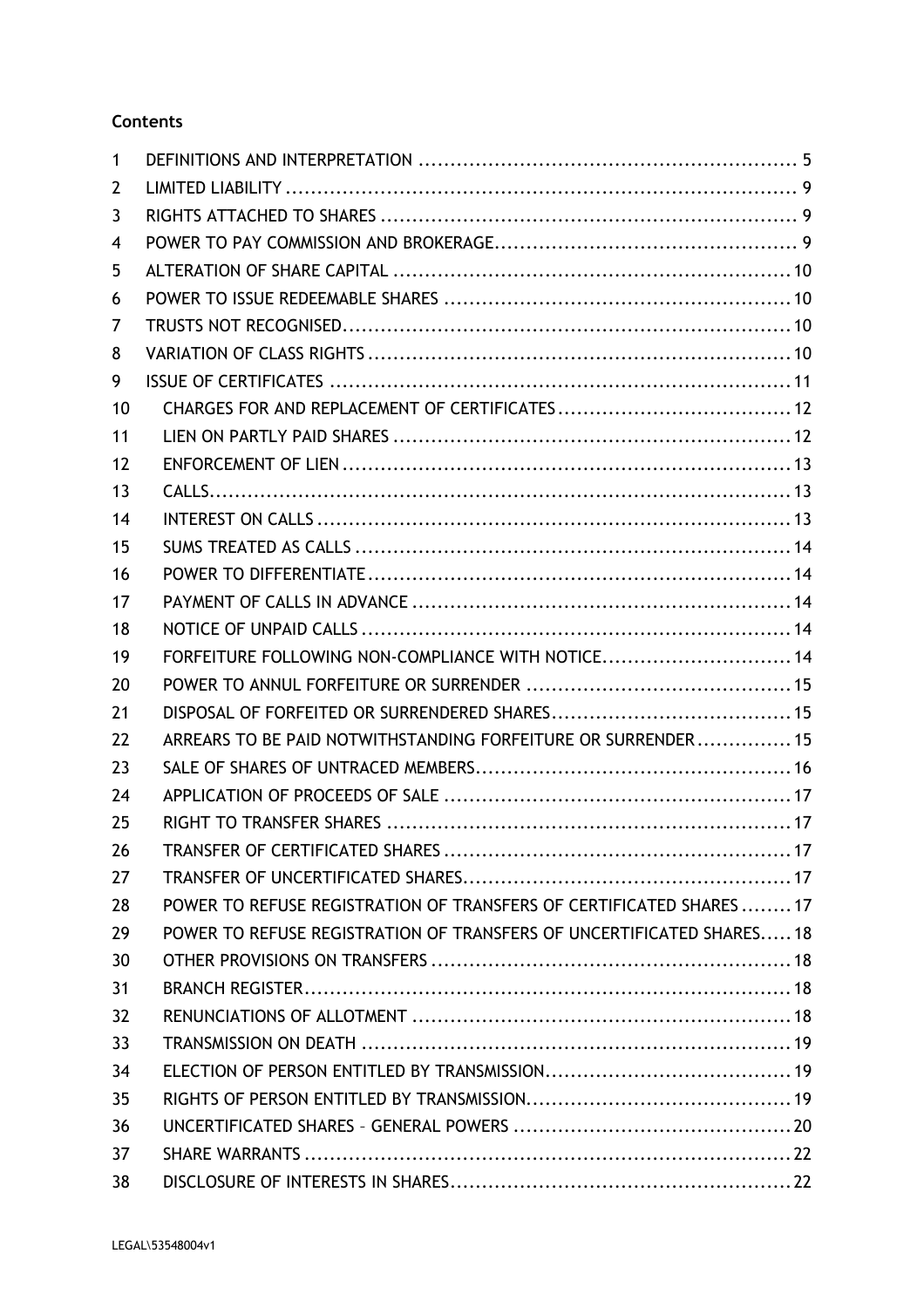**Contents**

| | | |
|---|---|---|
| 1 | DEFINITIONS AND INTERPRETATION | 5 |
| 2 | LIMITED LIABILITY | 9 |
| 3 | RIGHTS ATTACHED TO SHARES | 9 |
| 4 | POWER TO PAY COMMISSION AND BROKERAGE | 9 |
| 5 | ALTERATION OF SHARE CAPITAL | 10 |
| 6 | POWER TO ISSUE REDEEMABLE SHARES | 10 |
| 7 | TRUSTS NOT RECOGNISED | 10 |
| 8 | VARIATION OF CLASS RIGHTS | 10 |
| 9 | ISSUE OF CERTIFICATES | 11 |
| 10 | CHARGES FOR AND REPLACEMENT OF CERTIFICATES | 12 |
| 11 | LIEN ON PARTLY PAID SHARES | 12 |
| 12 | ENFORCEMENT OF LIEN | 13 |
| 13 | CALLS | 13 |
| 14 | INTEREST ON CALLS | 13 |
| 15 | SUMS TREATED AS CALLS | 14 |
| 16 | POWER TO DIFFERENTIATE | 14 |
| 17 | PAYMENT OF CALLS IN ADVANCE | 14 |
| 18 | NOTICE OF UNPAID CALLS | 14 |
| 19 | FORFEITURE FOLLOWING NON-COMPLIANCE WITH NOTICE | 14 |
| 20 | POWER TO ANNUL FORFEITURE OR SURRENDER | 15 |
| 21 | DISPOSAL OF FORFEITED OR SURRENDERED SHARES | 15 |
| 22 | ARREARS TO BE PAID NOTWITHSTANDING FORFEITURE OR SURRENDER | 15 |
| 23 | SALE OF SHARES OF UNTRACED MEMBERS | 16 |
| 24 | APPLICATION OF PROCEEDS OF SALE | 17 |
| 25 | RIGHT TO TRANSFER SHARES | 17 |
| 26 | TRANSFER OF CERTIFICATED SHARES | 17 |
| 27 | TRANSFER OF UNCERTIFICATED SHARES | 17 |
| 28 | POWER TO REFUSE REGISTRATION OF TRANSFERS OF CERTIFICATED SHARES | 17 |
| 29 | POWER TO REFUSE REGISTRATION OF TRANSFERS OF UNCERTIFICATED SHARES | 18 |
| 30 | OTHER PROVISIONS ON TRANSFERS | 18 |
| 31 | BRANCH REGISTER | 18 |
| 32 | RENUNCIATIONS OF ALLOTMENT | 18 |
| 33 | TRANSMISSION ON DEATH | 19 |
| 34 | ELECTION OF PERSON ENTITLED BY TRANSMISSION | 19 |
| 35 | RIGHTS OF PERSON ENTITLED BY TRANSMISSION | 19 |
| 36 | UNCERTIFICATED SHARES – GENERAL POWERS | 20 |
| 37 | SHARE WARRANTS | 22 |
| 38 | DISCLOSURE OF INTERESTS IN SHARES | 22 |

LEGAL\53548004v1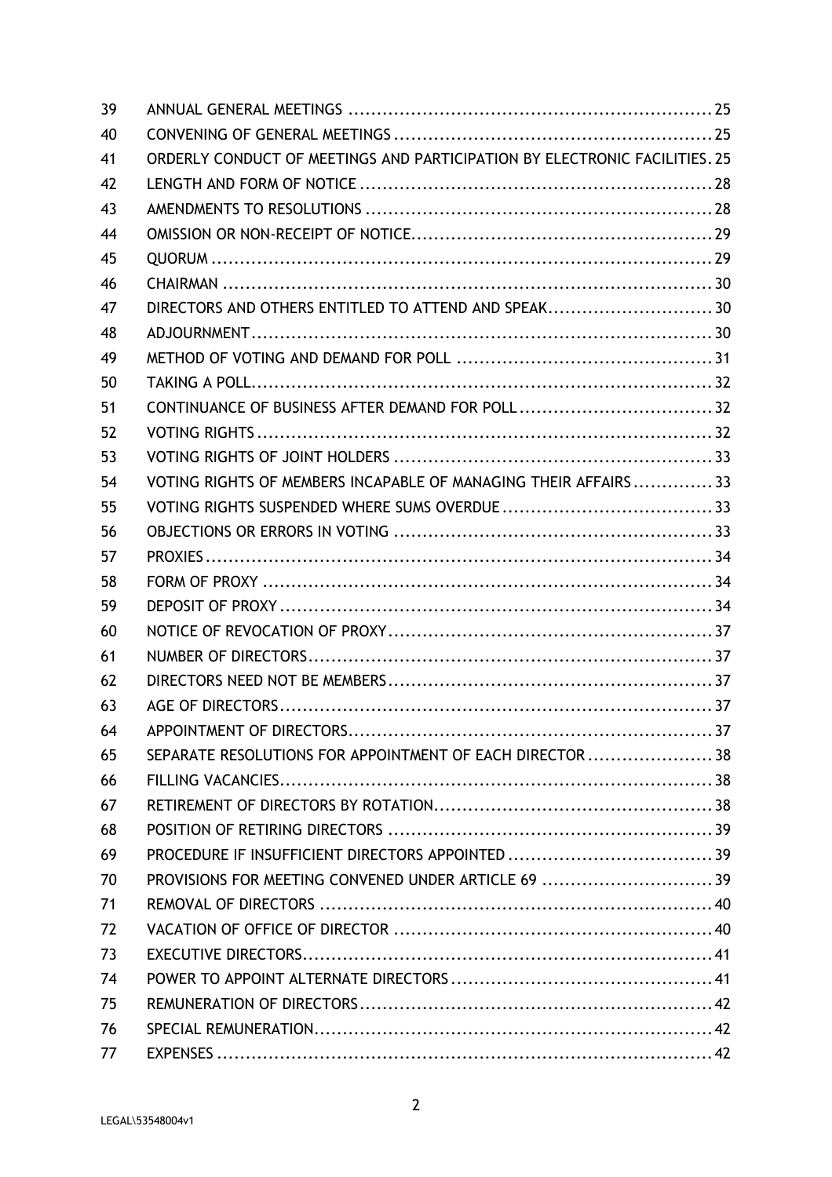| | | |
|---|---|---|
| 39 | ANNUAL GENERAL MEETINGS | 25 |
| 40 | CONVENING OF GENERAL MEETINGS | 25 |
| 41 | ORDERLY CONDUCT OF MEETINGS AND PARTICIPATION BY ELECTRONIC FACILITIES | 25 |
| 42 | LENGTH AND FORM OF NOTICE | 28 |
| 43 | AMENDMENTS TO RESOLUTIONS | 28 |
| 44 | OMISSION OR NON-RECEIPT OF NOTICE | 29 |
| 45 | QUORUM | 29 |
| 46 | CHAIRMAN | 30 |
| 47 | DIRECTORS AND OTHERS ENTITLED TO ATTEND AND SPEAK | 30 |
| 48 | ADJOURNMENT | 30 |
| 49 | METHOD OF VOTING AND DEMAND FOR POLL | 31 |
| 50 | TAKING A POLL | 32 |
| 51 | CONTINUANCE OF BUSINESS AFTER DEMAND FOR POLL | 32 |
| 52 | VOTING RIGHTS | 32 |
| 53 | VOTING RIGHTS OF JOINT HOLDERS | 33 |
| 54 | VOTING RIGHTS OF MEMBERS INCAPABLE OF MANAGING THEIR AFFAIRS | 33 |
| 55 | VOTING RIGHTS SUSPENDED WHERE SUMS OVERDUE | 33 |
| 56 | OBJECTIONS OR ERRORS IN VOTING | 33 |
| 57 | PROXIES | 34 |
| 58 | FORM OF PROXY | 34 |
| 59 | DEPOSIT OF PROXY | 34 |
| 60 | NOTICE OF REVOCATION OF PROXY | 37 |
| 61 | NUMBER OF DIRECTORS | 37 |
| 62 | DIRECTORS NEED NOT BE MEMBERS | 37 |
| 63 | AGE OF DIRECTORS | 37 |
| 64 | APPOINTMENT OF DIRECTORS | 37 |
| 65 | SEPARATE RESOLUTIONS FOR APPOINTMENT OF EACH DIRECTOR | 38 |
| 66 | FILLING VACANCIES | 38 |
| 67 | RETIREMENT OF DIRECTORS BY ROTATION | 38 |
| 68 | POSITION OF RETIRING DIRECTORS | 39 |
| 69 | PROCEDURE IF INSUFFICIENT DIRECTORS APPOINTED | 39 |
| 70 | PROVISIONS FOR MEETING CONVENED UNDER ARTICLE 69 | 39 |
| 71 | REMOVAL OF DIRECTORS | 40 |
| 72 | VACATION OF OFFICE OF DIRECTOR | 40 |
| 73 | EXECUTIVE DIRECTORS | 41 |
| 74 | POWER TO APPOINT ALTERNATE DIRECTORS | 41 |
| 75 | REMUNERATION OF DIRECTORS | 42 |
| 76 | SPECIAL REMUNERATION | 42 |
| 77 | EXPENSES | 42 |

LEGAL\53548004v1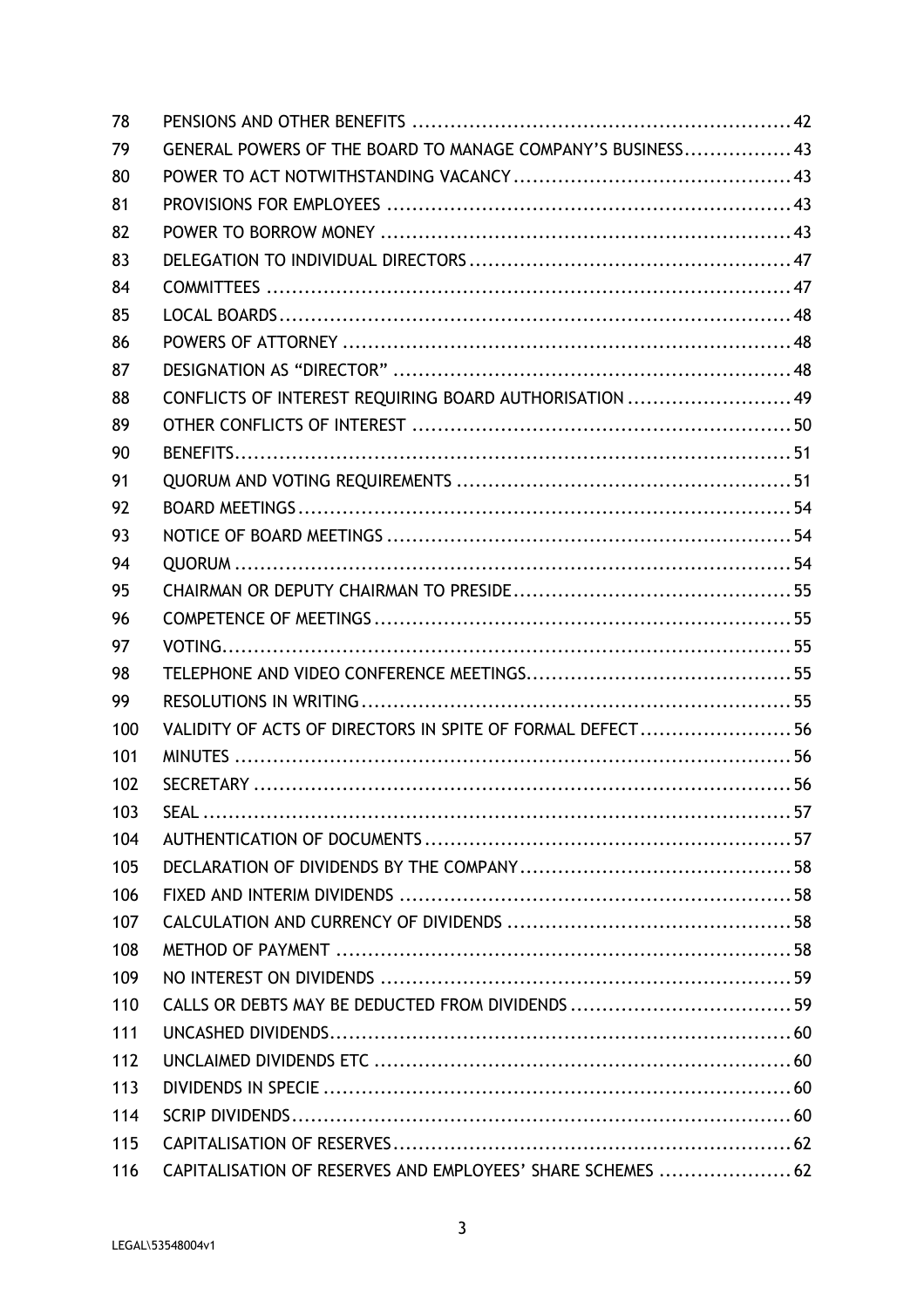| | | |
|---|---|---|
| 78 | PENSIONS AND OTHER BENEFITS | 42 |
| 79 | GENERAL POWERS OF THE BOARD TO MANAGE COMPANY'S BUSINESS | 43 |
| 80 | POWER TO ACT NOTWITHSTANDING VACANCY | 43 |
| 81 | PROVISIONS FOR EMPLOYEES | 43 |
| 82 | POWER TO BORROW MONEY | 43 |
| 83 | DELEGATION TO INDIVIDUAL DIRECTORS | 47 |
| 84 | COMMITTEES | 47 |
| 85 | LOCAL BOARDS | 48 |
| 86 | POWERS OF ATTORNEY | 48 |
| 87 | DESIGNATION AS "DIRECTOR" | 48 |
| 88 | CONFLICTS OF INTEREST REQUIRING BOARD AUTHORISATION | 49 |
| 89 | OTHER CONFLICTS OF INTEREST | 50 |
| 90 | BENEFITS | 51 |
| 91 | QUORUM AND VOTING REQUIREMENTS | 51 |
| 92 | BOARD MEETINGS | 54 |
| 93 | NOTICE OF BOARD MEETINGS | 54 |
| 94 | QUORUM | 54 |
| 95 | CHAIRMAN OR DEPUTY CHAIRMAN TO PRESIDE | 55 |
| 96 | COMPETENCE OF MEETINGS | 55 |
| 97 | VOTING | 55 |
| 98 | TELEPHONE AND VIDEO CONFERENCE MEETINGS | 55 |
| 99 | RESOLUTIONS IN WRITING | 55 |
| 100 | VALIDITY OF ACTS OF DIRECTORS IN SPITE OF FORMAL DEFECT | 56 |
| 101 | MINUTES | 56 |
| 102 | SECRETARY | 56 |
| 103 | SEAL | 57 |
| 104 | AUTHENTICATION OF DOCUMENTS | 57 |
| 105 | DECLARATION OF DIVIDENDS BY THE COMPANY | 58 |
| 106 | FIXED AND INTERIM DIVIDENDS | 58 |
| 107 | CALCULATION AND CURRENCY OF DIVIDENDS | 58 |
| 108 | METHOD OF PAYMENT | 58 |
| 109 | NO INTEREST ON DIVIDENDS | 59 |
| 110 | CALLS OR DEBTS MAY BE DEDUCTED FROM DIVIDENDS | 59 |
| 111 | UNCASHED DIVIDENDS | 60 |
| 112 | UNCLAIMED DIVIDENDS ETC | 60 |
| 113 | DIVIDENDS IN SPECIE | 60 |
| 114 | SCRIP DIVIDENDS | 60 |
| 115 | CAPITALISATION OF RESERVES | 62 |
| 116 | CAPITALISATION OF RESERVES AND EMPLOYEES' SHARE SCHEMES | 62 |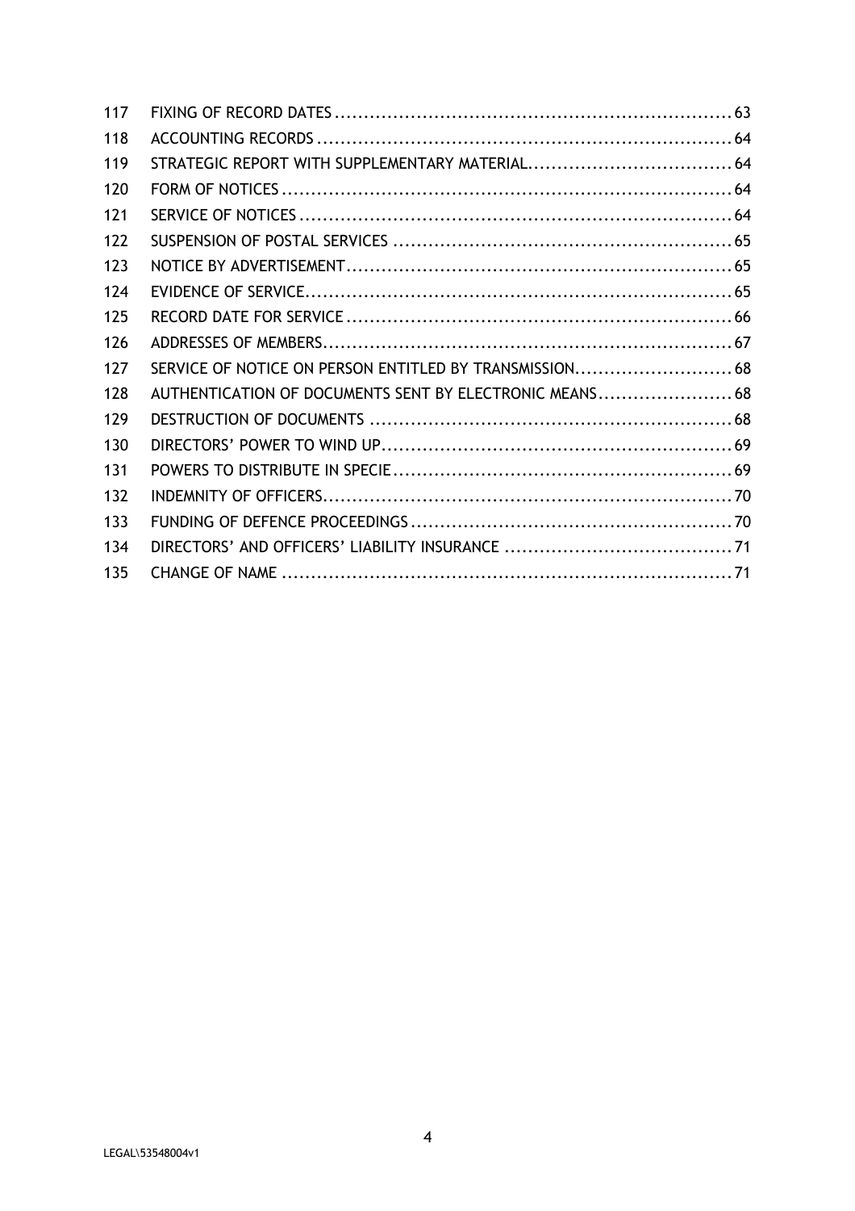| | | |
|---|---|---|
| 117 | FIXING OF RECORD DATES | 63 |
| 118 | ACCOUNTING RECORDS | 64 |
| 119 | STRATEGIC REPORT WITH SUPPLEMENTARY MATERIAL | 64 |
| 120 | FORM OF NOTICES | 64 |
| 121 | SERVICE OF NOTICES | 64 |
| 122 | SUSPENSION OF POSTAL SERVICES | 65 |
| 123 | NOTICE BY ADVERTISEMENT | 65 |
| 124 | EVIDENCE OF SERVICE | 65 |
| 125 | RECORD DATE FOR SERVICE | 66 |
| 126 | ADDRESSES OF MEMBERS | 67 |
| 127 | SERVICE OF NOTICE ON PERSON ENTITLED BY TRANSMISSION | 68 |
| 128 | AUTHENTICATION OF DOCUMENTS SENT BY ELECTRONIC MEANS | 68 |
| 129 | DESTRUCTION OF DOCUMENTS | 68 |
| 130 | DIRECTORS' POWER TO WIND UP | 69 |
| 131 | POWERS TO DISTRIBUTE IN SPECIE | 69 |
| 132 | INDEMNITY OF OFFICERS | 70 |
| 133 | FUNDING OF DEFENCE PROCEEDINGS | 70 |
| 134 | DIRECTORS' AND OFFICERS' LIABILITY INSURANCE | 71 |
| 135 | CHANGE OF NAME | 71 |

LEGAL\53548004v1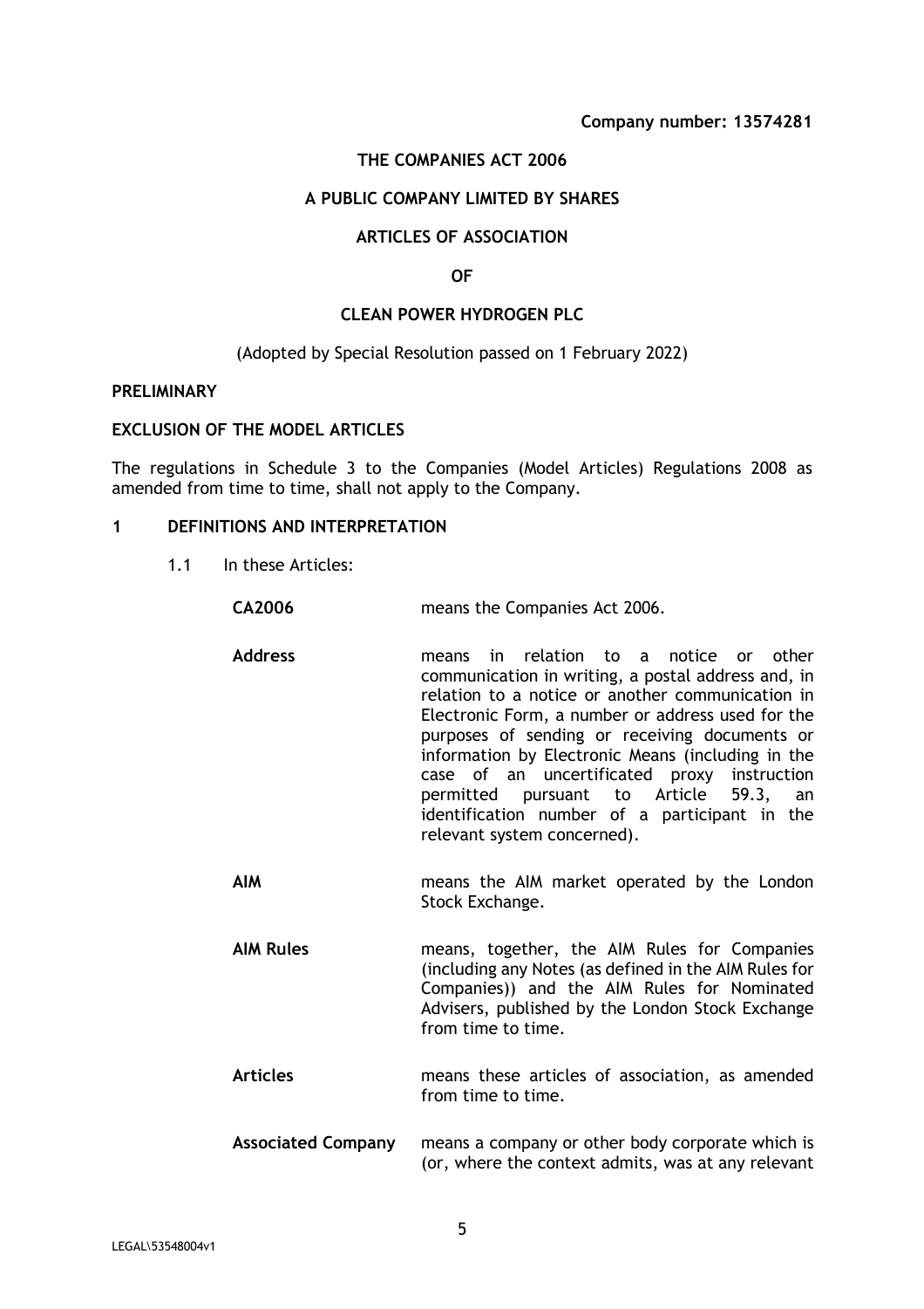**Company number: 13574281**

**THE COMPANIES ACT 2006**

**A PUBLIC COMPANY LIMITED BY SHARES**

**ARTICLES OF ASSOCIATION**

**OF**

**CLEAN POWER HYDROGEN PLC**

(Adopted by Special Resolution passed on 1 February 2022)

**PRELIMINARY**

**EXCLUSION OF THE MODEL ARTICLES**

The regulations in Schedule 3 to the Companies (Model Articles) Regulations 2008 as amended from time to time, shall not apply to the Company.

## 1 DEFINITIONS AND INTERPRETATION

1.1 In these Articles:

| | |
|---|---|
| **CA2006** | means the Companies Act 2006. |
| **Address** | means in relation to a notice or other communication in writing, a postal address and, in relation to a notice or another communication in Electronic Form, a number or address used for the purposes of sending or receiving documents or information by Electronic Means (including in the case of an uncertificated proxy instruction permitted pursuant to Article 59.3, an identification number of a participant in the relevant system concerned). |
| **AIM** | means the AIM market operated by the London Stock Exchange. |
| **AIM Rules** | means, together, the AIM Rules for Companies (including any Notes (as defined in the AIM Rules for Companies)) and the AIM Rules for Nominated Advisers, published by the London Stock Exchange from time to time. |
| **Articles** | means these articles of association, as amended from time to time. |
| **Associated Company** | means a company or other body corporate which is (or, where the context admits, was at any relevant |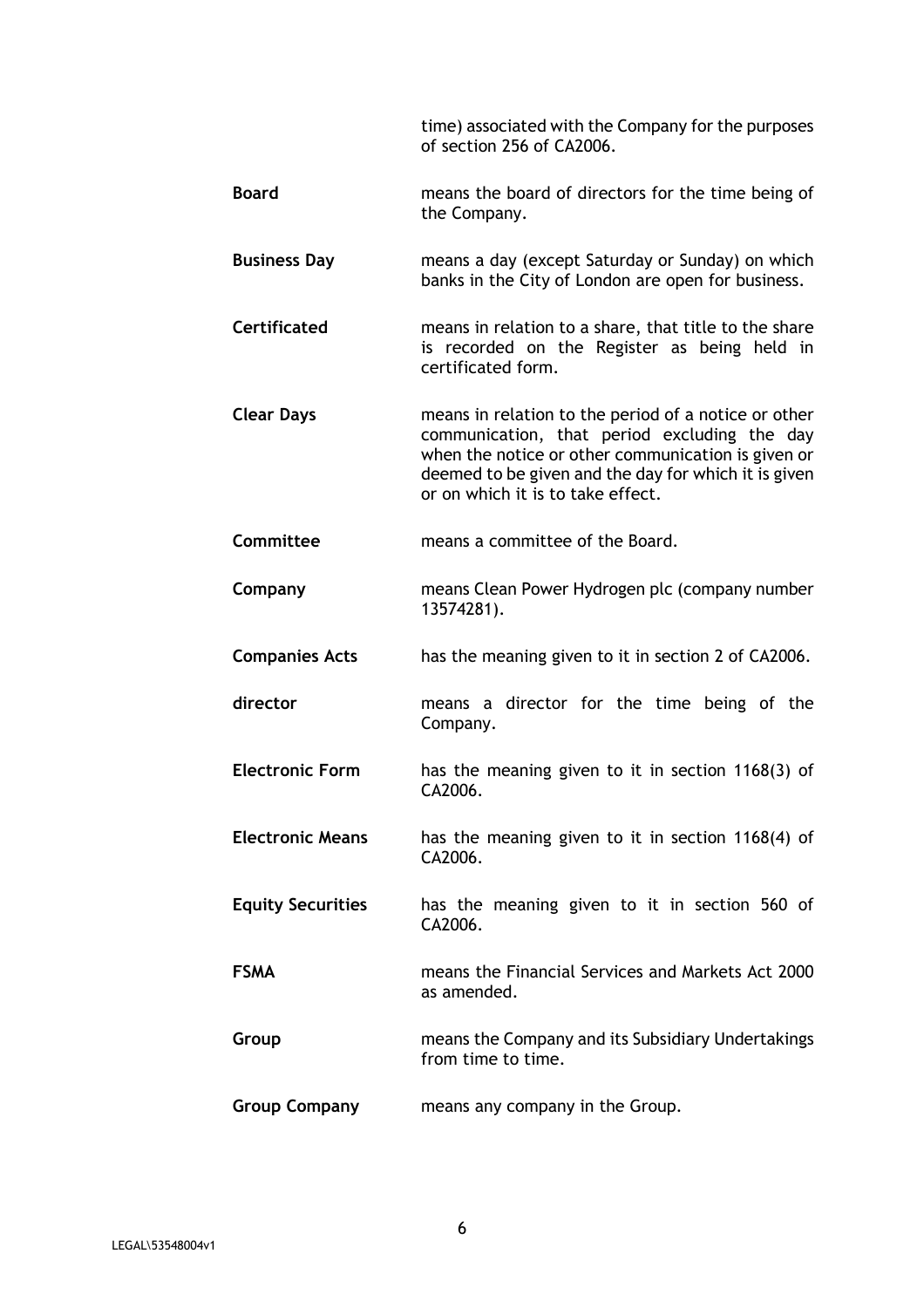time) associated with the Company for the purposes of section 256 of CA2006.

| | |
|---|---|
| **Board** | means the board of directors for the time being of the Company. |
| **Business Day** | means a day (except Saturday or Sunday) on which banks in the City of London are open for business. |
| **Certificated** | means in relation to a share, that title to the share is recorded on the Register as being held in certificated form. |
| **Clear Days** | means in relation to the period of a notice or other communication, that period excluding the day when the notice or other communication is given or deemed to be given and the day for which it is given or on which it is to take effect. |
| **Committee** | means a committee of the Board. |
| **Company** | means Clean Power Hydrogen plc (company number 13574281). |
| **Companies Acts** | has the meaning given to it in section 2 of CA2006. |
| **director** | means a director for the time being of the Company. |
| **Electronic Form** | has the meaning given to it in section 1168(3) of CA2006. |
| **Electronic Means** | has the meaning given to it in section 1168(4) of CA2006. |
| **Equity Securities** | has the meaning given to it in section 560 of CA2006. |
| **FSMA** | means the Financial Services and Markets Act 2000 as amended. |
| **Group** | means the Company and its Subsidiary Undertakings from time to time. |
| **Group Company** | means any company in the Group. |

LEGAL\53548004v1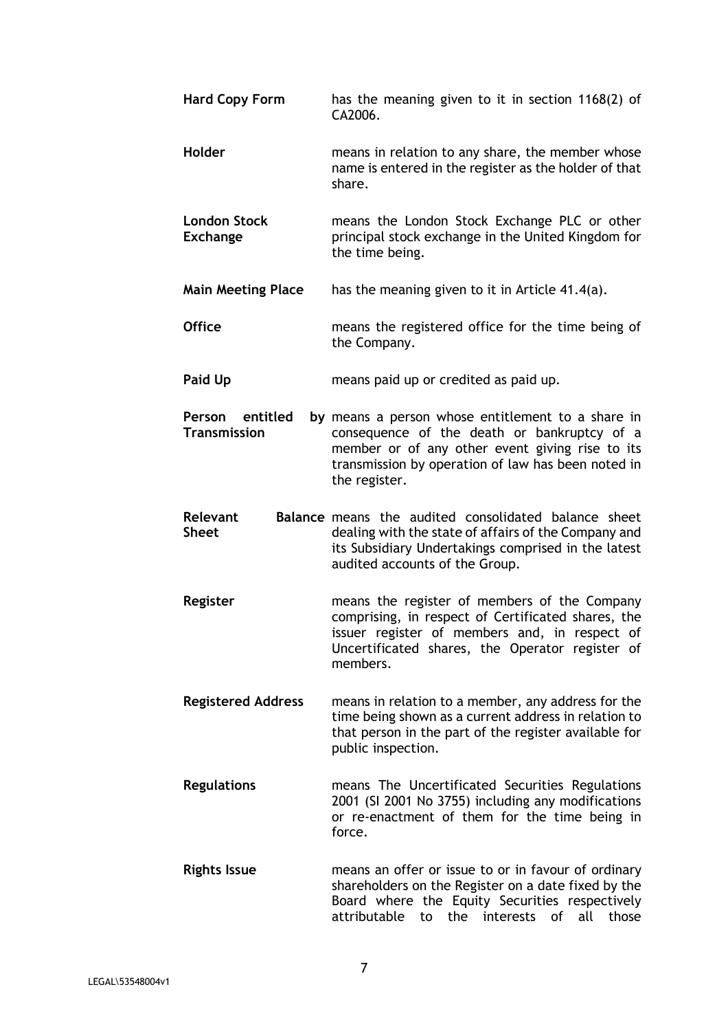| | |
|---|---|
| **Hard Copy Form** | has the meaning given to it in section 1168(2) of CA2006. |
| **Holder** | means in relation to any share, the member whose name is entered in the register as the holder of that share. |
| **London Stock Exchange** | means the London Stock Exchange PLC or other principal stock exchange in the United Kingdom for the time being. |
| **Main Meeting Place** | has the meaning given to it in Article 41.4(a). |
| **Office** | means the registered office for the time being of the Company. |
| **Paid Up** | means paid up or credited as paid up. |
| **Person entitled by Transmission** | means a person whose entitlement to a share in consequence of the death or bankruptcy of a member or of any other event giving rise to its transmission by operation of law has been noted in the register. |
| **Relevant Balance Sheet** | means the audited consolidated balance sheet dealing with the state of affairs of the Company and its Subsidiary Undertakings comprised in the latest audited accounts of the Group. |
| **Register** | means the register of members of the Company comprising, in respect of Certificated shares, the issuer register of members and, in respect of Uncertificated shares, the Operator register of members. |
| **Registered Address** | means in relation to a member, any address for the time being shown as a current address in relation to that person in the part of the register available for public inspection. |
| **Regulations** | means The Uncertificated Securities Regulations 2001 (SI 2001 No 3755) including any modifications or re-enactment of them for the time being in force. |
| **Rights Issue** | means an offer or issue to or in favour of ordinary shareholders on the Register on a date fixed by the Board where the Equity Securities respectively attributable to the interests of all those |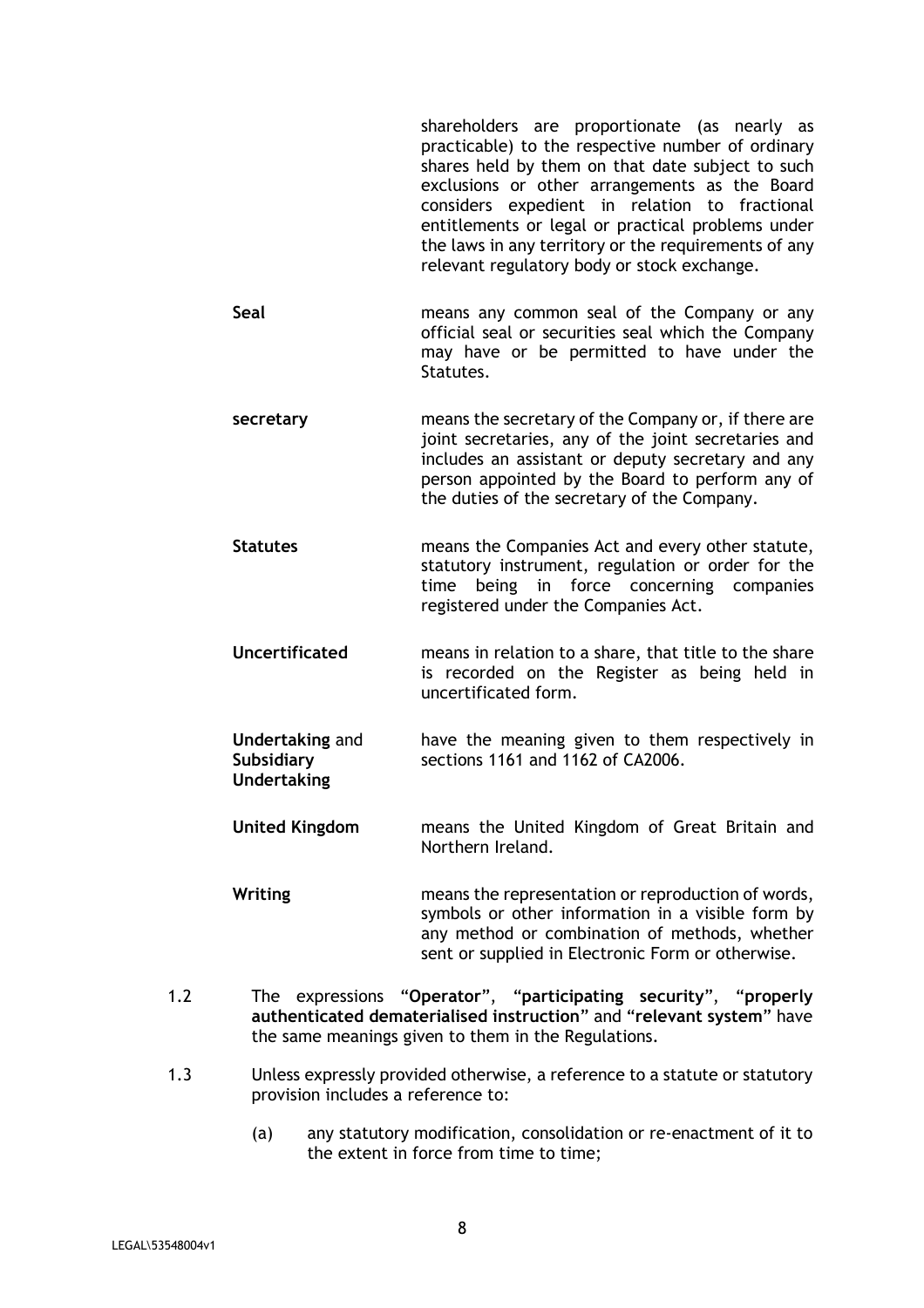shareholders are proportionate (as nearly as practicable) to the respective number of ordinary shares held by them on that date subject to such exclusions or other arrangements as the Board considers expedient in relation to fractional entitlements or legal or practical problems under the laws in any territory or the requirements of any relevant regulatory body or stock exchange.

| | |
|---|---|
| **Seal** | means any common seal of the Company or any official seal or securities seal which the Company may have or be permitted to have under the Statutes. |
| **secretary** | means the secretary of the Company or, if there are joint secretaries, any of the joint secretaries and includes an assistant or deputy secretary and any person appointed by the Board to perform any of the duties of the secretary of the Company. |
| **Statutes** | means the Companies Act and every other statute, statutory instrument, regulation or order for the time being in force concerning companies registered under the Companies Act. |
| **Uncertificated** | means in relation to a share, that title to the share is recorded on the Register as being held in uncertificated form. |
| **Undertaking** and **Subsidiary Undertaking** | have the meaning given to them respectively in sections 1161 and 1162 of CA2006. |
| **United Kingdom** | means the United Kingdom of Great Britain and Northern Ireland. |
| **Writing** | means the representation or reproduction of words, symbols or other information in a visible form by any method or combination of methods, whether sent or supplied in Electronic Form or otherwise. |

1.2 The expressions "**Operator**", "**participating security**", "**properly authenticated dematerialised instruction**" and "**relevant system**" have the same meanings given to them in the Regulations.

1.3 Unless expressly provided otherwise, a reference to a statute or statutory provision includes a reference to:

(a) any statutory modification, consolidation or re-enactment of it to the extent in force from time to time;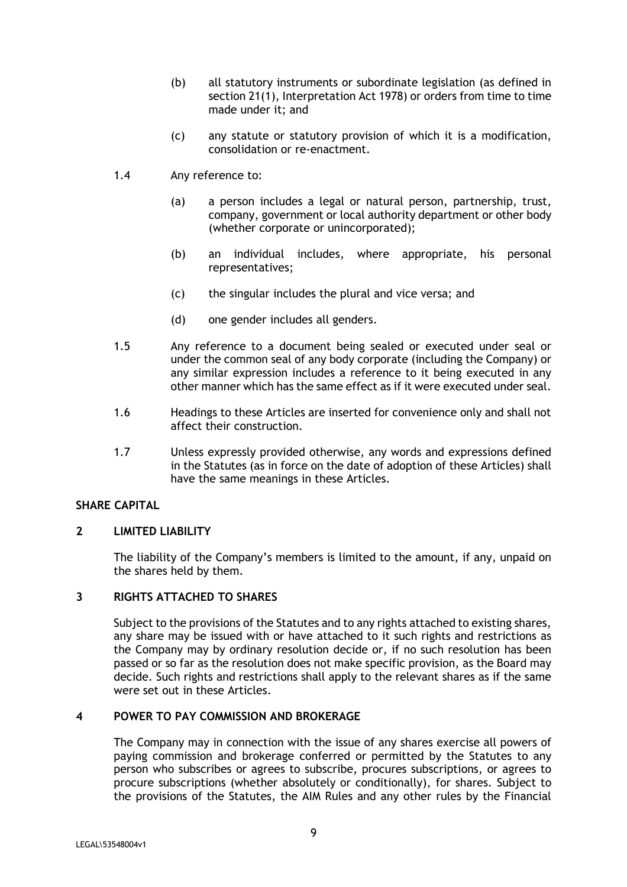(b) all statutory instruments or subordinate legislation (as defined in section 21(1), Interpretation Act 1978) or orders from time to time made under it; and

(c) any statute or statutory provision of which it is a modification, consolidation or re-enactment.

1.4 Any reference to:

(a) a person includes a legal or natural person, partnership, trust, company, government or local authority department or other body (whether corporate or unincorporated);

(b) an individual includes, where appropriate, his personal representatives;

(c) the singular includes the plural and vice versa; and

(d) one gender includes all genders.

1.5 Any reference to a document being sealed or executed under seal or under the common seal of any body corporate (including the Company) or any similar expression includes a reference to it being executed in any other manner which has the same effect as if it were executed under seal.

1.6 Headings to these Articles are inserted for convenience only and shall not affect their construction.

1.7 Unless expressly provided otherwise, any words and expressions defined in the Statutes (as in force on the date of adoption of these Articles) shall have the same meanings in these Articles.

**SHARE CAPITAL**

**2 LIMITED LIABILITY**

The liability of the Company's members is limited to the amount, if any, unpaid on the shares held by them.

**3 RIGHTS ATTACHED TO SHARES**

Subject to the provisions of the Statutes and to any rights attached to existing shares, any share may be issued with or have attached to it such rights and restrictions as the Company may by ordinary resolution decide or, if no such resolution has been passed or so far as the resolution does not make specific provision, as the Board may decide. Such rights and restrictions shall apply to the relevant shares as if the same were set out in these Articles.

**4 POWER TO PAY COMMISSION AND BROKERAGE**

The Company may in connection with the issue of any shares exercise all powers of paying commission and brokerage conferred or permitted by the Statutes to any person who subscribes or agrees to subscribe, procures subscriptions, or agrees to procure subscriptions (whether absolutely or conditionally), for shares. Subject to the provisions of the Statutes, the AIM Rules and any other rules by the Financial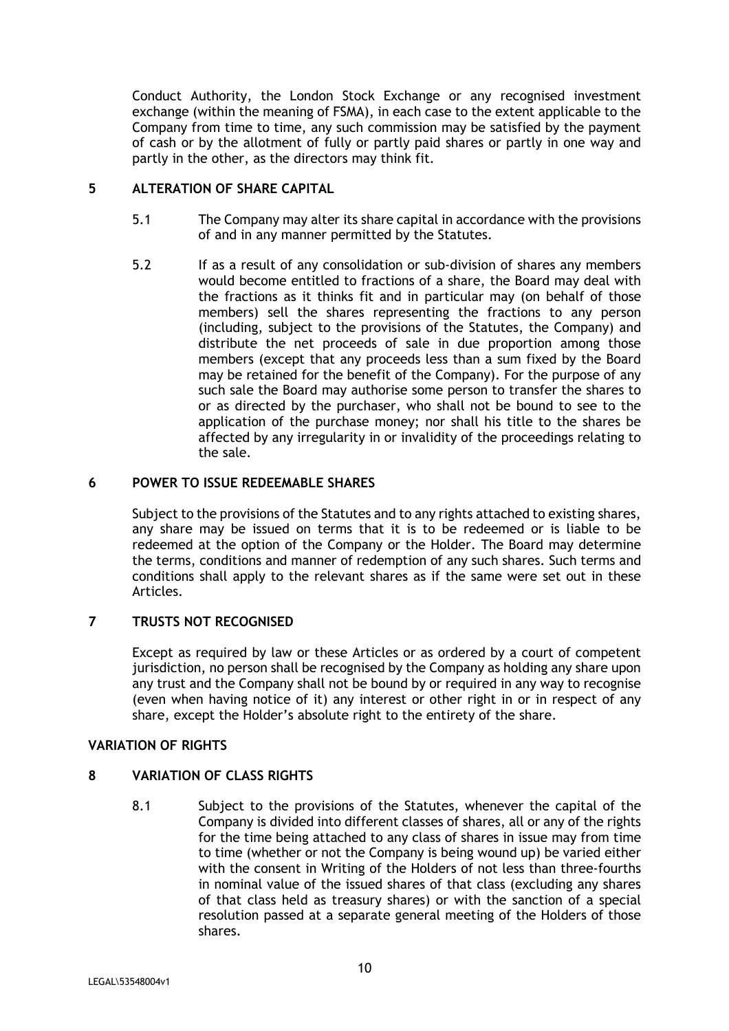Conduct Authority, the London Stock Exchange or any recognised investment exchange (within the meaning of FSMA), in each case to the extent applicable to the Company from time to time, any such commission may be satisfied by the payment of cash or by the allotment of fully or partly paid shares or partly in one way and partly in the other, as the directors may think fit.

## 5 ALTERATION OF SHARE CAPITAL

5.1 The Company may alter its share capital in accordance with the provisions of and in any manner permitted by the Statutes.

5.2 If as a result of any consolidation or sub-division of shares any members would become entitled to fractions of a share, the Board may deal with the fractions as it thinks fit and in particular may (on behalf of those members) sell the shares representing the fractions to any person (including, subject to the provisions of the Statutes, the Company) and distribute the net proceeds of sale in due proportion among those members (except that any proceeds less than a sum fixed by the Board may be retained for the benefit of the Company). For the purpose of any such sale the Board may authorise some person to transfer the shares to or as directed by the purchaser, who shall not be bound to see to the application of the purchase money; nor shall his title to the shares be affected by any irregularity in or invalidity of the proceedings relating to the sale.

## 6 POWER TO ISSUE REDEEMABLE SHARES

Subject to the provisions of the Statutes and to any rights attached to existing shares, any share may be issued on terms that it is to be redeemed or is liable to be redeemed at the option of the Company or the Holder. The Board may determine the terms, conditions and manner of redemption of any such shares. Such terms and conditions shall apply to the relevant shares as if the same were set out in these Articles.

## 7 TRUSTS NOT RECOGNISED

Except as required by law or these Articles or as ordered by a court of competent jurisdiction, no person shall be recognised by the Company as holding any share upon any trust and the Company shall not be bound by or required in any way to recognise (even when having notice of it) any interest or other right in or in respect of any share, except the Holder's absolute right to the entirety of the share.

## VARIATION OF RIGHTS

## 8 VARIATION OF CLASS RIGHTS

8.1 Subject to the provisions of the Statutes, whenever the capital of the Company is divided into different classes of shares, all or any of the rights for the time being attached to any class of shares in issue may from time to time (whether or not the Company is being wound up) be varied either with the consent in Writing of the Holders of not less than three-fourths in nominal value of the issued shares of that class (excluding any shares of that class held as treasury shares) or with the sanction of a special resolution passed at a separate general meeting of the Holders of those shares.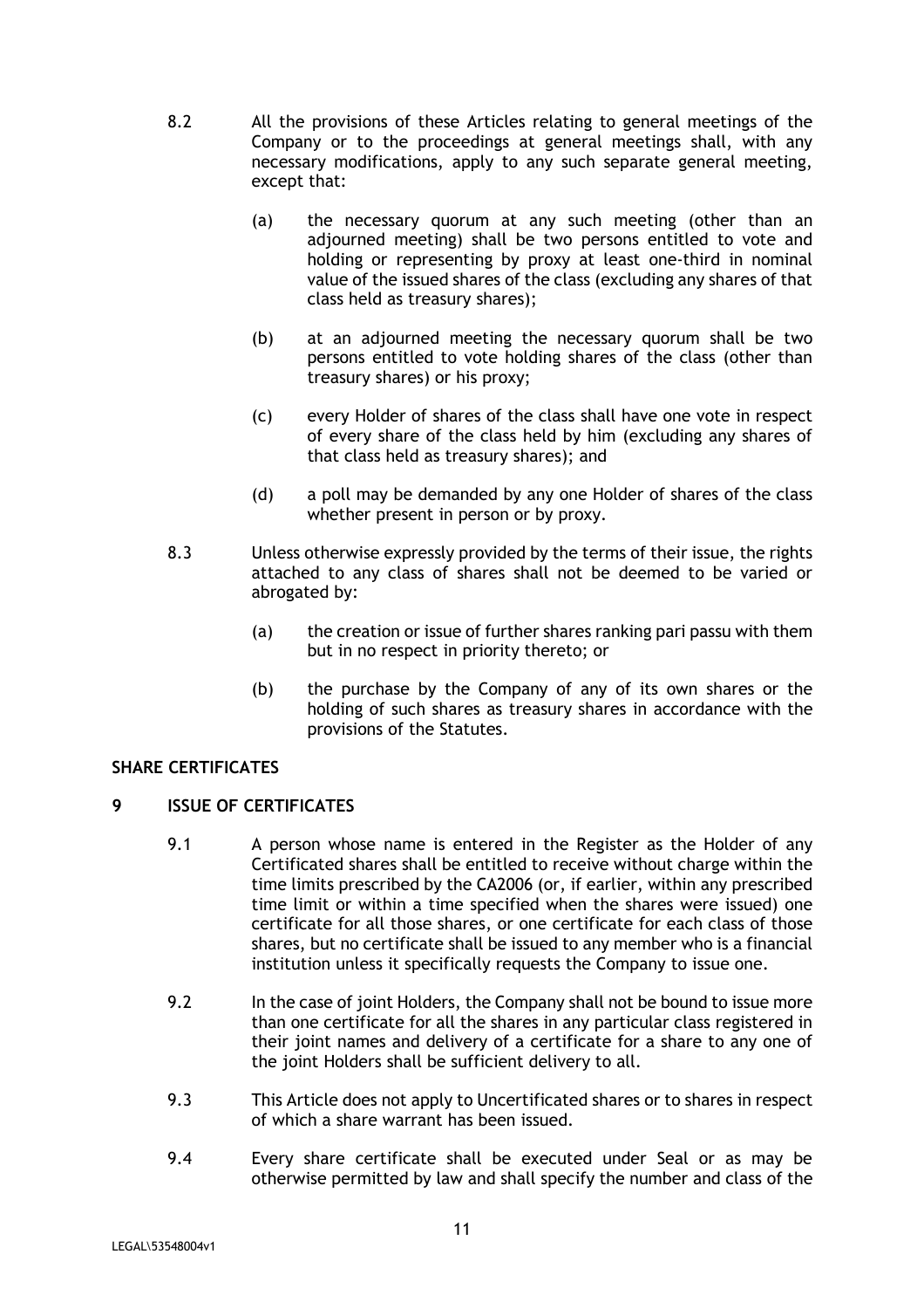8.2 All the provisions of these Articles relating to general meetings of the Company or to the proceedings at general meetings shall, with any necessary modifications, apply to any such separate general meeting, except that:

(a) the necessary quorum at any such meeting (other than an adjourned meeting) shall be two persons entitled to vote and holding or representing by proxy at least one-third in nominal value of the issued shares of the class (excluding any shares of that class held as treasury shares);

(b) at an adjourned meeting the necessary quorum shall be two persons entitled to vote holding shares of the class (other than treasury shares) or his proxy;

(c) every Holder of shares of the class shall have one vote in respect of every share of the class held by him (excluding any shares of that class held as treasury shares); and

(d) a poll may be demanded by any one Holder of shares of the class whether present in person or by proxy.

8.3 Unless otherwise expressly provided by the terms of their issue, the rights attached to any class of shares shall not be deemed to be varied or abrogated by:

(a) the creation or issue of further shares ranking pari passu with them but in no respect in priority thereto; or

(b) the purchase by the Company of any of its own shares or the holding of such shares as treasury shares in accordance with the provisions of the Statutes.

**SHARE CERTIFICATES**

**9 ISSUE OF CERTIFICATES**

9.1 A person whose name is entered in the Register as the Holder of any Certificated shares shall be entitled to receive without charge within the time limits prescribed by the CA2006 (or, if earlier, within any prescribed time limit or within a time specified when the shares were issued) one certificate for all those shares, or one certificate for each class of those shares, but no certificate shall be issued to any member who is a financial institution unless it specifically requests the Company to issue one.

9.2 In the case of joint Holders, the Company shall not be bound to issue more than one certificate for all the shares in any particular class registered in their joint names and delivery of a certificate for a share to any one of the joint Holders shall be sufficient delivery to all.

9.3 This Article does not apply to Uncertificated shares or to shares in respect of which a share warrant has been issued.

9.4 Every share certificate shall be executed under Seal or as may be otherwise permitted by law and shall specify the number and class of the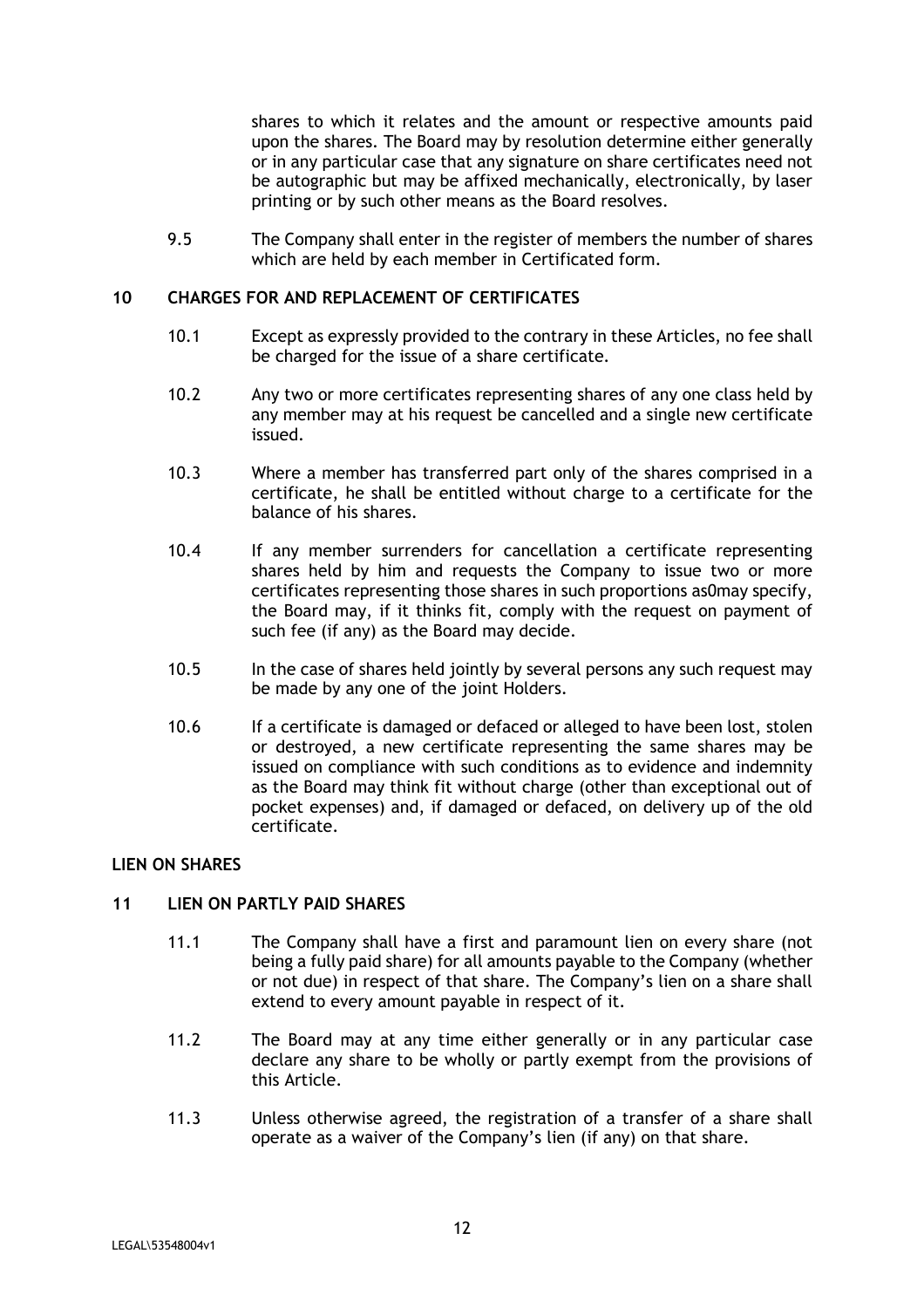shares to which it relates and the amount or respective amounts paid upon the shares. The Board may by resolution determine either generally or in any particular case that any signature on share certificates need not be autographic but may be affixed mechanically, electronically, by laser printing or by such other means as the Board resolves.

9.5 The Company shall enter in the register of members the number of shares which are held by each member in Certificated form.

**10 CHARGES FOR AND REPLACEMENT OF CERTIFICATES**

10.1 Except as expressly provided to the contrary in these Articles, no fee shall be charged for the issue of a share certificate.

10.2 Any two or more certificates representing shares of any one class held by any member may at his request be cancelled and a single new certificate issued.

10.3 Where a member has transferred part only of the shares comprised in a certificate, he shall be entitled without charge to a certificate for the balance of his shares.

10.4 If any member surrenders for cancellation a certificate representing shares held by him and requests the Company to issue two or more certificates representing those shares in such proportions as0may specify, the Board may, if it thinks fit, comply with the request on payment of such fee (if any) as the Board may decide.

10.5 In the case of shares held jointly by several persons any such request may be made by any one of the joint Holders.

10.6 If a certificate is damaged or defaced or alleged to have been lost, stolen or destroyed, a new certificate representing the same shares may be issued on compliance with such conditions as to evidence and indemnity as the Board may think fit without charge (other than exceptional out of pocket expenses) and, if damaged or defaced, on delivery up of the old certificate.

**LIEN ON SHARES**

**11 LIEN ON PARTLY PAID SHARES**

11.1 The Company shall have a first and paramount lien on every share (not being a fully paid share) for all amounts payable to the Company (whether or not due) in respect of that share. The Company's lien on a share shall extend to every amount payable in respect of it.

11.2 The Board may at any time either generally or in any particular case declare any share to be wholly or partly exempt from the provisions of this Article.

11.3 Unless otherwise agreed, the registration of a transfer of a share shall operate as a waiver of the Company's lien (if any) on that share.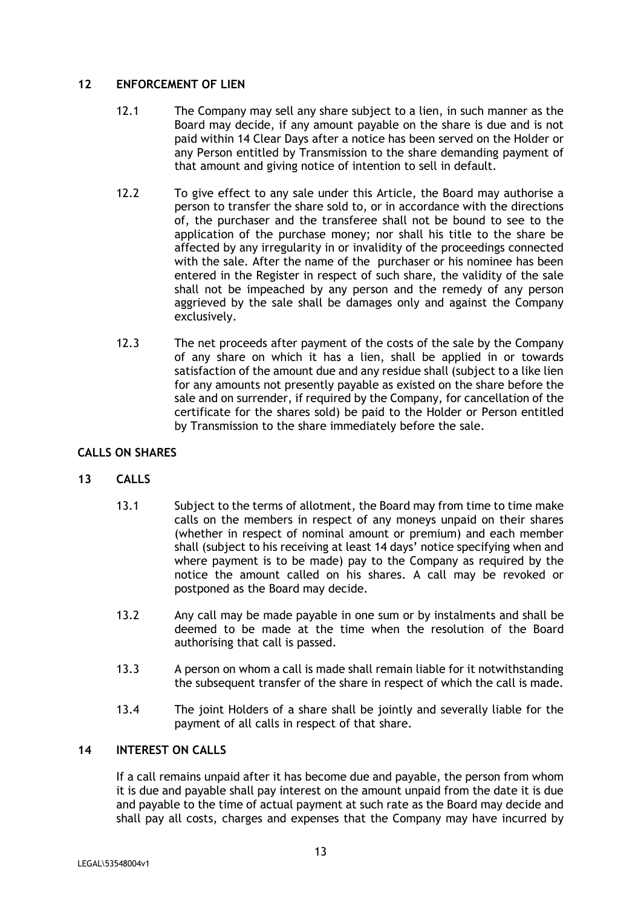## 12 ENFORCEMENT OF LIEN

12.1 The Company may sell any share subject to a lien, in such manner as the Board may decide, if any amount payable on the share is due and is not paid within 14 Clear Days after a notice has been served on the Holder or any Person entitled by Transmission to the share demanding payment of that amount and giving notice of intention to sell in default.

12.2 To give effect to any sale under this Article, the Board may authorise a person to transfer the share sold to, or in accordance with the directions of, the purchaser and the transferee shall not be bound to see to the application of the purchase money; nor shall his title to the share be affected by any irregularity in or invalidity of the proceedings connected with the sale. After the name of the purchaser or his nominee has been entered in the Register in respect of such share, the validity of the sale shall not be impeached by any person and the remedy of any person aggrieved by the sale shall be damages only and against the Company exclusively.

12.3 The net proceeds after payment of the costs of the sale by the Company of any share on which it has a lien, shall be applied in or towards satisfaction of the amount due and any residue shall (subject to a like lien for any amounts not presently payable as existed on the share before the sale and on surrender, if required by the Company, for cancellation of the certificate for the shares sold) be paid to the Holder or Person entitled by Transmission to the share immediately before the sale.

## CALLS ON SHARES

## 13 CALLS

13.1 Subject to the terms of allotment, the Board may from time to time make calls on the members in respect of any moneys unpaid on their shares (whether in respect of nominal amount or premium) and each member shall (subject to his receiving at least 14 days' notice specifying when and where payment is to be made) pay to the Company as required by the notice the amount called on his shares. A call may be revoked or postponed as the Board may decide.

13.2 Any call may be made payable in one sum or by instalments and shall be deemed to be made at the time when the resolution of the Board authorising that call is passed.

13.3 A person on whom a call is made shall remain liable for it notwithstanding the subsequent transfer of the share in respect of which the call is made.

13.4 The joint Holders of a share shall be jointly and severally liable for the payment of all calls in respect of that share.

## 14 INTEREST ON CALLS

If a call remains unpaid after it has become due and payable, the person from whom it is due and payable shall pay interest on the amount unpaid from the date it is due and payable to the time of actual payment at such rate as the Board may decide and shall pay all costs, charges and expenses that the Company may have incurred by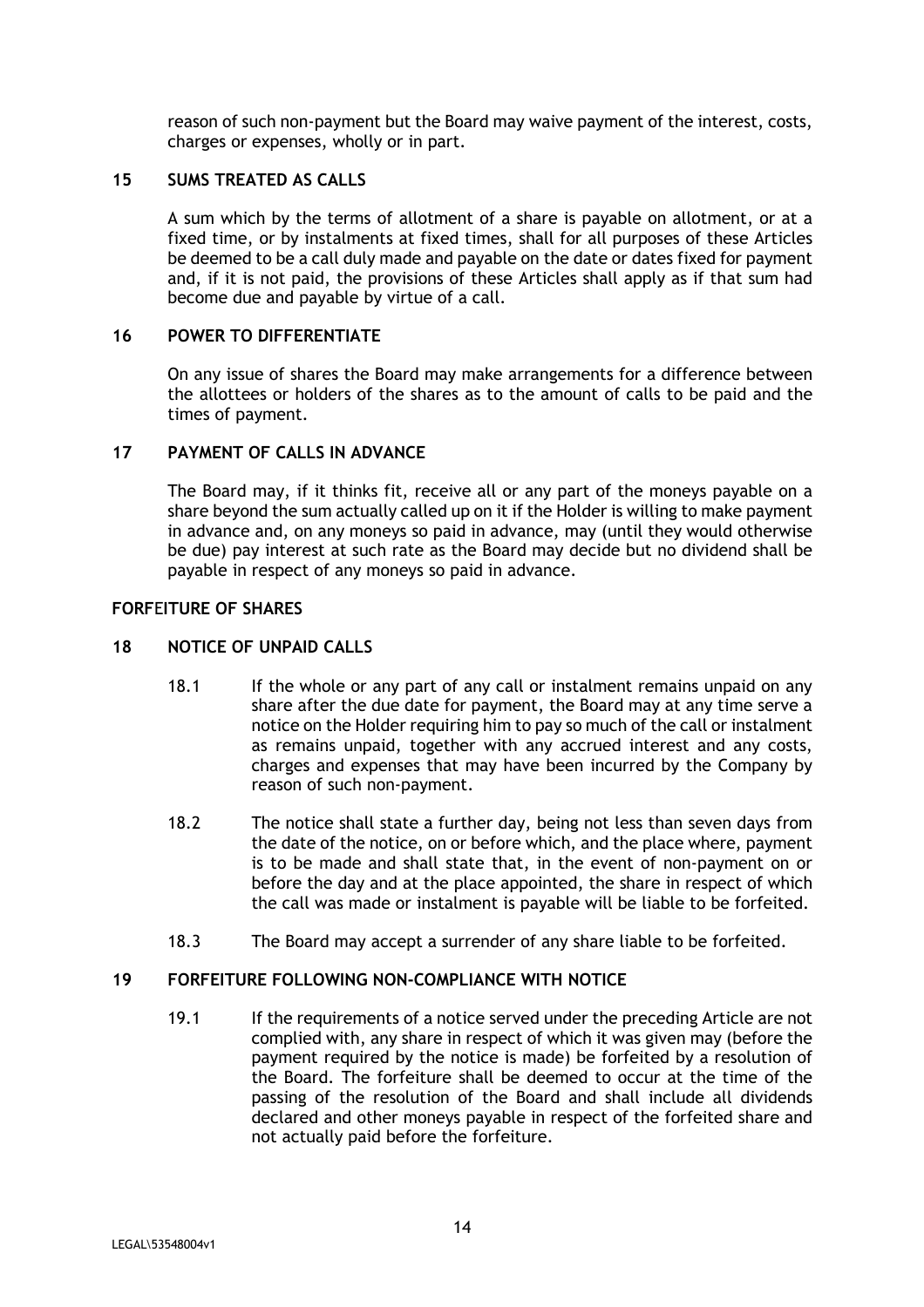reason of such non-payment but the Board may waive payment of the interest, costs, charges or expenses, wholly or in part.

### 15 SUMS TREATED AS CALLS

A sum which by the terms of allotment of a share is payable on allotment, or at a fixed time, or by instalments at fixed times, shall for all purposes of these Articles be deemed to be a call duly made and payable on the date or dates fixed for payment and, if it is not paid, the provisions of these Articles shall apply as if that sum had become due and payable by virtue of a call.

### 16 POWER TO DIFFERENTIATE

On any issue of shares the Board may make arrangements for a difference between the allottees or holders of the shares as to the amount of calls to be paid and the times of payment.

### 17 PAYMENT OF CALLS IN ADVANCE

The Board may, if it thinks fit, receive all or any part of the moneys payable on a share beyond the sum actually called up on it if the Holder is willing to make payment in advance and, on any moneys so paid in advance, may (until they would otherwise be due) pay interest at such rate as the Board may decide but no dividend shall be payable in respect of any moneys so paid in advance.

## FORFEITURE OF SHARES

### 18 NOTICE OF UNPAID CALLS

18.1 If the whole or any part of any call or instalment remains unpaid on any share after the due date for payment, the Board may at any time serve a notice on the Holder requiring him to pay so much of the call or instalment as remains unpaid, together with any accrued interest and any costs, charges and expenses that may have been incurred by the Company by reason of such non-payment.

18.2 The notice shall state a further day, being not less than seven days from the date of the notice, on or before which, and the place where, payment is to be made and shall state that, in the event of non-payment on or before the day and at the place appointed, the share in respect of which the call was made or instalment is payable will be liable to be forfeited.

18.3 The Board may accept a surrender of any share liable to be forfeited.

### 19 FORFEITURE FOLLOWING NON-COMPLIANCE WITH NOTICE

19.1 If the requirements of a notice served under the preceding Article are not complied with, any share in respect of which it was given may (before the payment required by the notice is made) be forfeited by a resolution of the Board. The forfeiture shall be deemed to occur at the time of the passing of the resolution of the Board and shall include all dividends declared and other moneys payable in respect of the forfeited share and not actually paid before the forfeiture.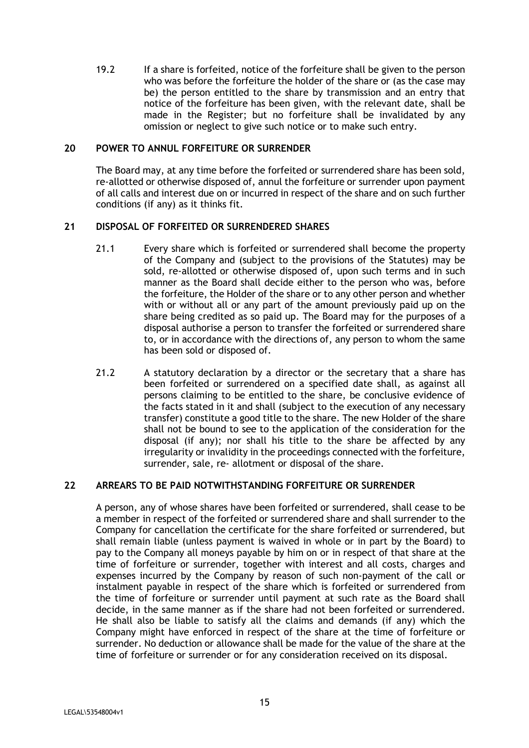19.2 If a share is forfeited, notice of the forfeiture shall be given to the person who was before the forfeiture the holder of the share or (as the case may be) the person entitled to the share by transmission and an entry that notice of the forfeiture has been given, with the relevant date, shall be made in the Register; but no forfeiture shall be invalidated by any omission or neglect to give such notice or to make such entry.

## 20 POWER TO ANNUL FORFEITURE OR SURRENDER

The Board may, at any time before the forfeited or surrendered share has been sold, re-allotted or otherwise disposed of, annul the forfeiture or surrender upon payment of all calls and interest due on or incurred in respect of the share and on such further conditions (if any) as it thinks fit.

## 21 DISPOSAL OF FORFEITED OR SURRENDERED SHARES

21.1 Every share which is forfeited or surrendered shall become the property of the Company and (subject to the provisions of the Statutes) may be sold, re-allotted or otherwise disposed of, upon such terms and in such manner as the Board shall decide either to the person who was, before the forfeiture, the Holder of the share or to any other person and whether with or without all or any part of the amount previously paid up on the share being credited as so paid up. The Board may for the purposes of a disposal authorise a person to transfer the forfeited or surrendered share to, or in accordance with the directions of, any person to whom the same has been sold or disposed of.

21.2 A statutory declaration by a director or the secretary that a share has been forfeited or surrendered on a specified date shall, as against all persons claiming to be entitled to the share, be conclusive evidence of the facts stated in it and shall (subject to the execution of any necessary transfer) constitute a good title to the share. The new Holder of the share shall not be bound to see to the application of the consideration for the disposal (if any); nor shall his title to the share be affected by any irregularity or invalidity in the proceedings connected with the forfeiture, surrender, sale, re- allotment or disposal of the share.

## 22 ARREARS TO BE PAID NOTWITHSTANDING FORFEITURE OR SURRENDER

A person, any of whose shares have been forfeited or surrendered, shall cease to be a member in respect of the forfeited or surrendered share and shall surrender to the Company for cancellation the certificate for the share forfeited or surrendered, but shall remain liable (unless payment is waived in whole or in part by the Board) to pay to the Company all moneys payable by him on or in respect of that share at the time of forfeiture or surrender, together with interest and all costs, charges and expenses incurred by the Company by reason of such non-payment of the call or instalment payable in respect of the share which is forfeited or surrendered from the time of forfeiture or surrender until payment at such rate as the Board shall decide, in the same manner as if the share had not been forfeited or surrendered. He shall also be liable to satisfy all the claims and demands (if any) which the Company might have enforced in respect of the share at the time of forfeiture or surrender. No deduction or allowance shall be made for the value of the share at the time of forfeiture or surrender or for any consideration received on its disposal.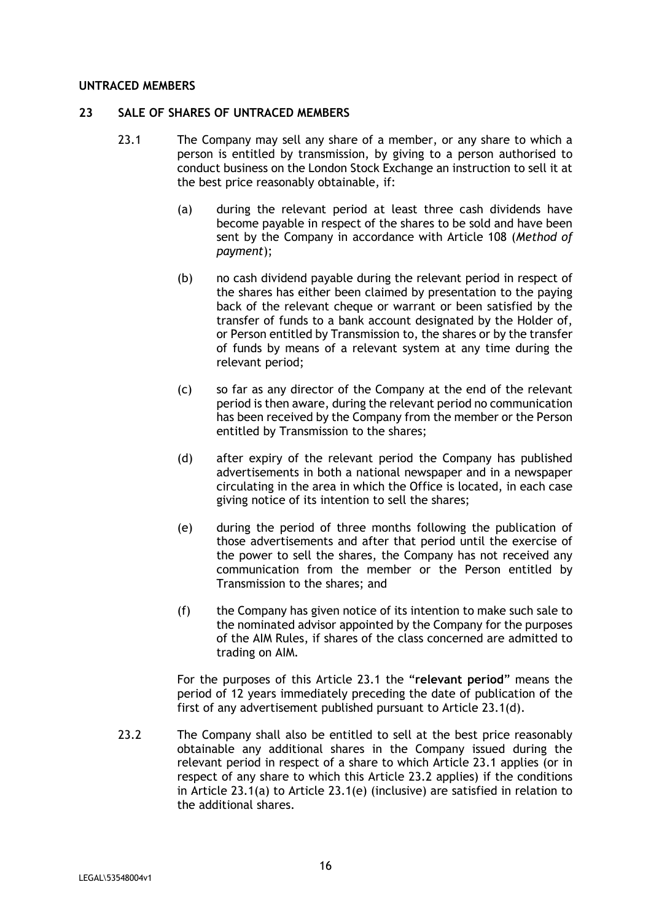**UNTRACED MEMBERS**

**23 SALE OF SHARES OF UNTRACED MEMBERS**

23.1 The Company may sell any share of a member, or any share to which a person is entitled by transmission, by giving to a person authorised to conduct business on the London Stock Exchange an instruction to sell it at the best price reasonably obtainable, if:

(a) during the relevant period at least three cash dividends have become payable in respect of the shares to be sold and have been sent by the Company in accordance with Article 108 (*Method of payment*);

(b) no cash dividend payable during the relevant period in respect of the shares has either been claimed by presentation to the paying back of the relevant cheque or warrant or been satisfied by the transfer of funds to a bank account designated by the Holder of, or Person entitled by Transmission to, the shares or by the transfer of funds by means of a relevant system at any time during the relevant period;

(c) so far as any director of the Company at the end of the relevant period is then aware, during the relevant period no communication has been received by the Company from the member or the Person entitled by Transmission to the shares;

(d) after expiry of the relevant period the Company has published advertisements in both a national newspaper and in a newspaper circulating in the area in which the Office is located, in each case giving notice of its intention to sell the shares;

(e) during the period of three months following the publication of those advertisements and after that period until the exercise of the power to sell the shares, the Company has not received any communication from the member or the Person entitled by Transmission to the shares; and

(f) the Company has given notice of its intention to make such sale to the nominated advisor appointed by the Company for the purposes of the AIM Rules, if shares of the class concerned are admitted to trading on AIM.

For the purposes of this Article 23.1 the "**relevant period**" means the period of 12 years immediately preceding the date of publication of the first of any advertisement published pursuant to Article 23.1(d).

23.2 The Company shall also be entitled to sell at the best price reasonably obtainable any additional shares in the Company issued during the relevant period in respect of a share to which Article 23.1 applies (or in respect of any share to which this Article 23.2 applies) if the conditions in Article 23.1(a) to Article 23.1(e) (inclusive) are satisfied in relation to the additional shares.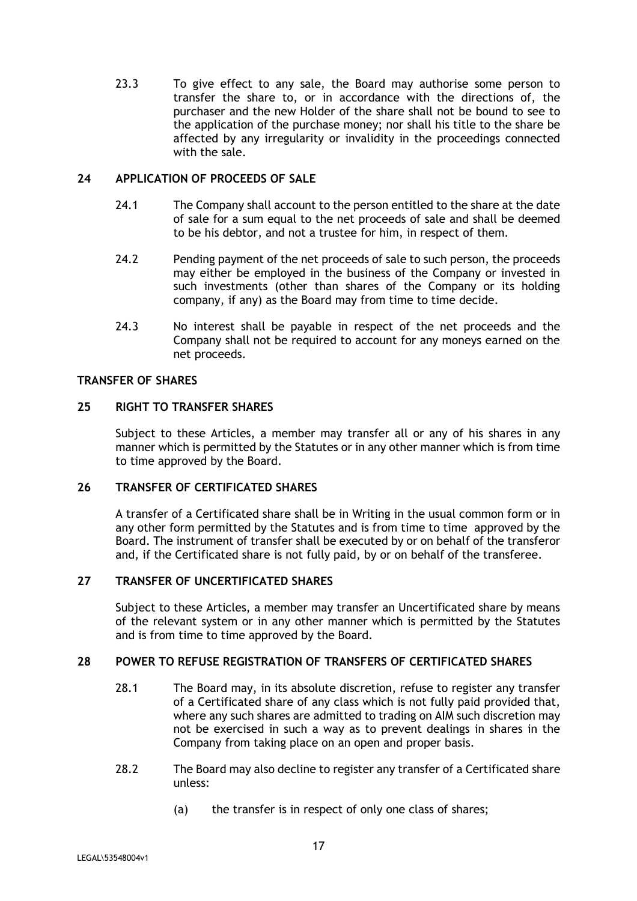23.3 To give effect to any sale, the Board may authorise some person to transfer the share to, or in accordance with the directions of, the purchaser and the new Holder of the share shall not be bound to see to the application of the purchase money; nor shall his title to the share be affected by any irregularity or invalidity in the proceedings connected with the sale.

## 24 APPLICATION OF PROCEEDS OF SALE

24.1 The Company shall account to the person entitled to the share at the date of sale for a sum equal to the net proceeds of sale and shall be deemed to be his debtor, and not a trustee for him, in respect of them.

24.2 Pending payment of the net proceeds of sale to such person, the proceeds may either be employed in the business of the Company or invested in such investments (other than shares of the Company or its holding company, if any) as the Board may from time to time decide.

24.3 No interest shall be payable in respect of the net proceeds and the Company shall not be required to account for any moneys earned on the net proceeds.

## TRANSFER OF SHARES

## 25 RIGHT TO TRANSFER SHARES

Subject to these Articles, a member may transfer all or any of his shares in any manner which is permitted by the Statutes or in any other manner which is from time to time approved by the Board.

## 26 TRANSFER OF CERTIFICATED SHARES

A transfer of a Certificated share shall be in Writing in the usual common form or in any other form permitted by the Statutes and is from time to time approved by the Board. The instrument of transfer shall be executed by or on behalf of the transferor and, if the Certificated share is not fully paid, by or on behalf of the transferee.

## 27 TRANSFER OF UNCERTIFICATED SHARES

Subject to these Articles, a member may transfer an Uncertificated share by means of the relevant system or in any other manner which is permitted by the Statutes and is from time to time approved by the Board.

## 28 POWER TO REFUSE REGISTRATION OF TRANSFERS OF CERTIFICATED SHARES

28.1 The Board may, in its absolute discretion, refuse to register any transfer of a Certificated share of any class which is not fully paid provided that, where any such shares are admitted to trading on AIM such discretion may not be exercised in such a way as to prevent dealings in shares in the Company from taking place on an open and proper basis.

28.2 The Board may also decline to register any transfer of a Certificated share unless:

(a) the transfer is in respect of only one class of shares;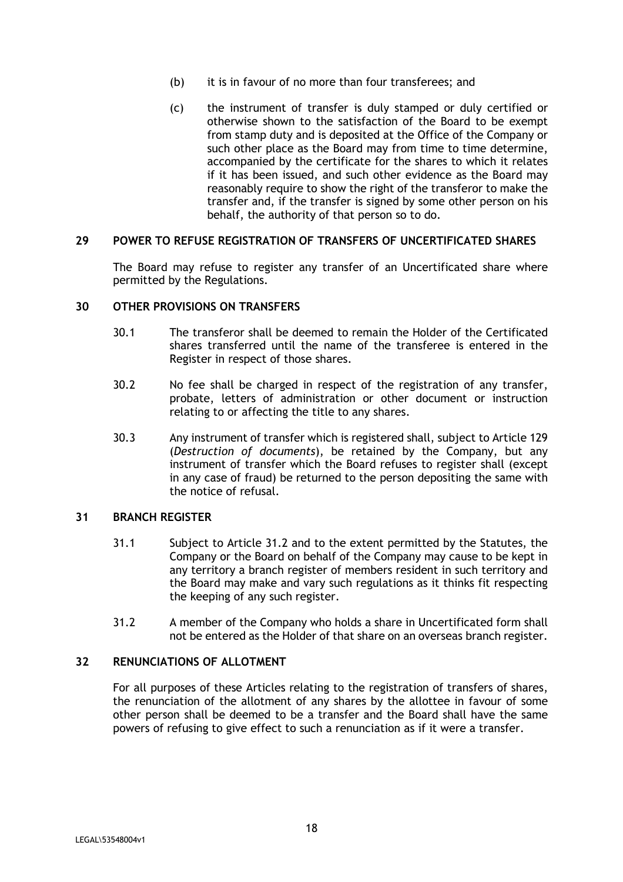(b) it is in favour of no more than four transferees; and

(c) the instrument of transfer is duly stamped or duly certified or otherwise shown to the satisfaction of the Board to be exempt from stamp duty and is deposited at the Office of the Company or such other place as the Board may from time to time determine, accompanied by the certificate for the shares to which it relates if it has been issued, and such other evidence as the Board may reasonably require to show the right of the transferor to make the transfer and, if the transfer is signed by some other person on his behalf, the authority of that person so to do.

## 29 POWER TO REFUSE REGISTRATION OF TRANSFERS OF UNCERTIFICATED SHARES

The Board may refuse to register any transfer of an Uncertificated share where permitted by the Regulations.

## 30 OTHER PROVISIONS ON TRANSFERS

30.1 The transferor shall be deemed to remain the Holder of the Certificated shares transferred until the name of the transferee is entered in the Register in respect of those shares.

30.2 No fee shall be charged in respect of the registration of any transfer, probate, letters of administration or other document or instruction relating to or affecting the title to any shares.

30.3 Any instrument of transfer which is registered shall, subject to Article 129 (*Destruction of documents*), be retained by the Company, but any instrument of transfer which the Board refuses to register shall (except in any case of fraud) be returned to the person depositing the same with the notice of refusal.

## 31 BRANCH REGISTER

31.1 Subject to Article 31.2 and to the extent permitted by the Statutes, the Company or the Board on behalf of the Company may cause to be kept in any territory a branch register of members resident in such territory and the Board may make and vary such regulations as it thinks fit respecting the keeping of any such register.

31.2 A member of the Company who holds a share in Uncertificated form shall not be entered as the Holder of that share on an overseas branch register.

## 32 RENUNCIATIONS OF ALLOTMENT

For all purposes of these Articles relating to the registration of transfers of shares, the renunciation of the allotment of any shares by the allottee in favour of some other person shall be deemed to be a transfer and the Board shall have the same powers of refusing to give effect to such a renunciation as if it were a transfer.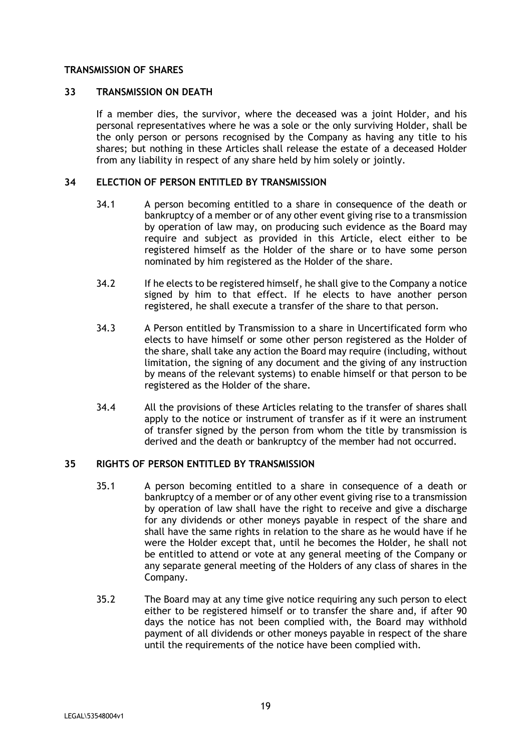## TRANSMISSION OF SHARES

### 33 TRANSMISSION ON DEATH

If a member dies, the survivor, where the deceased was a joint Holder, and his personal representatives where he was a sole or the only surviving Holder, shall be the only person or persons recognised by the Company as having any title to his shares; but nothing in these Articles shall release the estate of a deceased Holder from any liability in respect of any share held by him solely or jointly.

### 34 ELECTION OF PERSON ENTITLED BY TRANSMISSION

34.1 A person becoming entitled to a share in consequence of the death or bankruptcy of a member or of any other event giving rise to a transmission by operation of law may, on producing such evidence as the Board may require and subject as provided in this Article, elect either to be registered himself as the Holder of the share or to have some person nominated by him registered as the Holder of the share.

34.2 If he elects to be registered himself, he shall give to the Company a notice signed by him to that effect. If he elects to have another person registered, he shall execute a transfer of the share to that person.

34.3 A Person entitled by Transmission to a share in Uncertificated form who elects to have himself or some other person registered as the Holder of the share, shall take any action the Board may require (including, without limitation, the signing of any document and the giving of any instruction by means of the relevant systems) to enable himself or that person to be registered as the Holder of the share.

34.4 All the provisions of these Articles relating to the transfer of shares shall apply to the notice or instrument of transfer as if it were an instrument of transfer signed by the person from whom the title by transmission is derived and the death or bankruptcy of the member had not occurred.

### 35 RIGHTS OF PERSON ENTITLED BY TRANSMISSION

35.1 A person becoming entitled to a share in consequence of a death or bankruptcy of a member or of any other event giving rise to a transmission by operation of law shall have the right to receive and give a discharge for any dividends or other moneys payable in respect of the share and shall have the same rights in relation to the share as he would have if he were the Holder except that, until he becomes the Holder, he shall not be entitled to attend or vote at any general meeting of the Company or any separate general meeting of the Holders of any class of shares in the Company.

35.2 The Board may at any time give notice requiring any such person to elect either to be registered himself or to transfer the share and, if after 90 days the notice has not been complied with, the Board may withhold payment of all dividends or other moneys payable in respect of the share until the requirements of the notice have been complied with.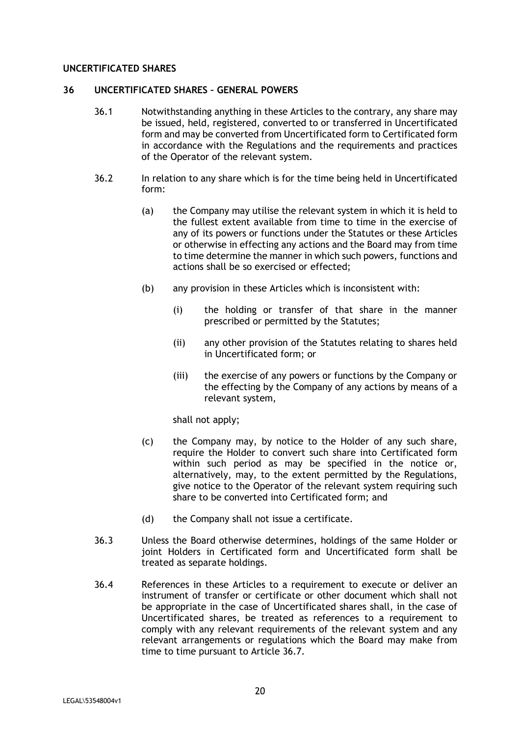## UNCERTIFICATED SHARES

### 36 UNCERTIFICATED SHARES – GENERAL POWERS

36.1 Notwithstanding anything in these Articles to the contrary, any share may be issued, held, registered, converted to or transferred in Uncertificated form and may be converted from Uncertificated form to Certificated form in accordance with the Regulations and the requirements and practices of the Operator of the relevant system.

36.2 In relation to any share which is for the time being held in Uncertificated form:

(a) the Company may utilise the relevant system in which it is held to the fullest extent available from time to time in the exercise of any of its powers or functions under the Statutes or these Articles or otherwise in effecting any actions and the Board may from time to time determine the manner in which such powers, functions and actions shall be so exercised or effected;

(b) any provision in these Articles which is inconsistent with:

(i) the holding or transfer of that share in the manner prescribed or permitted by the Statutes;

(ii) any other provision of the Statutes relating to shares held in Uncertificated form; or

(iii) the exercise of any powers or functions by the Company or the effecting by the Company of any actions by means of a relevant system,

shall not apply;

(c) the Company may, by notice to the Holder of any such share, require the Holder to convert such share into Certificated form within such period as may be specified in the notice or, alternatively, may, to the extent permitted by the Regulations, give notice to the Operator of the relevant system requiring such share to be converted into Certificated form; and

(d) the Company shall not issue a certificate.

36.3 Unless the Board otherwise determines, holdings of the same Holder or joint Holders in Certificated form and Uncertificated form shall be treated as separate holdings.

36.4 References in these Articles to a requirement to execute or deliver an instrument of transfer or certificate or other document which shall not be appropriate in the case of Uncertificated shares shall, in the case of Uncertificated shares, be treated as references to a requirement to comply with any relevant requirements of the relevant system and any relevant arrangements or regulations which the Board may make from time to time pursuant to Article 36.7.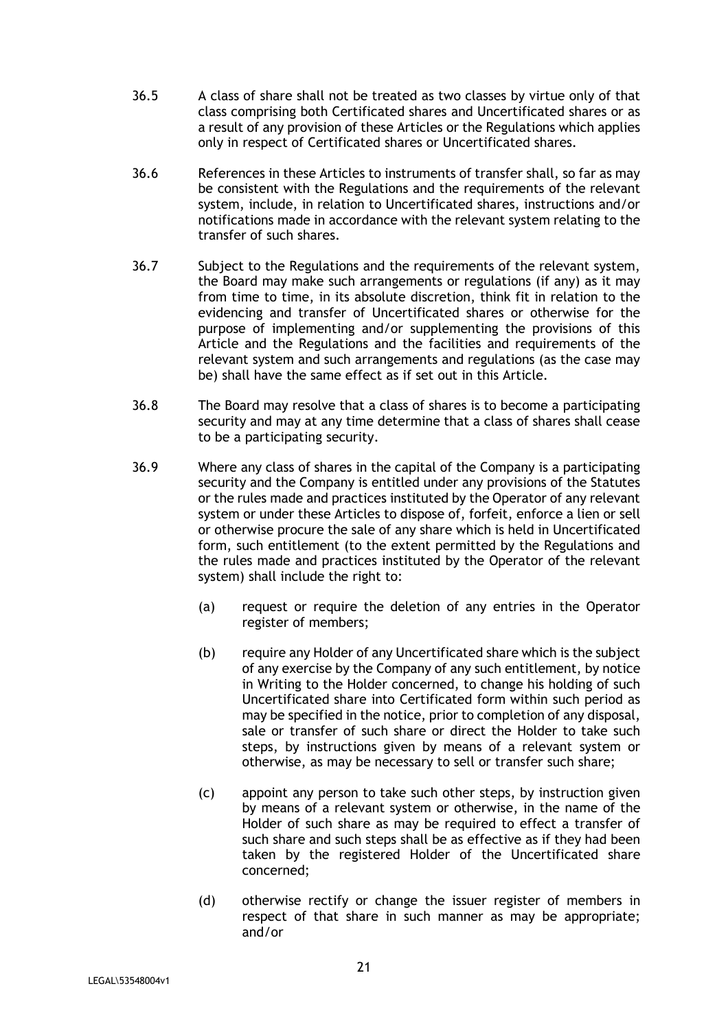36.5 A class of share shall not be treated as two classes by virtue only of that class comprising both Certificated shares and Uncertificated shares or as a result of any provision of these Articles or the Regulations which applies only in respect of Certificated shares or Uncertificated shares.

36.6 References in these Articles to instruments of transfer shall, so far as may be consistent with the Regulations and the requirements of the relevant system, include, in relation to Uncertificated shares, instructions and/or notifications made in accordance with the relevant system relating to the transfer of such shares.

36.7 Subject to the Regulations and the requirements of the relevant system, the Board may make such arrangements or regulations (if any) as it may from time to time, in its absolute discretion, think fit in relation to the evidencing and transfer of Uncertificated shares or otherwise for the purpose of implementing and/or supplementing the provisions of this Article and the Regulations and the facilities and requirements of the relevant system and such arrangements and regulations (as the case may be) shall have the same effect as if set out in this Article.

36.8 The Board may resolve that a class of shares is to become a participating security and may at any time determine that a class of shares shall cease to be a participating security.

36.9 Where any class of shares in the capital of the Company is a participating security and the Company is entitled under any provisions of the Statutes or the rules made and practices instituted by the Operator of any relevant system or under these Articles to dispose of, forfeit, enforce a lien or sell or otherwise procure the sale of any share which is held in Uncertificated form, such entitlement (to the extent permitted by the Regulations and the rules made and practices instituted by the Operator of the relevant system) shall include the right to:

(a) request or require the deletion of any entries in the Operator register of members;

(b) require any Holder of any Uncertificated share which is the subject of any exercise by the Company of any such entitlement, by notice in Writing to the Holder concerned, to change his holding of such Uncertificated share into Certificated form within such period as may be specified in the notice, prior to completion of any disposal, sale or transfer of such share or direct the Holder to take such steps, by instructions given by means of a relevant system or otherwise, as may be necessary to sell or transfer such share;

(c) appoint any person to take such other steps, by instruction given by means of a relevant system or otherwise, in the name of the Holder of such share as may be required to effect a transfer of such share and such steps shall be as effective as if they had been taken by the registered Holder of the Uncertificated share concerned;

(d) otherwise rectify or change the issuer register of members in respect of that share in such manner as may be appropriate; and/or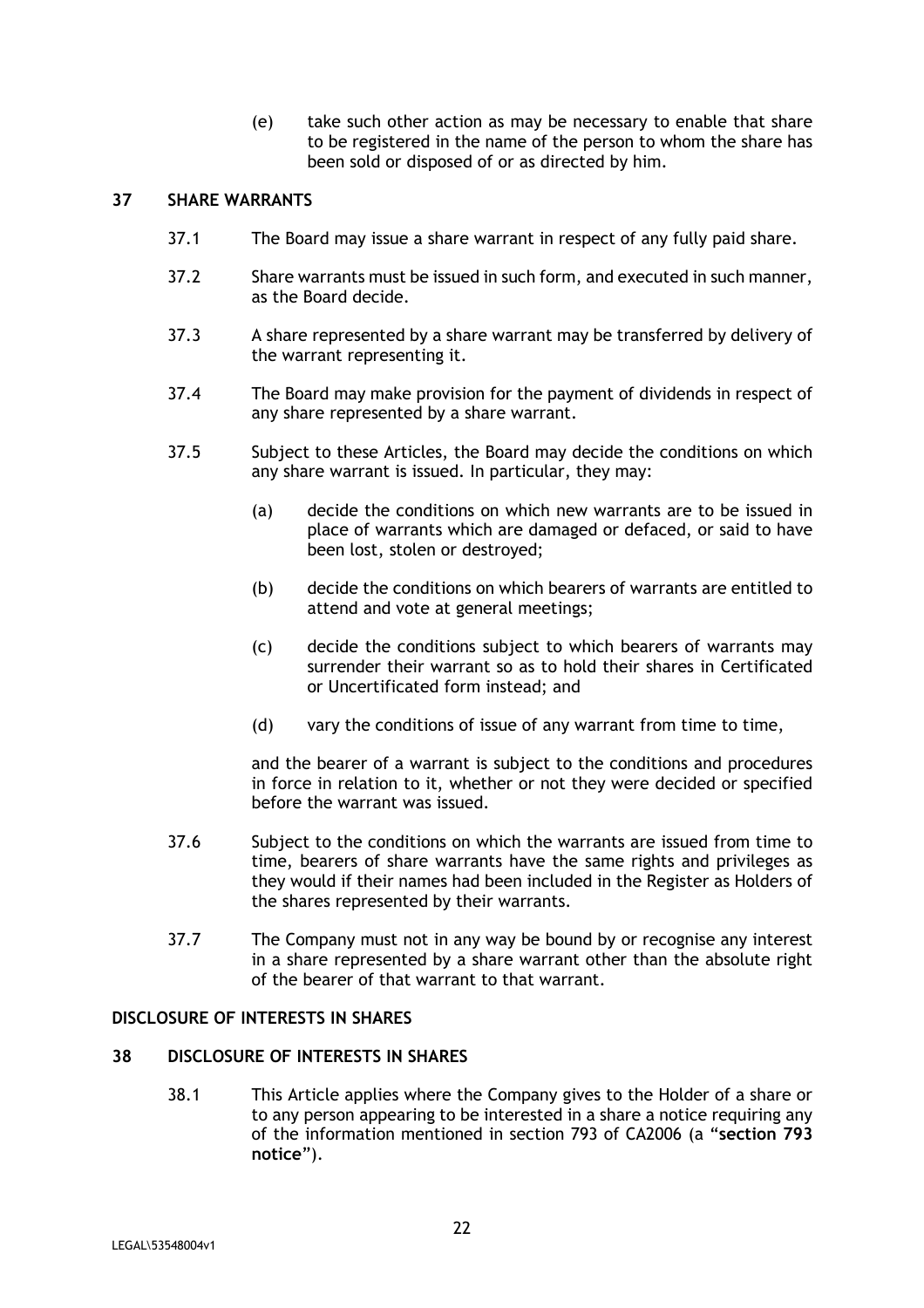(e) take such other action as may be necessary to enable that share to be registered in the name of the person to whom the share has been sold or disposed of or as directed by him.

## 37 SHARE WARRANTS

37.1 The Board may issue a share warrant in respect of any fully paid share.

37.2 Share warrants must be issued in such form, and executed in such manner, as the Board decide.

37.3 A share represented by a share warrant may be transferred by delivery of the warrant representing it.

37.4 The Board may make provision for the payment of dividends in respect of any share represented by a share warrant.

37.5 Subject to these Articles, the Board may decide the conditions on which any share warrant is issued. In particular, they may:

(a) decide the conditions on which new warrants are to be issued in place of warrants which are damaged or defaced, or said to have been lost, stolen or destroyed;

(b) decide the conditions on which bearers of warrants are entitled to attend and vote at general meetings;

(c) decide the conditions subject to which bearers of warrants may surrender their warrant so as to hold their shares in Certificated or Uncertificated form instead; and

(d) vary the conditions of issue of any warrant from time to time,

and the bearer of a warrant is subject to the conditions and procedures in force in relation to it, whether or not they were decided or specified before the warrant was issued.

37.6 Subject to the conditions on which the warrants are issued from time to time, bearers of share warrants have the same rights and privileges as they would if their names had been included in the Register as Holders of the shares represented by their warrants.

37.7 The Company must not in any way be bound by or recognise any interest in a share represented by a share warrant other than the absolute right of the bearer of that warrant to that warrant.

## DISCLOSURE OF INTERESTS IN SHARES

## 38 DISCLOSURE OF INTERESTS IN SHARES

38.1 This Article applies where the Company gives to the Holder of a share or to any person appearing to be interested in a share a notice requiring any of the information mentioned in section 793 of CA2006 (a "**section 793 notice**").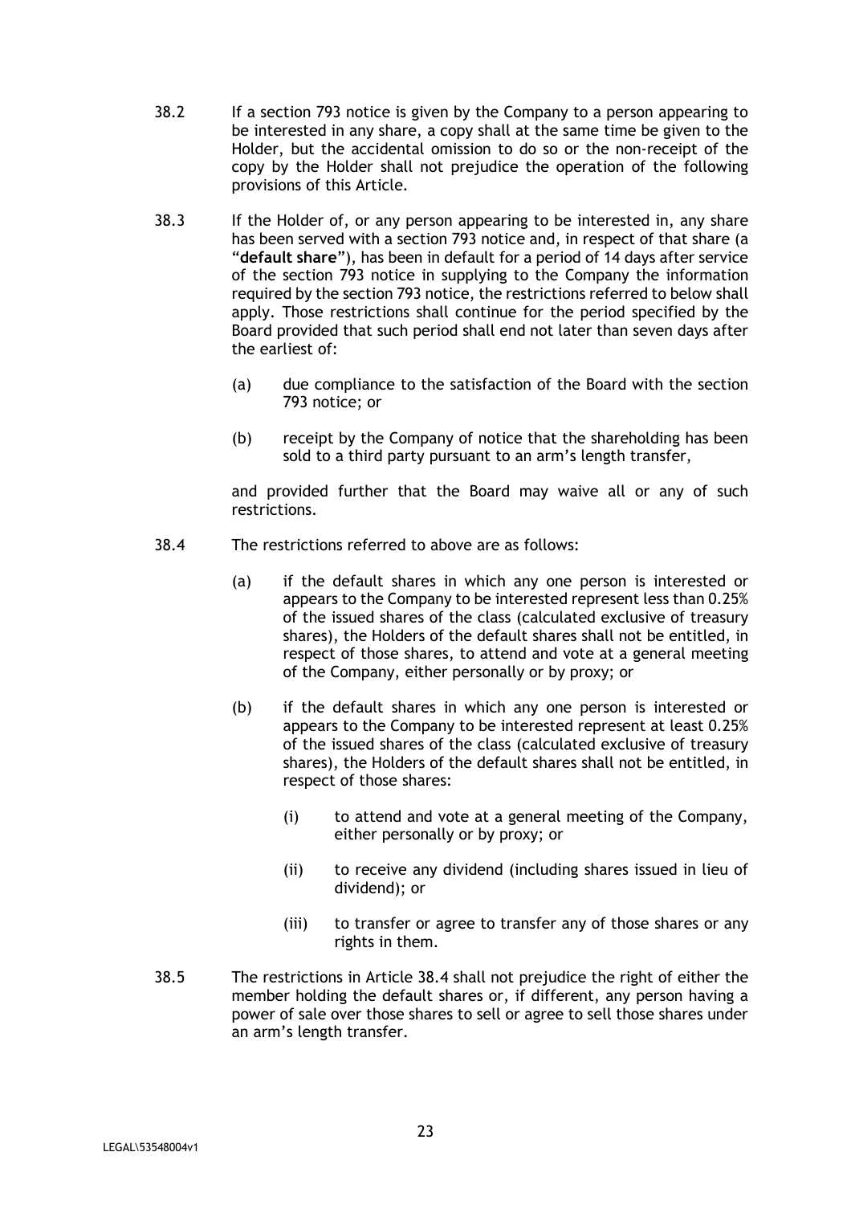38.2 If a section 793 notice is given by the Company to a person appearing to be interested in any share, a copy shall at the same time be given to the Holder, but the accidental omission to do so or the non-receipt of the copy by the Holder shall not prejudice the operation of the following provisions of this Article.

38.3 If the Holder of, or any person appearing to be interested in, any share has been served with a section 793 notice and, in respect of that share (a "**default share**"), has been in default for a period of 14 days after service of the section 793 notice in supplying to the Company the information required by the section 793 notice, the restrictions referred to below shall apply. Those restrictions shall continue for the period specified by the Board provided that such period shall end not later than seven days after the earliest of:

(a) due compliance to the satisfaction of the Board with the section 793 notice; or

(b) receipt by the Company of notice that the shareholding has been sold to a third party pursuant to an arm's length transfer,

and provided further that the Board may waive all or any of such restrictions.

38.4 The restrictions referred to above are as follows:

(a) if the default shares in which any one person is interested or appears to the Company to be interested represent less than 0.25% of the issued shares of the class (calculated exclusive of treasury shares), the Holders of the default shares shall not be entitled, in respect of those shares, to attend and vote at a general meeting of the Company, either personally or by proxy; or

(b) if the default shares in which any one person is interested or appears to the Company to be interested represent at least 0.25% of the issued shares of the class (calculated exclusive of treasury shares), the Holders of the default shares shall not be entitled, in respect of those shares:

(i) to attend and vote at a general meeting of the Company, either personally or by proxy; or

(ii) to receive any dividend (including shares issued in lieu of dividend); or

(iii) to transfer or agree to transfer any of those shares or any rights in them.

38.5 The restrictions in Article 38.4 shall not prejudice the right of either the member holding the default shares or, if different, any person having a power of sale over those shares to sell or agree to sell those shares under an arm's length transfer.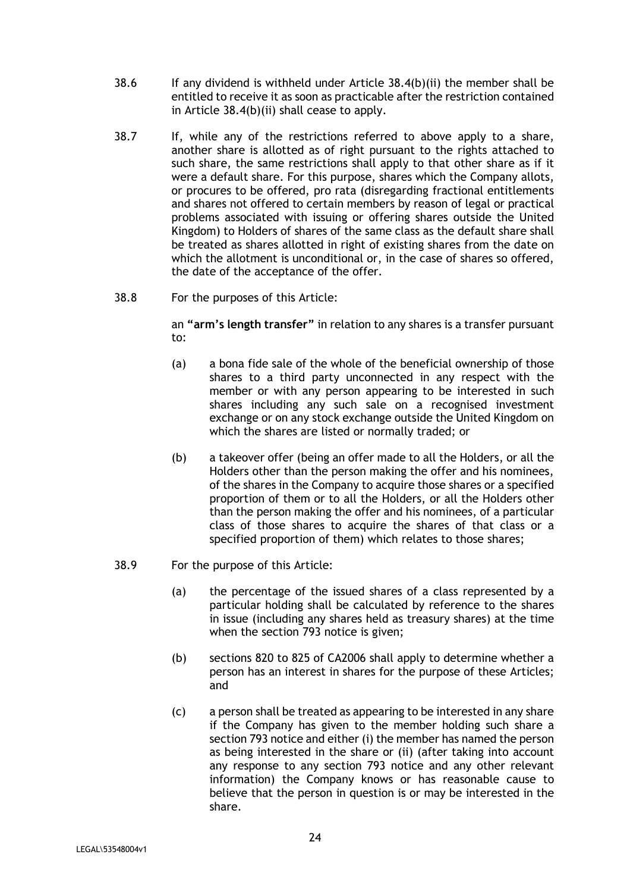38.6 If any dividend is withheld under Article 38.4(b)(ii) the member shall be entitled to receive it as soon as practicable after the restriction contained in Article 38.4(b)(ii) shall cease to apply.

38.7 If, while any of the restrictions referred to above apply to a share, another share is allotted as of right pursuant to the rights attached to such share, the same restrictions shall apply to that other share as if it were a default share. For this purpose, shares which the Company allots, or procures to be offered, pro rata (disregarding fractional entitlements and shares not offered to certain members by reason of legal or practical problems associated with issuing or offering shares outside the United Kingdom) to Holders of shares of the same class as the default share shall be treated as shares allotted in right of existing shares from the date on which the allotment is unconditional or, in the case of shares so offered, the date of the acceptance of the offer.

38.8 For the purposes of this Article:

an **"arm's length transfer"** in relation to any shares is a transfer pursuant to:

(a) a bona fide sale of the whole of the beneficial ownership of those shares to a third party unconnected in any respect with the member or with any person appearing to be interested in such shares including any such sale on a recognised investment exchange or on any stock exchange outside the United Kingdom on which the shares are listed or normally traded; or

(b) a takeover offer (being an offer made to all the Holders, or all the Holders other than the person making the offer and his nominees, of the shares in the Company to acquire those shares or a specified proportion of them or to all the Holders, or all the Holders other than the person making the offer and his nominees, of a particular class of those shares to acquire the shares of that class or a specified proportion of them) which relates to those shares;

38.9 For the purpose of this Article:

(a) the percentage of the issued shares of a class represented by a particular holding shall be calculated by reference to the shares in issue (including any shares held as treasury shares) at the time when the section 793 notice is given;

(b) sections 820 to 825 of CA2006 shall apply to determine whether a person has an interest in shares for the purpose of these Articles; and

(c) a person shall be treated as appearing to be interested in any share if the Company has given to the member holding such share a section 793 notice and either (i) the member has named the person as being interested in the share or (ii) (after taking into account any response to any section 793 notice and any other relevant information) the Company knows or has reasonable cause to believe that the person in question is or may be interested in the share.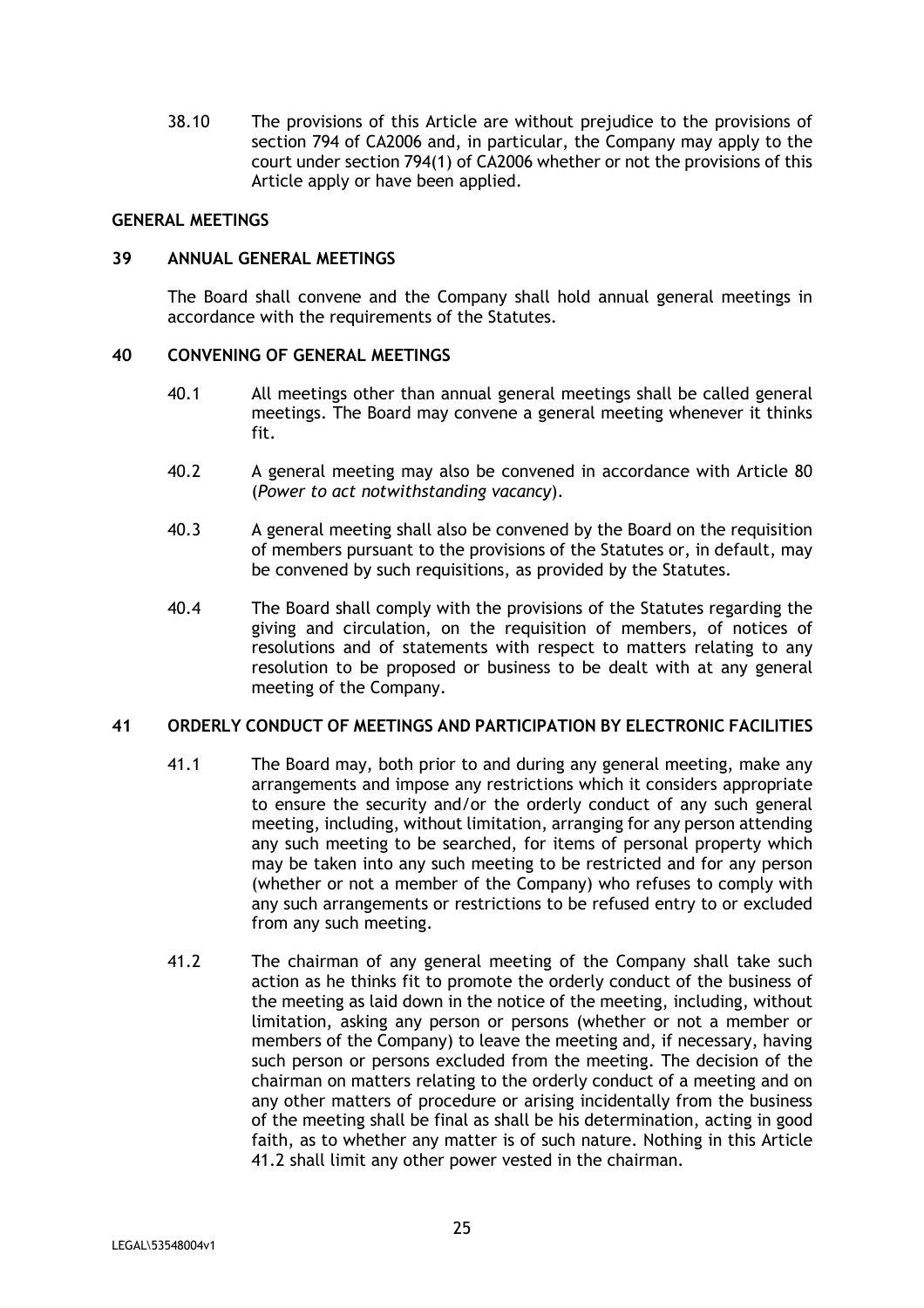38.10 The provisions of this Article are without prejudice to the provisions of section 794 of CA2006 and, in particular, the Company may apply to the court under section 794(1) of CA2006 whether or not the provisions of this Article apply or have been applied.

## GENERAL MEETINGS

### 39 ANNUAL GENERAL MEETINGS

The Board shall convene and the Company shall hold annual general meetings in accordance with the requirements of the Statutes.

### 40 CONVENING OF GENERAL MEETINGS

40.1 All meetings other than annual general meetings shall be called general meetings. The Board may convene a general meeting whenever it thinks fit.

40.2 A general meeting may also be convened in accordance with Article 80 (*Power to act notwithstanding vacancy*).

40.3 A general meeting shall also be convened by the Board on the requisition of members pursuant to the provisions of the Statutes or, in default, may be convened by such requisitions, as provided by the Statutes.

40.4 The Board shall comply with the provisions of the Statutes regarding the giving and circulation, on the requisition of members, of notices of resolutions and of statements with respect to matters relating to any resolution to be proposed or business to be dealt with at any general meeting of the Company.

### 41 ORDERLY CONDUCT OF MEETINGS AND PARTICIPATION BY ELECTRONIC FACILITIES

41.1 The Board may, both prior to and during any general meeting, make any arrangements and impose any restrictions which it considers appropriate to ensure the security and/or the orderly conduct of any such general meeting, including, without limitation, arranging for any person attending any such meeting to be searched, for items of personal property which may be taken into any such meeting to be restricted and for any person (whether or not a member of the Company) who refuses to comply with any such arrangements or restrictions to be refused entry to or excluded from any such meeting.

41.2 The chairman of any general meeting of the Company shall take such action as he thinks fit to promote the orderly conduct of the business of the meeting as laid down in the notice of the meeting, including, without limitation, asking any person or persons (whether or not a member or members of the Company) to leave the meeting and, if necessary, having such person or persons excluded from the meeting. The decision of the chairman on matters relating to the orderly conduct of a meeting and on any other matters of procedure or arising incidentally from the business of the meeting shall be final as shall be his determination, acting in good faith, as to whether any matter is of such nature. Nothing in this Article 41.2 shall limit any other power vested in the chairman.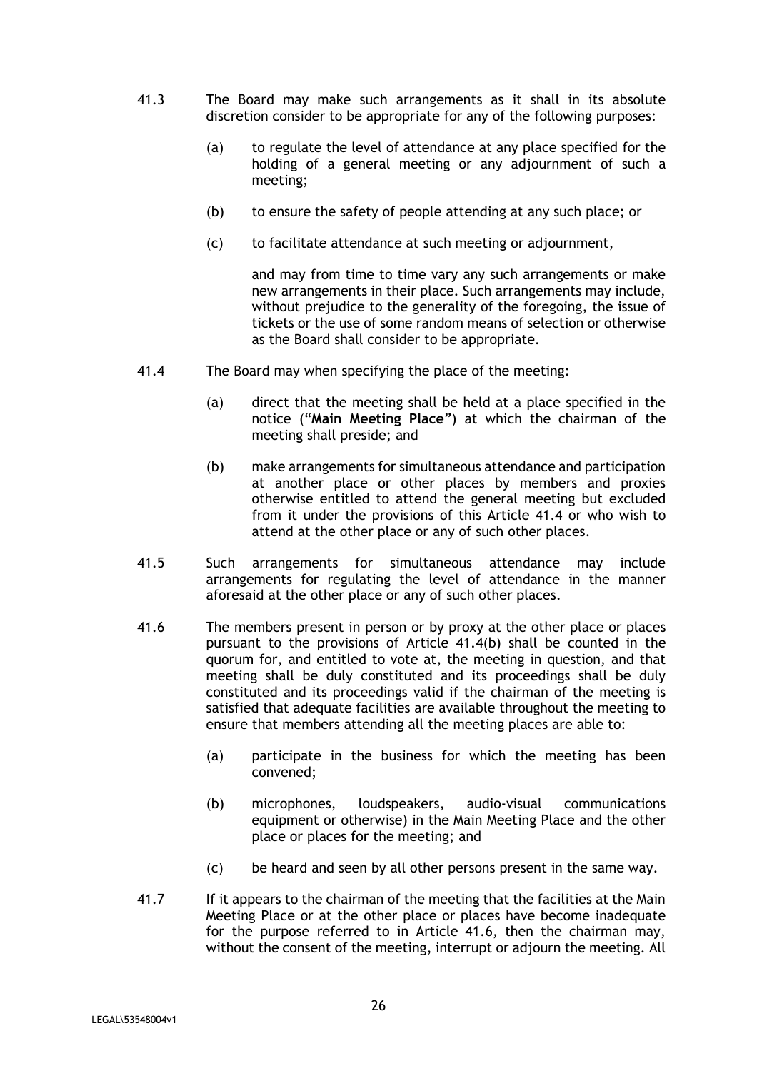41.3 The Board may make such arrangements as it shall in its absolute discretion consider to be appropriate for any of the following purposes:

(a) to regulate the level of attendance at any place specified for the holding of a general meeting or any adjournment of such a meeting;

(b) to ensure the safety of people attending at any such place; or

(c) to facilitate attendance at such meeting or adjournment,

and may from time to time vary any such arrangements or make new arrangements in their place. Such arrangements may include, without prejudice to the generality of the foregoing, the issue of tickets or the use of some random means of selection or otherwise as the Board shall consider to be appropriate.

41.4 The Board may when specifying the place of the meeting:

(a) direct that the meeting shall be held at a place specified in the notice ("**Main Meeting Place**") at which the chairman of the meeting shall preside; and

(b) make arrangements for simultaneous attendance and participation at another place or other places by members and proxies otherwise entitled to attend the general meeting but excluded from it under the provisions of this Article 41.4 or who wish to attend at the other place or any of such other places.

41.5 Such arrangements for simultaneous attendance may include arrangements for regulating the level of attendance in the manner aforesaid at the other place or any of such other places.

41.6 The members present in person or by proxy at the other place or places pursuant to the provisions of Article 41.4(b) shall be counted in the quorum for, and entitled to vote at, the meeting in question, and that meeting shall be duly constituted and its proceedings shall be duly constituted and its proceedings valid if the chairman of the meeting is satisfied that adequate facilities are available throughout the meeting to ensure that members attending all the meeting places are able to:

(a) participate in the business for which the meeting has been convened;

(b) microphones, loudspeakers, audio-visual communications equipment or otherwise) in the Main Meeting Place and the other place or places for the meeting; and

(c) be heard and seen by all other persons present in the same way.

41.7 If it appears to the chairman of the meeting that the facilities at the Main Meeting Place or at the other place or places have become inadequate for the purpose referred to in Article 41.6, then the chairman may, without the consent of the meeting, interrupt or adjourn the meeting. All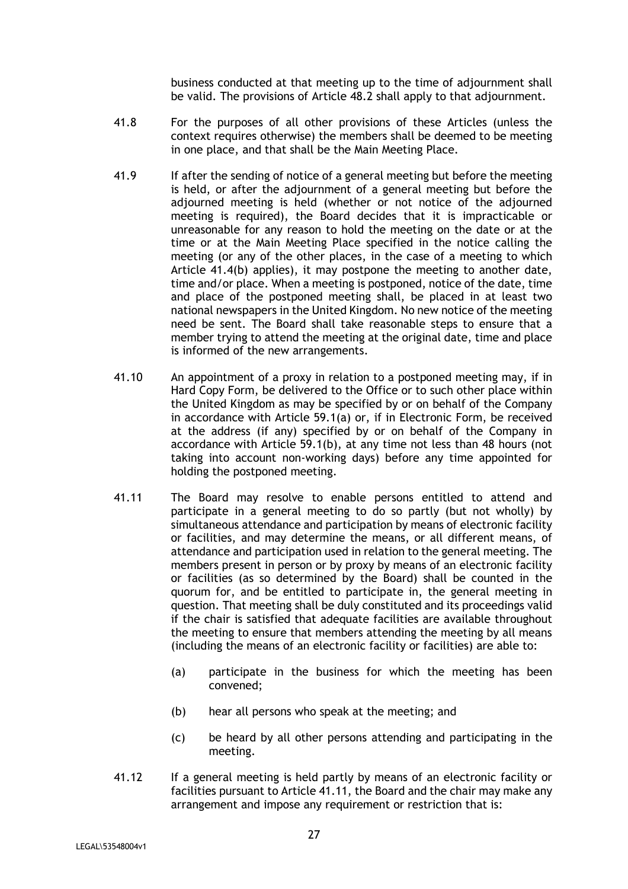business conducted at that meeting up to the time of adjournment shall be valid. The provisions of Article 48.2 shall apply to that adjournment.

41.8 For the purposes of all other provisions of these Articles (unless the context requires otherwise) the members shall be deemed to be meeting in one place, and that shall be the Main Meeting Place.

41.9 If after the sending of notice of a general meeting but before the meeting is held, or after the adjournment of a general meeting but before the adjourned meeting is held (whether or not notice of the adjourned meeting is required), the Board decides that it is impracticable or unreasonable for any reason to hold the meeting on the date or at the time or at the Main Meeting Place specified in the notice calling the meeting (or any of the other places, in the case of a meeting to which Article 41.4(b) applies), it may postpone the meeting to another date, time and/or place. When a meeting is postponed, notice of the date, time and place of the postponed meeting shall, be placed in at least two national newspapers in the United Kingdom. No new notice of the meeting need be sent. The Board shall take reasonable steps to ensure that a member trying to attend the meeting at the original date, time and place is informed of the new arrangements.

41.10 An appointment of a proxy in relation to a postponed meeting may, if in Hard Copy Form, be delivered to the Office or to such other place within the United Kingdom as may be specified by or on behalf of the Company in accordance with Article 59.1(a) or, if in Electronic Form, be received at the address (if any) specified by or on behalf of the Company in accordance with Article 59.1(b), at any time not less than 48 hours (not taking into account non-working days) before any time appointed for holding the postponed meeting.

41.11 The Board may resolve to enable persons entitled to attend and participate in a general meeting to do so partly (but not wholly) by simultaneous attendance and participation by means of electronic facility or facilities, and may determine the means, or all different means, of attendance and participation used in relation to the general meeting. The members present in person or by proxy by means of an electronic facility or facilities (as so determined by the Board) shall be counted in the quorum for, and be entitled to participate in, the general meeting in question. That meeting shall be duly constituted and its proceedings valid if the chair is satisfied that adequate facilities are available throughout the meeting to ensure that members attending the meeting by all means (including the means of an electronic facility or facilities) are able to:

(a) participate in the business for which the meeting has been convened;

(b) hear all persons who speak at the meeting; and

(c) be heard by all other persons attending and participating in the meeting.

41.12 If a general meeting is held partly by means of an electronic facility or facilities pursuant to Article 41.11, the Board and the chair may make any arrangement and impose any requirement or restriction that is: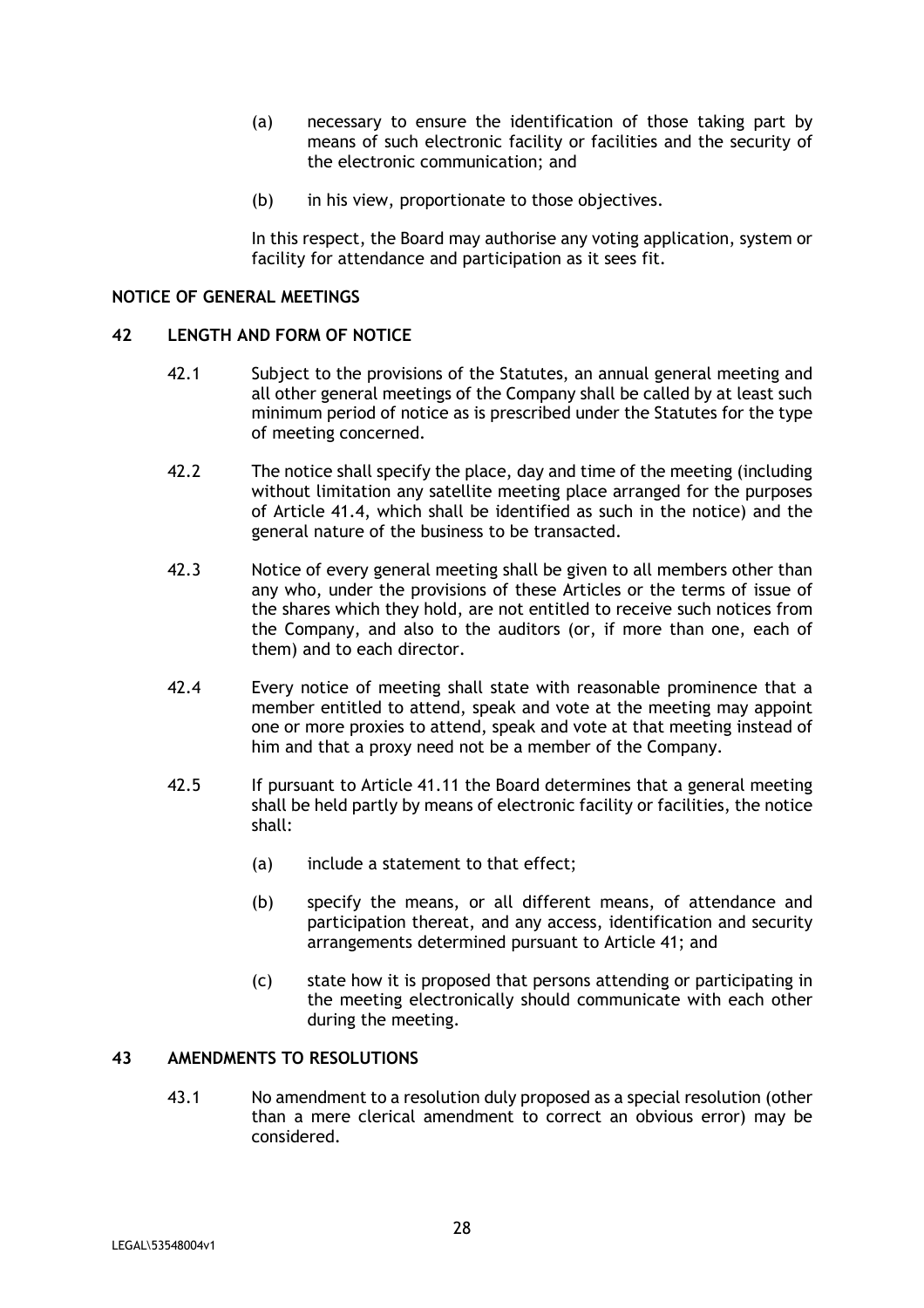(a) necessary to ensure the identification of those taking part by means of such electronic facility or facilities and the security of the electronic communication; and

(b) in his view, proportionate to those objectives.

In this respect, the Board may authorise any voting application, system or facility for attendance and participation as it sees fit.

**NOTICE OF GENERAL MEETINGS**

**42 LENGTH AND FORM OF NOTICE**

42.1 Subject to the provisions of the Statutes, an annual general meeting and all other general meetings of the Company shall be called by at least such minimum period of notice as is prescribed under the Statutes for the type of meeting concerned.

42.2 The notice shall specify the place, day and time of the meeting (including without limitation any satellite meeting place arranged for the purposes of Article 41.4, which shall be identified as such in the notice) and the general nature of the business to be transacted.

42.3 Notice of every general meeting shall be given to all members other than any who, under the provisions of these Articles or the terms of issue of the shares which they hold, are not entitled to receive such notices from the Company, and also to the auditors (or, if more than one, each of them) and to each director.

42.4 Every notice of meeting shall state with reasonable prominence that a member entitled to attend, speak and vote at the meeting may appoint one or more proxies to attend, speak and vote at that meeting instead of him and that a proxy need not be a member of the Company.

42.5 If pursuant to Article 41.11 the Board determines that a general meeting shall be held partly by means of electronic facility or facilities, the notice shall:

(a) include a statement to that effect;

(b) specify the means, or all different means, of attendance and participation thereat, and any access, identification and security arrangements determined pursuant to Article 41; and

(c) state how it is proposed that persons attending or participating in the meeting electronically should communicate with each other during the meeting.

**43 AMENDMENTS TO RESOLUTIONS**

43.1 No amendment to a resolution duly proposed as a special resolution (other than a mere clerical amendment to correct an obvious error) may be considered.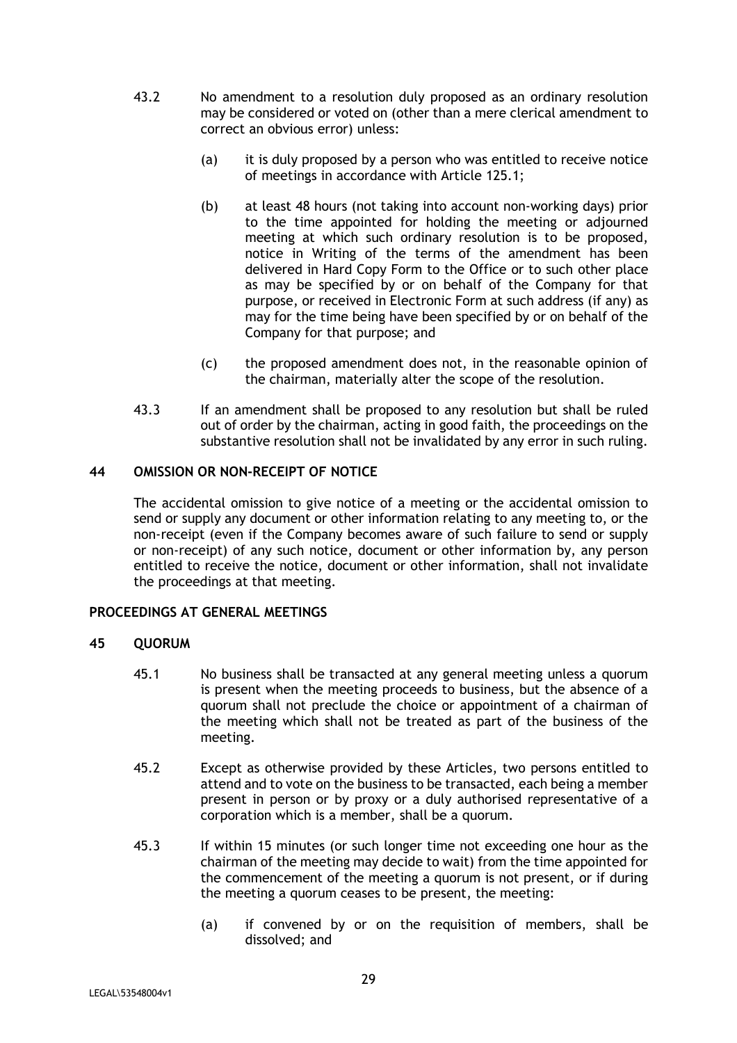43.2 No amendment to a resolution duly proposed as an ordinary resolution may be considered or voted on (other than a mere clerical amendment to correct an obvious error) unless:

(a) it is duly proposed by a person who was entitled to receive notice of meetings in accordance with Article 125.1;

(b) at least 48 hours (not taking into account non-working days) prior to the time appointed for holding the meeting or adjourned meeting at which such ordinary resolution is to be proposed, notice in Writing of the terms of the amendment has been delivered in Hard Copy Form to the Office or to such other place as may be specified by or on behalf of the Company for that purpose, or received in Electronic Form at such address (if any) as may for the time being have been specified by or on behalf of the Company for that purpose; and

(c) the proposed amendment does not, in the reasonable opinion of the chairman, materially alter the scope of the resolution.

43.3 If an amendment shall be proposed to any resolution but shall be ruled out of order by the chairman, acting in good faith, the proceedings on the substantive resolution shall not be invalidated by any error in such ruling.

**44 OMISSION OR NON-RECEIPT OF NOTICE**

The accidental omission to give notice of a meeting or the accidental omission to send or supply any document or other information relating to any meeting to, or the non-receipt (even if the Company becomes aware of such failure to send or supply or non-receipt) of any such notice, document or other information by, any person entitled to receive the notice, document or other information, shall not invalidate the proceedings at that meeting.

**PROCEEDINGS AT GENERAL MEETINGS**

**45 QUORUM**

45.1 No business shall be transacted at any general meeting unless a quorum is present when the meeting proceeds to business, but the absence of a quorum shall not preclude the choice or appointment of a chairman of the meeting which shall not be treated as part of the business of the meeting.

45.2 Except as otherwise provided by these Articles, two persons entitled to attend and to vote on the business to be transacted, each being a member present in person or by proxy or a duly authorised representative of a corporation which is a member, shall be a quorum.

45.3 If within 15 minutes (or such longer time not exceeding one hour as the chairman of the meeting may decide to wait) from the time appointed for the commencement of the meeting a quorum is not present, or if during the meeting a quorum ceases to be present, the meeting:

(a) if convened by or on the requisition of members, shall be dissolved; and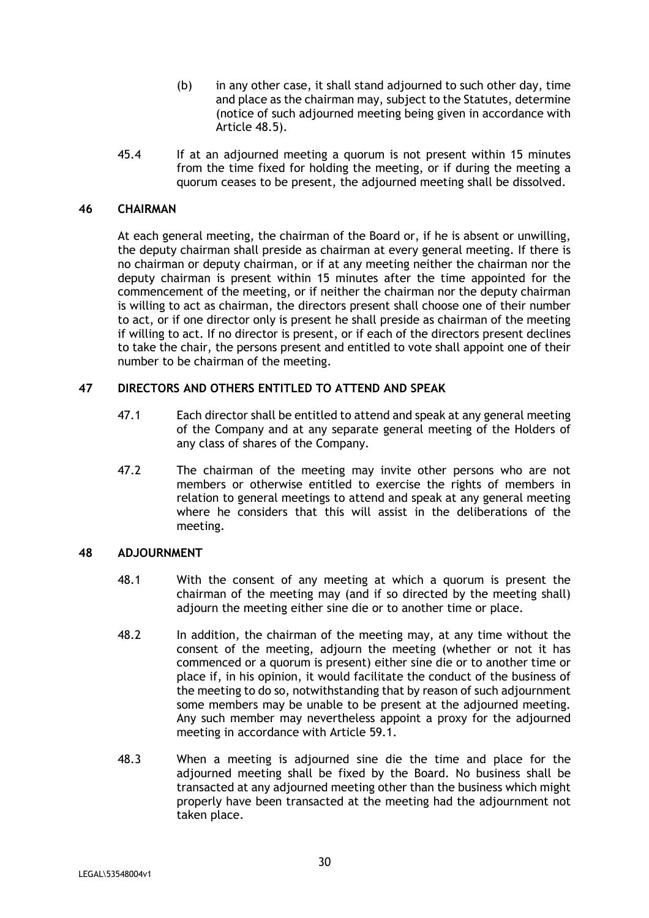(b) in any other case, it shall stand adjourned to such other day, time and place as the chairman may, subject to the Statutes, determine (notice of such adjourned meeting being given in accordance with Article 48.5).

45.4 If at an adjourned meeting a quorum is not present within 15 minutes from the time fixed for holding the meeting, or if during the meeting a quorum ceases to be present, the adjourned meeting shall be dissolved.

## 46 CHAIRMAN

At each general meeting, the chairman of the Board or, if he is absent or unwilling, the deputy chairman shall preside as chairman at every general meeting. If there is no chairman or deputy chairman, or if at any meeting neither the chairman nor the deputy chairman is present within 15 minutes after the time appointed for the commencement of the meeting, or if neither the chairman nor the deputy chairman is willing to act as chairman, the directors present shall choose one of their number to act, or if one director only is present he shall preside as chairman of the meeting if willing to act. If no director is present, or if each of the directors present declines to take the chair, the persons present and entitled to vote shall appoint one of their number to be chairman of the meeting.

## 47 DIRECTORS AND OTHERS ENTITLED TO ATTEND AND SPEAK

47.1 Each director shall be entitled to attend and speak at any general meeting of the Company and at any separate general meeting of the Holders of any class of shares of the Company.

47.2 The chairman of the meeting may invite other persons who are not members or otherwise entitled to exercise the rights of members in relation to general meetings to attend and speak at any general meeting where he considers that this will assist in the deliberations of the meeting.

## 48 ADJOURNMENT

48.1 With the consent of any meeting at which a quorum is present the chairman of the meeting may (and if so directed by the meeting shall) adjourn the meeting either sine die or to another time or place.

48.2 In addition, the chairman of the meeting may, at any time without the consent of the meeting, adjourn the meeting (whether or not it has commenced or a quorum is present) either sine die or to another time or place if, in his opinion, it would facilitate the conduct of the business of the meeting to do so, notwithstanding that by reason of such adjournment some members may be unable to be present at the adjourned meeting. Any such member may nevertheless appoint a proxy for the adjourned meeting in accordance with Article 59.1.

48.3 When a meeting is adjourned sine die the time and place for the adjourned meeting shall be fixed by the Board. No business shall be transacted at any adjourned meeting other than the business which might properly have been transacted at the meeting had the adjournment not taken place.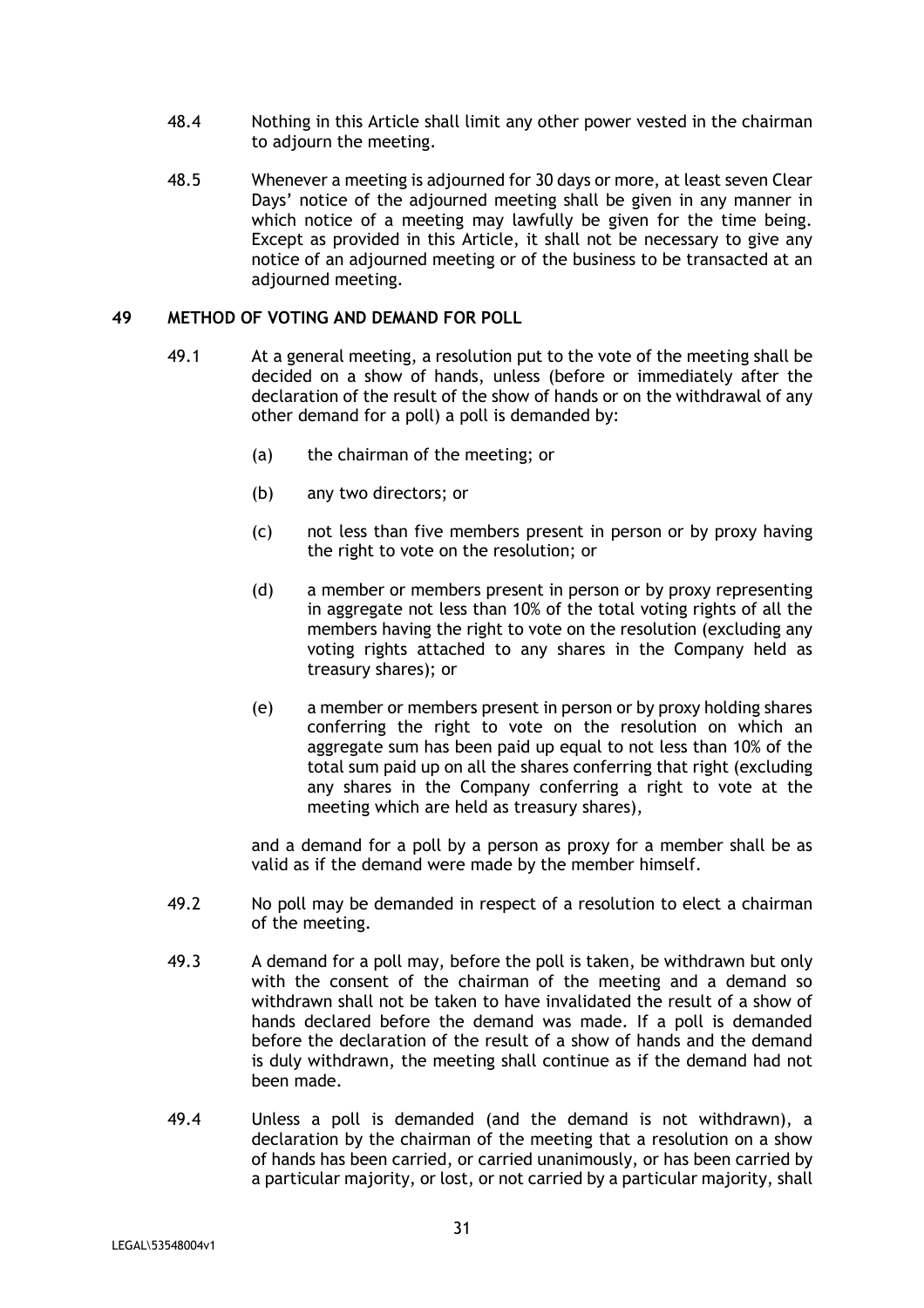48.4 Nothing in this Article shall limit any other power vested in the chairman to adjourn the meeting.

48.5 Whenever a meeting is adjourned for 30 days or more, at least seven Clear Days' notice of the adjourned meeting shall be given in any manner in which notice of a meeting may lawfully be given for the time being. Except as provided in this Article, it shall not be necessary to give any notice of an adjourned meeting or of the business to be transacted at an adjourned meeting.

## 49 METHOD OF VOTING AND DEMAND FOR POLL

49.1 At a general meeting, a resolution put to the vote of the meeting shall be decided on a show of hands, unless (before or immediately after the declaration of the result of the show of hands or on the withdrawal of any other demand for a poll) a poll is demanded by:

(a) the chairman of the meeting; or

(b) any two directors; or

(c) not less than five members present in person or by proxy having the right to vote on the resolution; or

(d) a member or members present in person or by proxy representing in aggregate not less than 10% of the total voting rights of all the members having the right to vote on the resolution (excluding any voting rights attached to any shares in the Company held as treasury shares); or

(e) a member or members present in person or by proxy holding shares conferring the right to vote on the resolution on which an aggregate sum has been paid up equal to not less than 10% of the total sum paid up on all the shares conferring that right (excluding any shares in the Company conferring a right to vote at the meeting which are held as treasury shares),

and a demand for a poll by a person as proxy for a member shall be as valid as if the demand were made by the member himself.

49.2 No poll may be demanded in respect of a resolution to elect a chairman of the meeting.

49.3 A demand for a poll may, before the poll is taken, be withdrawn but only with the consent of the chairman of the meeting and a demand so withdrawn shall not be taken to have invalidated the result of a show of hands declared before the demand was made. If a poll is demanded before the declaration of the result of a show of hands and the demand is duly withdrawn, the meeting shall continue as if the demand had not been made.

49.4 Unless a poll is demanded (and the demand is not withdrawn), a declaration by the chairman of the meeting that a resolution on a show of hands has been carried, or carried unanimously, or has been carried by a particular majority, or lost, or not carried by a particular majority, shall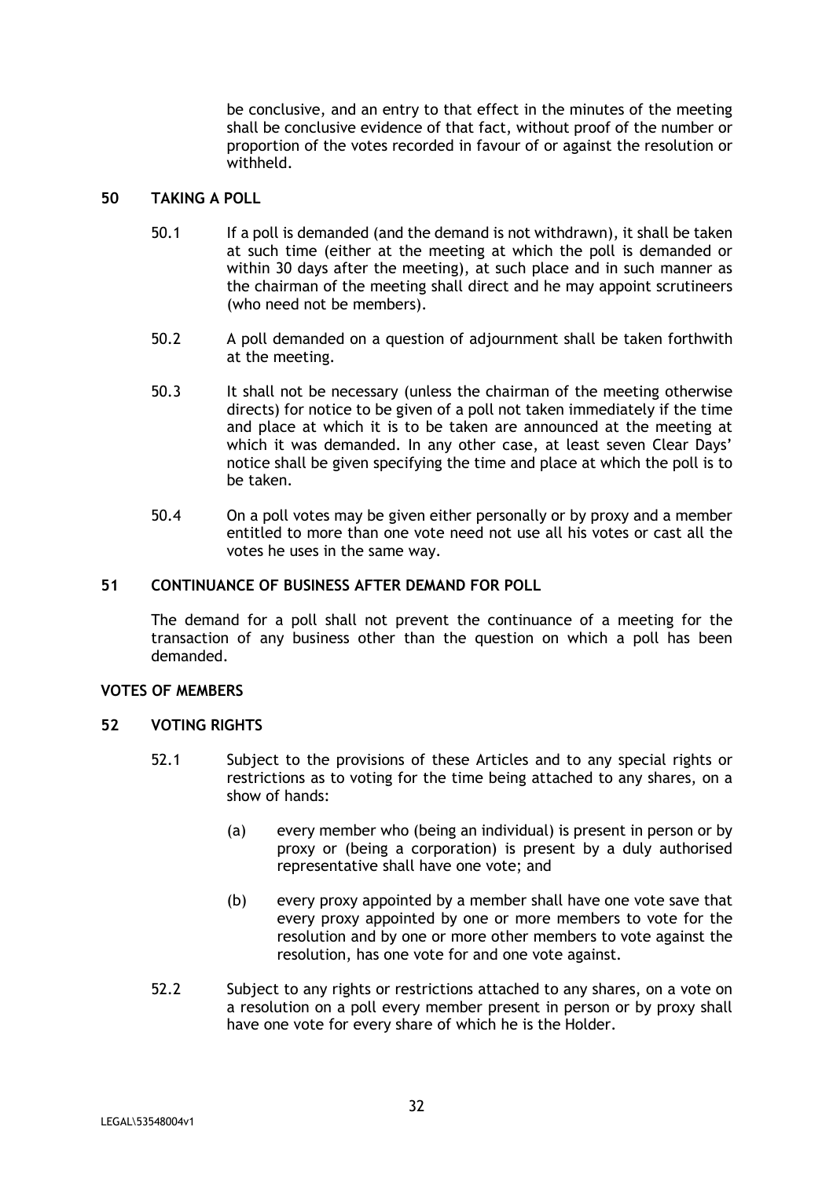be conclusive, and an entry to that effect in the minutes of the meeting shall be conclusive evidence of that fact, without proof of the number or proportion of the votes recorded in favour of or against the resolution or withheld.

## 50 TAKING A POLL

50.1 If a poll is demanded (and the demand is not withdrawn), it shall be taken at such time (either at the meeting at which the poll is demanded or within 30 days after the meeting), at such place and in such manner as the chairman of the meeting shall direct and he may appoint scrutineers (who need not be members).

50.2 A poll demanded on a question of adjournment shall be taken forthwith at the meeting.

50.3 It shall not be necessary (unless the chairman of the meeting otherwise directs) for notice to be given of a poll not taken immediately if the time and place at which it is to be taken are announced at the meeting at which it was demanded. In any other case, at least seven Clear Days' notice shall be given specifying the time and place at which the poll is to be taken.

50.4 On a poll votes may be given either personally or by proxy and a member entitled to more than one vote need not use all his votes or cast all the votes he uses in the same way.

## 51 CONTINUANCE OF BUSINESS AFTER DEMAND FOR POLL

The demand for a poll shall not prevent the continuance of a meeting for the transaction of any business other than the question on which a poll has been demanded.

## VOTES OF MEMBERS

## 52 VOTING RIGHTS

52.1 Subject to the provisions of these Articles and to any special rights or restrictions as to voting for the time being attached to any shares, on a show of hands:

(a) every member who (being an individual) is present in person or by proxy or (being a corporation) is present by a duly authorised representative shall have one vote; and

(b) every proxy appointed by a member shall have one vote save that every proxy appointed by one or more members to vote for the resolution and by one or more other members to vote against the resolution, has one vote for and one vote against.

52.2 Subject to any rights or restrictions attached to any shares, on a vote on a resolution on a poll every member present in person or by proxy shall have one vote for every share of which he is the Holder.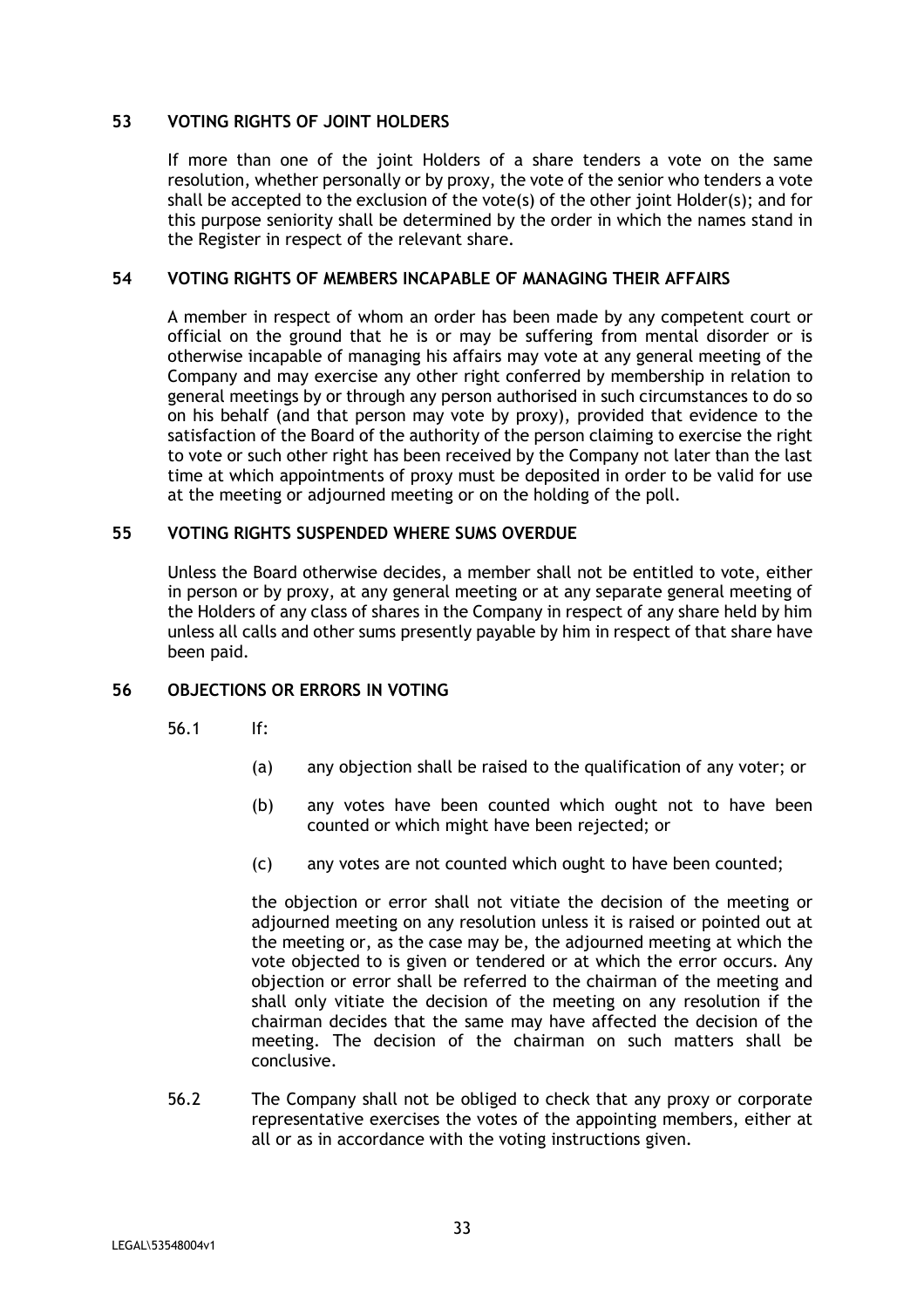## 53 VOTING RIGHTS OF JOINT HOLDERS

If more than one of the joint Holders of a share tenders a vote on the same resolution, whether personally or by proxy, the vote of the senior who tenders a vote shall be accepted to the exclusion of the vote(s) of the other joint Holder(s); and for this purpose seniority shall be determined by the order in which the names stand in the Register in respect of the relevant share.

## 54 VOTING RIGHTS OF MEMBERS INCAPABLE OF MANAGING THEIR AFFAIRS

A member in respect of whom an order has been made by any competent court or official on the ground that he is or may be suffering from mental disorder or is otherwise incapable of managing his affairs may vote at any general meeting of the Company and may exercise any other right conferred by membership in relation to general meetings by or through any person authorised in such circumstances to do so on his behalf (and that person may vote by proxy), provided that evidence to the satisfaction of the Board of the authority of the person claiming to exercise the right to vote or such other right has been received by the Company not later than the last time at which appointments of proxy must be deposited in order to be valid for use at the meeting or adjourned meeting or on the holding of the poll.

## 55 VOTING RIGHTS SUSPENDED WHERE SUMS OVERDUE

Unless the Board otherwise decides, a member shall not be entitled to vote, either in person or by proxy, at any general meeting or at any separate general meeting of the Holders of any class of shares in the Company in respect of any share held by him unless all calls and other sums presently payable by him in respect of that share have been paid.

## 56 OBJECTIONS OR ERRORS IN VOTING

56.1 If:

(a) any objection shall be raised to the qualification of any voter; or

(b) any votes have been counted which ought not to have been counted or which might have been rejected; or

(c) any votes are not counted which ought to have been counted;

the objection or error shall not vitiate the decision of the meeting or adjourned meeting on any resolution unless it is raised or pointed out at the meeting or, as the case may be, the adjourned meeting at which the vote objected to is given or tendered or at which the error occurs. Any objection or error shall be referred to the chairman of the meeting and shall only vitiate the decision of the meeting on any resolution if the chairman decides that the same may have affected the decision of the meeting. The decision of the chairman on such matters shall be conclusive.

56.2 The Company shall not be obliged to check that any proxy or corporate representative exercises the votes of the appointing members, either at all or as in accordance with the voting instructions given.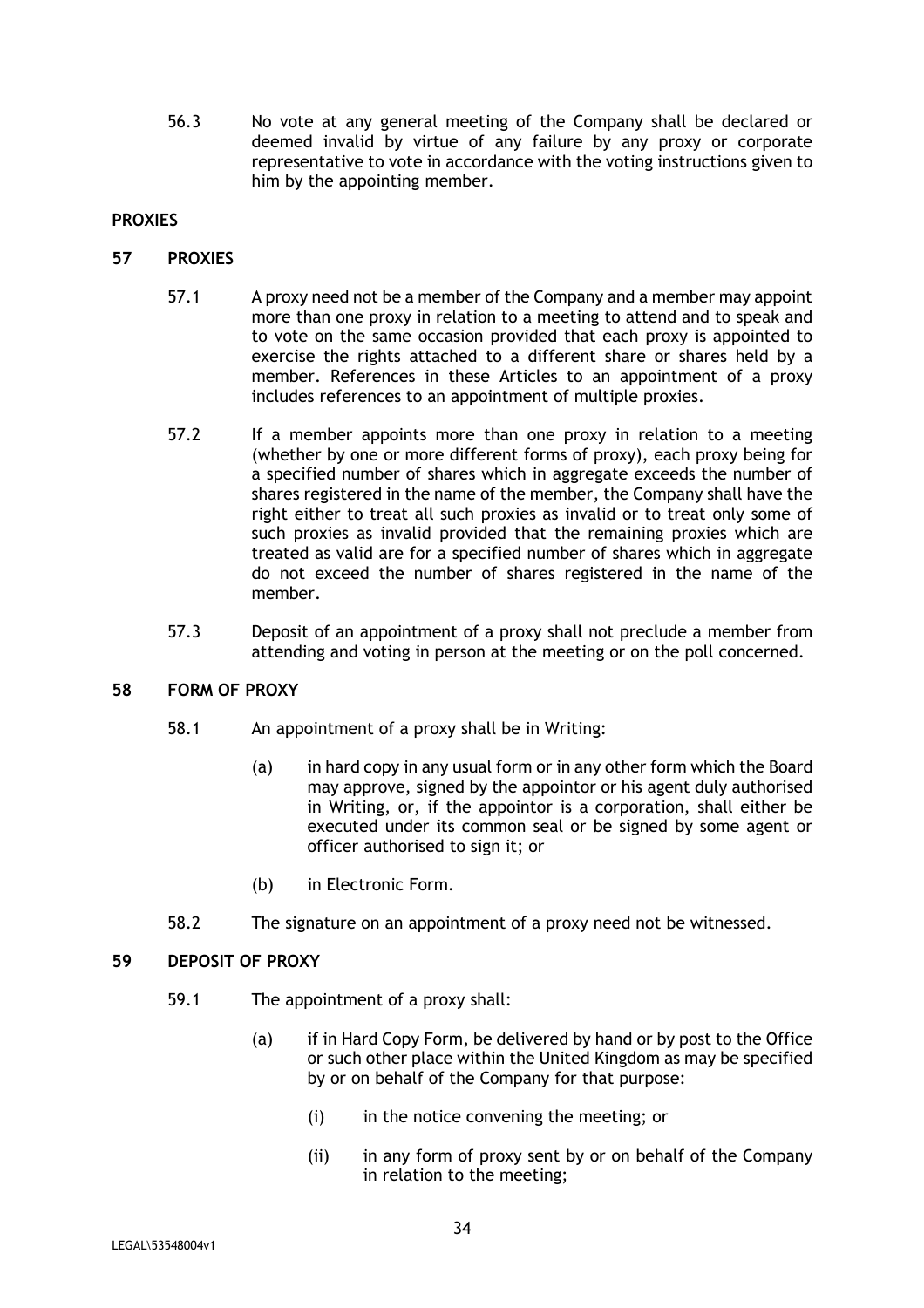56.3 No vote at any general meeting of the Company shall be declared or deemed invalid by virtue of any failure by any proxy or corporate representative to vote in accordance with the voting instructions given to him by the appointing member.

**PROXIES**

## 57 PROXIES

57.1 A proxy need not be a member of the Company and a member may appoint more than one proxy in relation to a meeting to attend and to speak and to vote on the same occasion provided that each proxy is appointed to exercise the rights attached to a different share or shares held by a member. References in these Articles to an appointment of a proxy includes references to an appointment of multiple proxies.

57.2 If a member appoints more than one proxy in relation to a meeting (whether by one or more different forms of proxy), each proxy being for a specified number of shares which in aggregate exceeds the number of shares registered in the name of the member, the Company shall have the right either to treat all such proxies as invalid or to treat only some of such proxies as invalid provided that the remaining proxies which are treated as valid are for a specified number of shares which in aggregate do not exceed the number of shares registered in the name of the member.

57.3 Deposit of an appointment of a proxy shall not preclude a member from attending and voting in person at the meeting or on the poll concerned.

## 58 FORM OF PROXY

58.1 An appointment of a proxy shall be in Writing:

(a) in hard copy in any usual form or in any other form which the Board may approve, signed by the appointor or his agent duly authorised in Writing, or, if the appointor is a corporation, shall either be executed under its common seal or be signed by some agent or officer authorised to sign it; or

(b) in Electronic Form.

58.2 The signature on an appointment of a proxy need not be witnessed.

## 59 DEPOSIT OF PROXY

59.1 The appointment of a proxy shall:

(a) if in Hard Copy Form, be delivered by hand or by post to the Office or such other place within the United Kingdom as may be specified by or on behalf of the Company for that purpose:

(i) in the notice convening the meeting; or

(ii) in any form of proxy sent by or on behalf of the Company in relation to the meeting;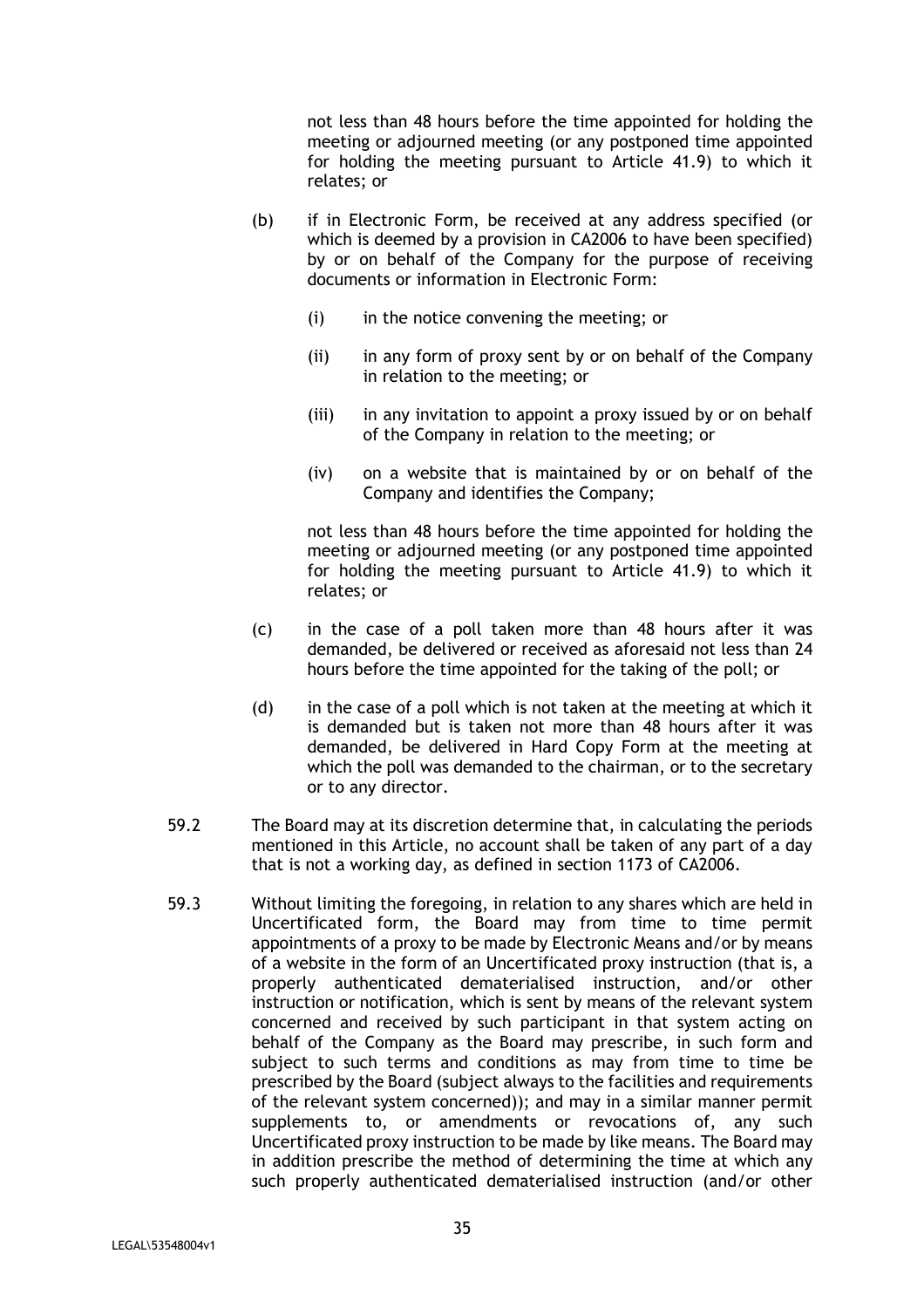not less than 48 hours before the time appointed for holding the meeting or adjourned meeting (or any postponed time appointed for holding the meeting pursuant to Article 41.9) to which it relates; or

(b) if in Electronic Form, be received at any address specified (or which is deemed by a provision in CA2006 to have been specified) by or on behalf of the Company for the purpose of receiving documents or information in Electronic Form:

   (i) in the notice convening the meeting; or

   (ii) in any form of proxy sent by or on behalf of the Company in relation to the meeting; or

   (iii) in any invitation to appoint a proxy issued by or on behalf of the Company in relation to the meeting; or

   (iv) on a website that is maintained by or on behalf of the Company and identifies the Company;

not less than 48 hours before the time appointed for holding the meeting or adjourned meeting (or any postponed time appointed for holding the meeting pursuant to Article 41.9) to which it relates; or

(c) in the case of a poll taken more than 48 hours after it was demanded, be delivered or received as aforesaid not less than 24 hours before the time appointed for the taking of the poll; or

(d) in the case of a poll which is not taken at the meeting at which it is demanded but is taken not more than 48 hours after it was demanded, be delivered in Hard Copy Form at the meeting at which the poll was demanded to the chairman, or to the secretary or to any director.

59.2 The Board may at its discretion determine that, in calculating the periods mentioned in this Article, no account shall be taken of any part of a day that is not a working day, as defined in section 1173 of CA2006.

59.3 Without limiting the foregoing, in relation to any shares which are held in Uncertificated form, the Board may from time to time permit appointments of a proxy to be made by Electronic Means and/or by means of a website in the form of an Uncertificated proxy instruction (that is, a properly authenticated dematerialised instruction, and/or other instruction or notification, which is sent by means of the relevant system concerned and received by such participant in that system acting on behalf of the Company as the Board may prescribe, in such form and subject to such terms and conditions as may from time to time be prescribed by the Board (subject always to the facilities and requirements of the relevant system concerned)); and may in a similar manner permit supplements to, or amendments or revocations of, any such Uncertificated proxy instruction to be made by like means. The Board may in addition prescribe the method of determining the time at which any such properly authenticated dematerialised instruction (and/or other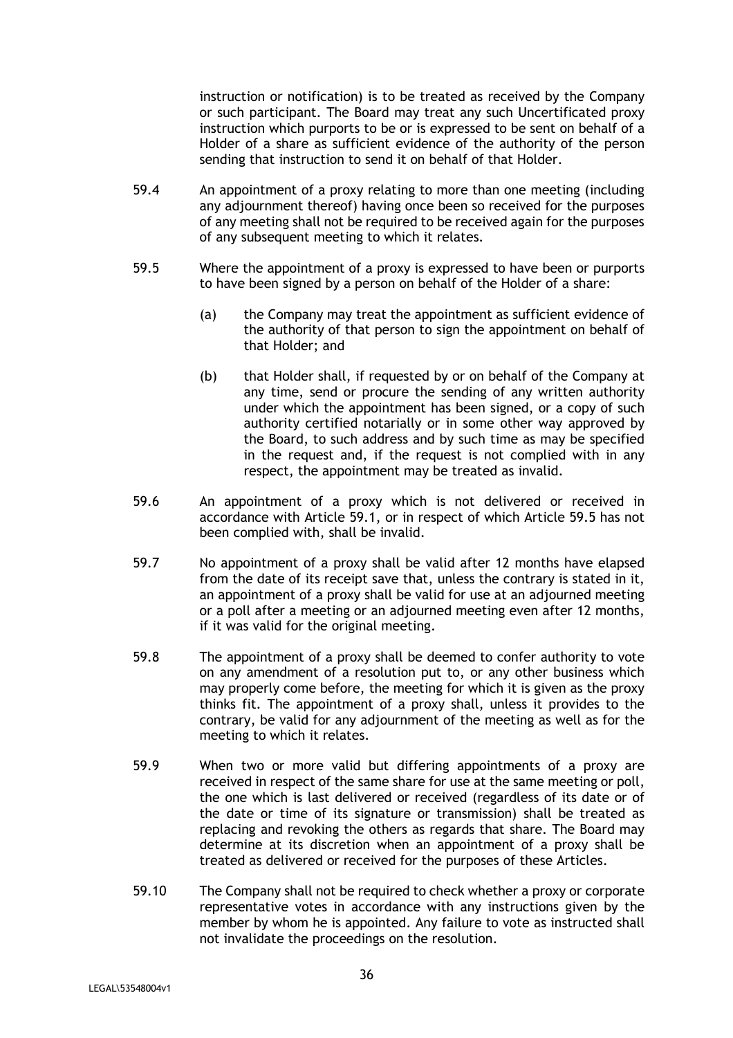instruction or notification) is to be treated as received by the Company or such participant. The Board may treat any such Uncertificated proxy instruction which purports to be or is expressed to be sent on behalf of a Holder of a share as sufficient evidence of the authority of the person sending that instruction to send it on behalf of that Holder.

59.4 An appointment of a proxy relating to more than one meeting (including any adjournment thereof) having once been so received for the purposes of any meeting shall not be required to be received again for the purposes of any subsequent meeting to which it relates.

59.5 Where the appointment of a proxy is expressed to have been or purports to have been signed by a person on behalf of the Holder of a share:

(a) the Company may treat the appointment as sufficient evidence of the authority of that person to sign the appointment on behalf of that Holder; and

(b) that Holder shall, if requested by or on behalf of the Company at any time, send or procure the sending of any written authority under which the appointment has been signed, or a copy of such authority certified notarially or in some other way approved by the Board, to such address and by such time as may be specified in the request and, if the request is not complied with in any respect, the appointment may be treated as invalid.

59.6 An appointment of a proxy which is not delivered or received in accordance with Article 59.1, or in respect of which Article 59.5 has not been complied with, shall be invalid.

59.7 No appointment of a proxy shall be valid after 12 months have elapsed from the date of its receipt save that, unless the contrary is stated in it, an appointment of a proxy shall be valid for use at an adjourned meeting or a poll after a meeting or an adjourned meeting even after 12 months, if it was valid for the original meeting.

59.8 The appointment of a proxy shall be deemed to confer authority to vote on any amendment of a resolution put to, or any other business which may properly come before, the meeting for which it is given as the proxy thinks fit. The appointment of a proxy shall, unless it provides to the contrary, be valid for any adjournment of the meeting as well as for the meeting to which it relates.

59.9 When two or more valid but differing appointments of a proxy are received in respect of the same share for use at the same meeting or poll, the one which is last delivered or received (regardless of its date or of the date or time of its signature or transmission) shall be treated as replacing and revoking the others as regards that share. The Board may determine at its discretion when an appointment of a proxy shall be treated as delivered or received for the purposes of these Articles.

59.10 The Company shall not be required to check whether a proxy or corporate representative votes in accordance with any instructions given by the member by whom he is appointed. Any failure to vote as instructed shall not invalidate the proceedings on the resolution.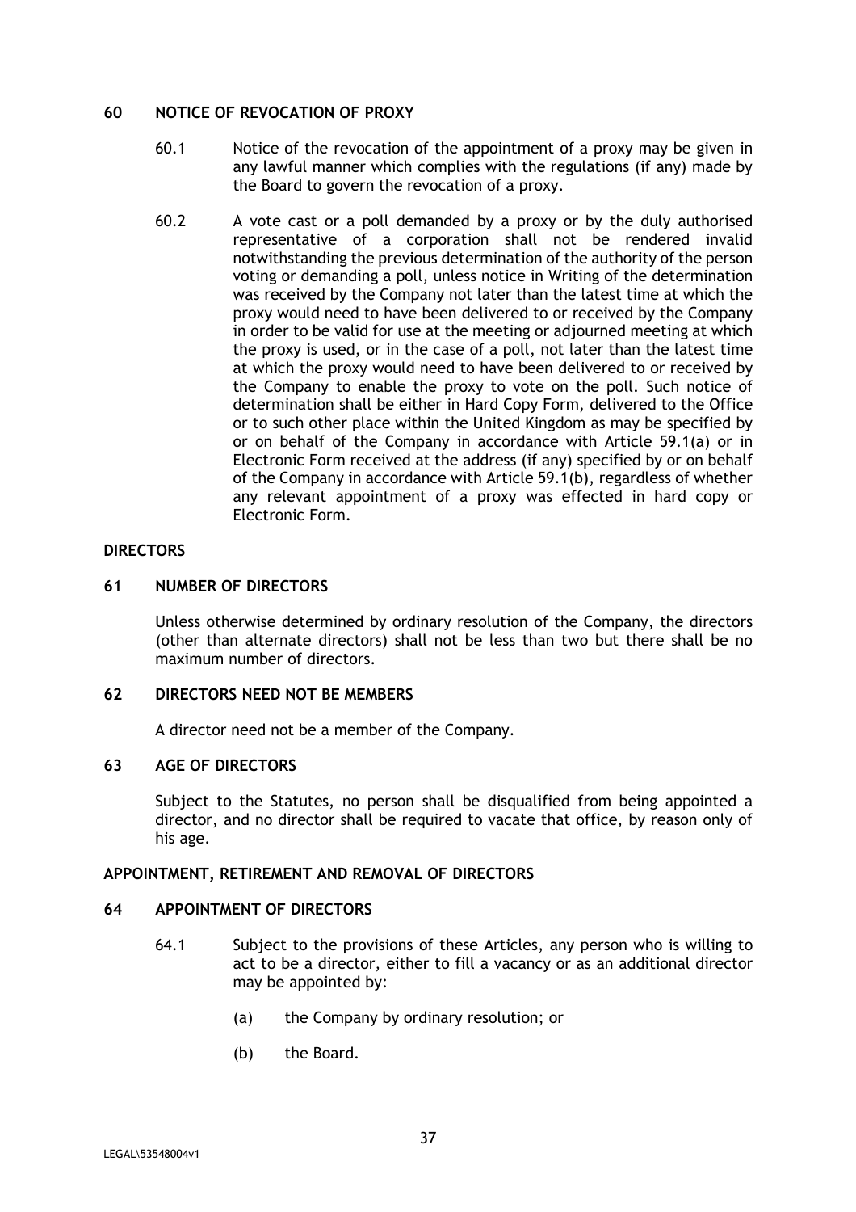## 60 NOTICE OF REVOCATION OF PROXY

60.1 Notice of the revocation of the appointment of a proxy may be given in any lawful manner which complies with the regulations (if any) made by the Board to govern the revocation of a proxy.

60.2 A vote cast or a poll demanded by a proxy or by the duly authorised representative of a corporation shall not be rendered invalid notwithstanding the previous determination of the authority of the person voting or demanding a poll, unless notice in Writing of the determination was received by the Company not later than the latest time at which the proxy would need to have been delivered to or received by the Company in order to be valid for use at the meeting or adjourned meeting at which the proxy is used, or in the case of a poll, not later than the latest time at which the proxy would need to have been delivered to or received by the Company to enable the proxy to vote on the poll. Such notice of determination shall be either in Hard Copy Form, delivered to the Office or to such other place within the United Kingdom as may be specified by or on behalf of the Company in accordance with Article 59.1(a) or in Electronic Form received at the address (if any) specified by or on behalf of the Company in accordance with Article 59.1(b), regardless of whether any relevant appointment of a proxy was effected in hard copy or Electronic Form.

# DIRECTORS

## 61 NUMBER OF DIRECTORS

Unless otherwise determined by ordinary resolution of the Company, the directors (other than alternate directors) shall not be less than two but there shall be no maximum number of directors.

## 62 DIRECTORS NEED NOT BE MEMBERS

A director need not be a member of the Company.

## 63 AGE OF DIRECTORS

Subject to the Statutes, no person shall be disqualified from being appointed a director, and no director shall be required to vacate that office, by reason only of his age.

# APPOINTMENT, RETIREMENT AND REMOVAL OF DIRECTORS

## 64 APPOINTMENT OF DIRECTORS

64.1 Subject to the provisions of these Articles, any person who is willing to act to be a director, either to fill a vacancy or as an additional director may be appointed by:

(a) the Company by ordinary resolution; or

(b) the Board.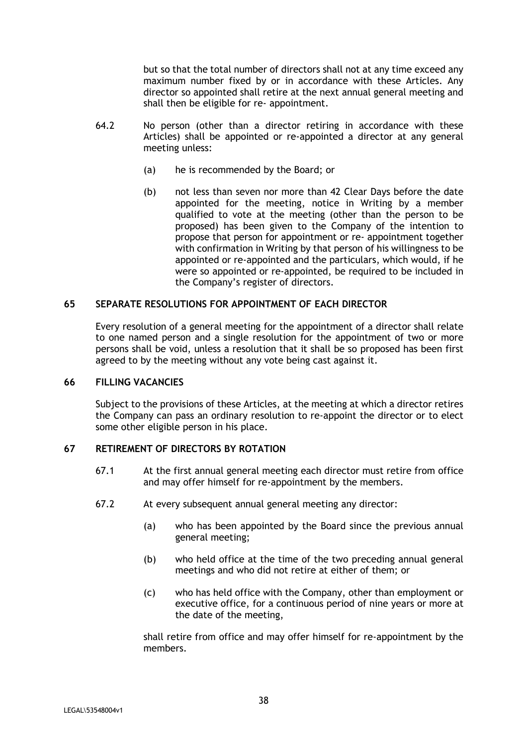but so that the total number of directors shall not at any time exceed any maximum number fixed by or in accordance with these Articles. Any director so appointed shall retire at the next annual general meeting and shall then be eligible for re- appointment.

64.2 No person (other than a director retiring in accordance with these Articles) shall be appointed or re-appointed a director at any general meeting unless:

(a) he is recommended by the Board; or

(b) not less than seven nor more than 42 Clear Days before the date appointed for the meeting, notice in Writing by a member qualified to vote at the meeting (other than the person to be proposed) has been given to the Company of the intention to propose that person for appointment or re- appointment together with confirmation in Writing by that person of his willingness to be appointed or re-appointed and the particulars, which would, if he were so appointed or re-appointed, be required to be included in the Company's register of directors.

## 65 SEPARATE RESOLUTIONS FOR APPOINTMENT OF EACH DIRECTOR

Every resolution of a general meeting for the appointment of a director shall relate to one named person and a single resolution for the appointment of two or more persons shall be void, unless a resolution that it shall be so proposed has been first agreed to by the meeting without any vote being cast against it.

## 66 FILLING VACANCIES

Subject to the provisions of these Articles, at the meeting at which a director retires the Company can pass an ordinary resolution to re-appoint the director or to elect some other eligible person in his place.

## 67 RETIREMENT OF DIRECTORS BY ROTATION

67.1 At the first annual general meeting each director must retire from office and may offer himself for re-appointment by the members.

67.2 At every subsequent annual general meeting any director:

(a) who has been appointed by the Board since the previous annual general meeting;

(b) who held office at the time of the two preceding annual general meetings and who did not retire at either of them; or

(c) who has held office with the Company, other than employment or executive office, for a continuous period of nine years or more at the date of the meeting,

shall retire from office and may offer himself for re-appointment by the members.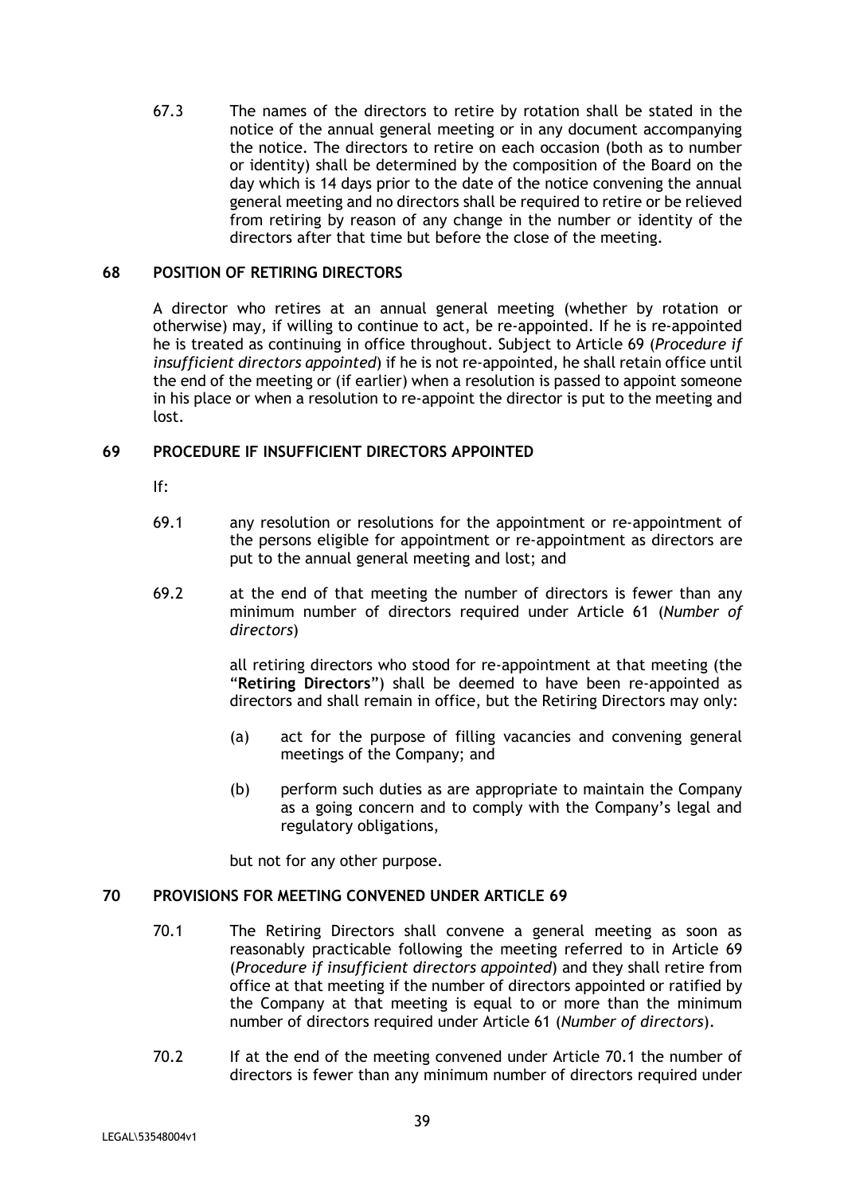67.3 The names of the directors to retire by rotation shall be stated in the notice of the annual general meeting or in any document accompanying the notice. The directors to retire on each occasion (both as to number or identity) shall be determined by the composition of the Board on the day which is 14 days prior to the date of the notice convening the annual general meeting and no directors shall be required to retire or be relieved from retiring by reason of any change in the number or identity of the directors after that time but before the close of the meeting.

## 68 POSITION OF RETIRING DIRECTORS

A director who retires at an annual general meeting (whether by rotation or otherwise) may, if willing to continue to act, be re-appointed. If he is re-appointed he is treated as continuing in office throughout. Subject to Article 69 (*Procedure if insufficient directors appointed*) if he is not re-appointed, he shall retain office until the end of the meeting or (if earlier) when a resolution is passed to appoint someone in his place or when a resolution to re-appoint the director is put to the meeting and lost.

## 69 PROCEDURE IF INSUFFICIENT DIRECTORS APPOINTED

If:

69.1 any resolution or resolutions for the appointment or re-appointment of the persons eligible for appointment or re-appointment as directors are put to the annual general meeting and lost; and

69.2 at the end of that meeting the number of directors is fewer than any minimum number of directors required under Article 61 (*Number of directors*)

all retiring directors who stood for re-appointment at that meeting (the "**Retiring Directors**") shall be deemed to have been re-appointed as directors and shall remain in office, but the Retiring Directors may only:

(a) act for the purpose of filling vacancies and convening general meetings of the Company; and

(b) perform such duties as are appropriate to maintain the Company as a going concern and to comply with the Company's legal and regulatory obligations,

but not for any other purpose.

## 70 PROVISIONS FOR MEETING CONVENED UNDER ARTICLE 69

70.1 The Retiring Directors shall convene a general meeting as soon as reasonably practicable following the meeting referred to in Article 69 (*Procedure if insufficient directors appointed*) and they shall retire from office at that meeting if the number of directors appointed or ratified by the Company at that meeting is equal to or more than the minimum number of directors required under Article 61 (*Number of directors*).

70.2 If at the end of the meeting convened under Article 70.1 the number of directors is fewer than any minimum number of directors required under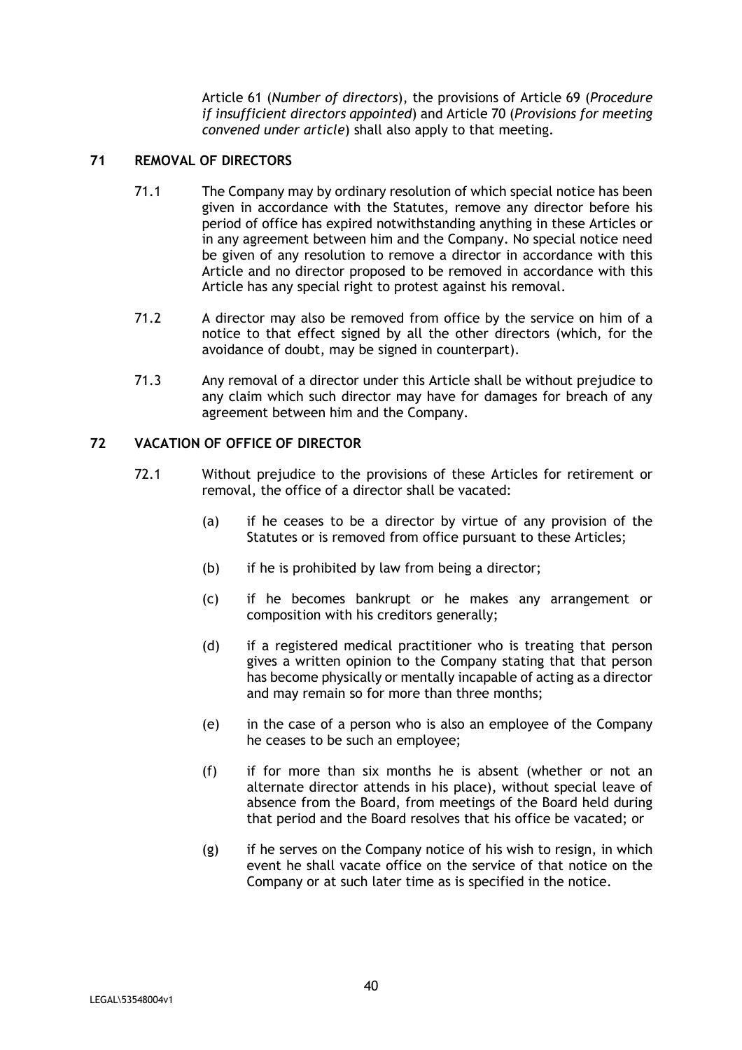Article 61 (*Number of directors*), the provisions of Article 69 (*Procedure if insufficient directors appointed*) and Article 70 (*Provisions for meeting convened under article*) shall also apply to that meeting.

## 71 REMOVAL OF DIRECTORS

71.1 The Company may by ordinary resolution of which special notice has been given in accordance with the Statutes, remove any director before his period of office has expired notwithstanding anything in these Articles or in any agreement between him and the Company. No special notice need be given of any resolution to remove a director in accordance with this Article and no director proposed to be removed in accordance with this Article has any special right to protest against his removal.

71.2 A director may also be removed from office by the service on him of a notice to that effect signed by all the other directors (which, for the avoidance of doubt, may be signed in counterpart).

71.3 Any removal of a director under this Article shall be without prejudice to any claim which such director may have for damages for breach of any agreement between him and the Company.

## 72 VACATION OF OFFICE OF DIRECTOR

72.1 Without prejudice to the provisions of these Articles for retirement or removal, the office of a director shall be vacated:

(a) if he ceases to be a director by virtue of any provision of the Statutes or is removed from office pursuant to these Articles;

(b) if he is prohibited by law from being a director;

(c) if he becomes bankrupt or he makes any arrangement or composition with his creditors generally;

(d) if a registered medical practitioner who is treating that person gives a written opinion to the Company stating that that person has become physically or mentally incapable of acting as a director and may remain so for more than three months;

(e) in the case of a person who is also an employee of the Company he ceases to be such an employee;

(f) if for more than six months he is absent (whether or not an alternate director attends in his place), without special leave of absence from the Board, from meetings of the Board held during that period and the Board resolves that his office be vacated; or

(g) if he serves on the Company notice of his wish to resign, in which event he shall vacate office on the service of that notice on the Company or at such later time as is specified in the notice.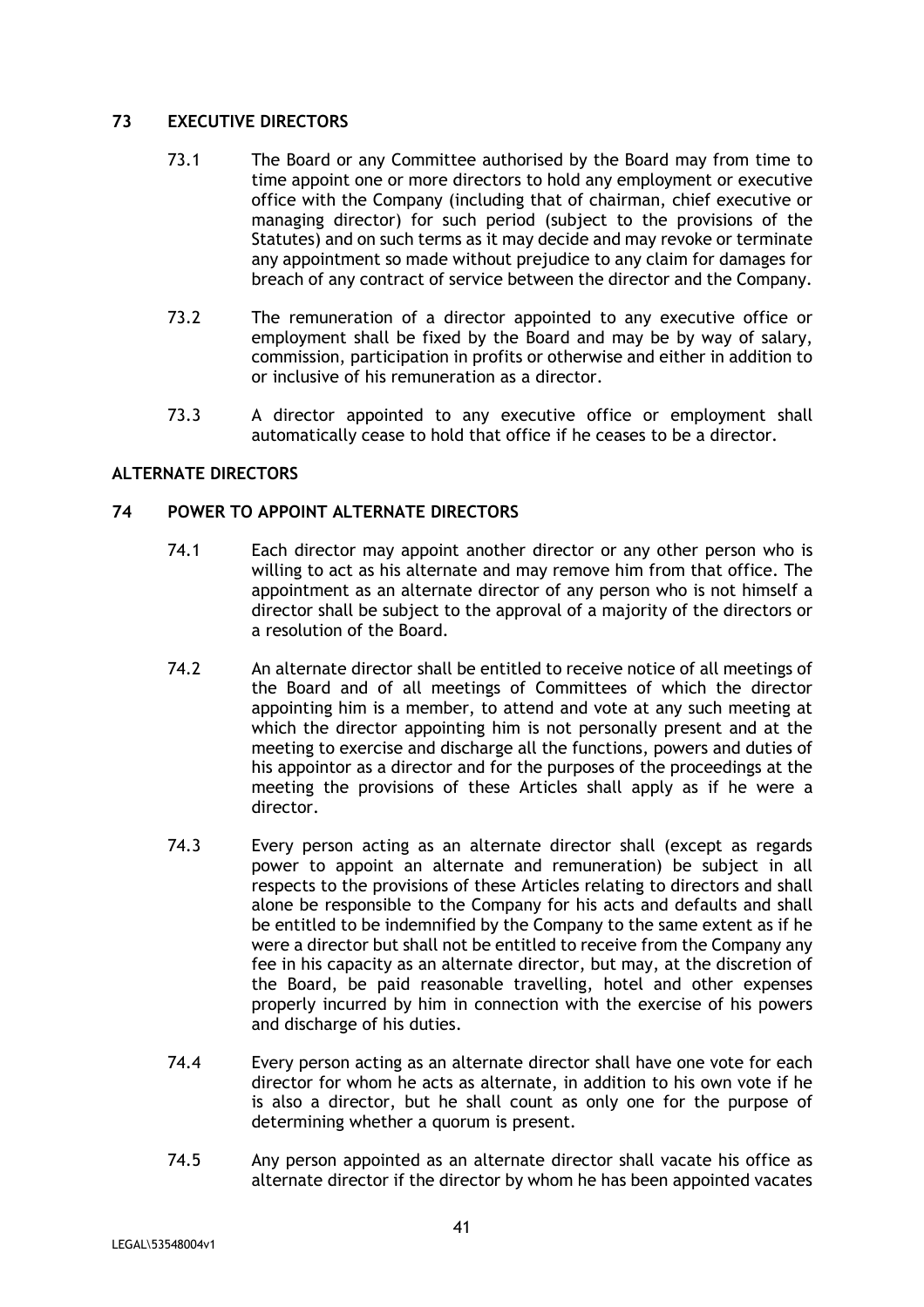## 73 EXECUTIVE DIRECTORS

73.1 The Board or any Committee authorised by the Board may from time to time appoint one or more directors to hold any employment or executive office with the Company (including that of chairman, chief executive or managing director) for such period (subject to the provisions of the Statutes) and on such terms as it may decide and may revoke or terminate any appointment so made without prejudice to any claim for damages for breach of any contract of service between the director and the Company.

73.2 The remuneration of a director appointed to any executive office or employment shall be fixed by the Board and may be by way of salary, commission, participation in profits or otherwise and either in addition to or inclusive of his remuneration as a director.

73.3 A director appointed to any executive office or employment shall automatically cease to hold that office if he ceases to be a director.

## ALTERNATE DIRECTORS

## 74 POWER TO APPOINT ALTERNATE DIRECTORS

74.1 Each director may appoint another director or any other person who is willing to act as his alternate and may remove him from that office. The appointment as an alternate director of any person who is not himself a director shall be subject to the approval of a majority of the directors or a resolution of the Board.

74.2 An alternate director shall be entitled to receive notice of all meetings of the Board and of all meetings of Committees of which the director appointing him is a member, to attend and vote at any such meeting at which the director appointing him is not personally present and at the meeting to exercise and discharge all the functions, powers and duties of his appointor as a director and for the purposes of the proceedings at the meeting the provisions of these Articles shall apply as if he were a director.

74.3 Every person acting as an alternate director shall (except as regards power to appoint an alternate and remuneration) be subject in all respects to the provisions of these Articles relating to directors and shall alone be responsible to the Company for his acts and defaults and shall be entitled to be indemnified by the Company to the same extent as if he were a director but shall not be entitled to receive from the Company any fee in his capacity as an alternate director, but may, at the discretion of the Board, be paid reasonable travelling, hotel and other expenses properly incurred by him in connection with the exercise of his powers and discharge of his duties.

74.4 Every person acting as an alternate director shall have one vote for each director for whom he acts as alternate, in addition to his own vote if he is also a director, but he shall count as only one for the purpose of determining whether a quorum is present.

74.5 Any person appointed as an alternate director shall vacate his office as alternate director if the director by whom he has been appointed vacates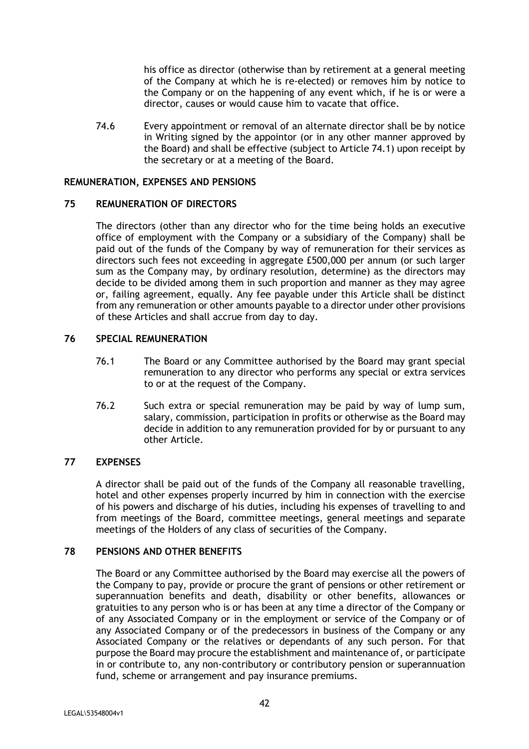his office as director (otherwise than by retirement at a general meeting of the Company at which he is re-elected) or removes him by notice to the Company or on the happening of any event which, if he is or were a director, causes or would cause him to vacate that office.

74.6 Every appointment or removal of an alternate director shall be by notice in Writing signed by the appointor (or in any other manner approved by the Board) and shall be effective (subject to Article 74.1) upon receipt by the secretary or at a meeting of the Board.

**REMUNERATION, EXPENSES AND PENSIONS**

**75 REMUNERATION OF DIRECTORS**

The directors (other than any director who for the time being holds an executive office of employment with the Company or a subsidiary of the Company) shall be paid out of the funds of the Company by way of remuneration for their services as directors such fees not exceeding in aggregate £500,000 per annum (or such larger sum as the Company may, by ordinary resolution, determine) as the directors may decide to be divided among them in such proportion and manner as they may agree or, failing agreement, equally. Any fee payable under this Article shall be distinct from any remuneration or other amounts payable to a director under other provisions of these Articles and shall accrue from day to day.

**76 SPECIAL REMUNERATION**

76.1 The Board or any Committee authorised by the Board may grant special remuneration to any director who performs any special or extra services to or at the request of the Company.

76.2 Such extra or special remuneration may be paid by way of lump sum, salary, commission, participation in profits or otherwise as the Board may decide in addition to any remuneration provided for by or pursuant to any other Article.

**77 EXPENSES**

A director shall be paid out of the funds of the Company all reasonable travelling, hotel and other expenses properly incurred by him in connection with the exercise of his powers and discharge of his duties, including his expenses of travelling to and from meetings of the Board, committee meetings, general meetings and separate meetings of the Holders of any class of securities of the Company.

**78 PENSIONS AND OTHER BENEFITS**

The Board or any Committee authorised by the Board may exercise all the powers of the Company to pay, provide or procure the grant of pensions or other retirement or superannuation benefits and death, disability or other benefits, allowances or gratuities to any person who is or has been at any time a director of the Company or of any Associated Company or in the employment or service of the Company or of any Associated Company or of the predecessors in business of the Company or any Associated Company or the relatives or dependants of any such person. For that purpose the Board may procure the establishment and maintenance of, or participate in or contribute to, any non-contributory or contributory pension or superannuation fund, scheme or arrangement and pay insurance premiums.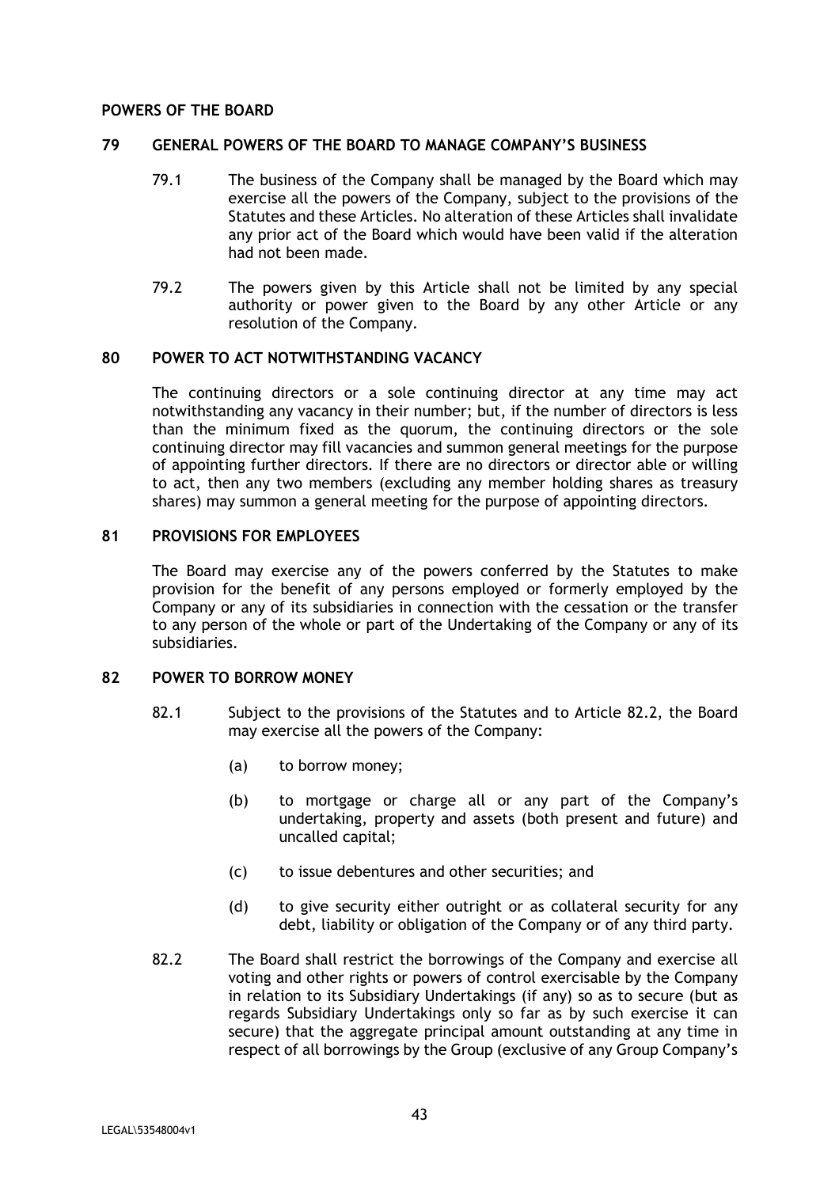## POWERS OF THE BOARD

### 79 GENERAL POWERS OF THE BOARD TO MANAGE COMPANY'S BUSINESS

79.1 The business of the Company shall be managed by the Board which may exercise all the powers of the Company, subject to the provisions of the Statutes and these Articles. No alteration of these Articles shall invalidate any prior act of the Board which would have been valid if the alteration had not been made.

79.2 The powers given by this Article shall not be limited by any special authority or power given to the Board by any other Article or any resolution of the Company.

### 80 POWER TO ACT NOTWITHSTANDING VACANCY

The continuing directors or a sole continuing director at any time may act notwithstanding any vacancy in their number; but, if the number of directors is less than the minimum fixed as the quorum, the continuing directors or the sole continuing director may fill vacancies and summon general meetings for the purpose of appointing further directors. If there are no directors or director able or willing to act, then any two members (excluding any member holding shares as treasury shares) may summon a general meeting for the purpose of appointing directors.

### 81 PROVISIONS FOR EMPLOYEES

The Board may exercise any of the powers conferred by the Statutes to make provision for the benefit of any persons employed or formerly employed by the Company or any of its subsidiaries in connection with the cessation or the transfer to any person of the whole or part of the Undertaking of the Company or any of its subsidiaries.

### 82 POWER TO BORROW MONEY

82.1 Subject to the provisions of the Statutes and to Article 82.2, the Board may exercise all the powers of the Company:

(a) to borrow money;

(b) to mortgage or charge all or any part of the Company's undertaking, property and assets (both present and future) and uncalled capital;

(c) to issue debentures and other securities; and

(d) to give security either outright or as collateral security for any debt, liability or obligation of the Company or of any third party.

82.2 The Board shall restrict the borrowings of the Company and exercise all voting and other rights or powers of control exercisable by the Company in relation to its Subsidiary Undertakings (if any) so as to secure (but as regards Subsidiary Undertakings only so far as by such exercise it can secure) that the aggregate principal amount outstanding at any time in respect of all borrowings by the Group (exclusive of any Group Company's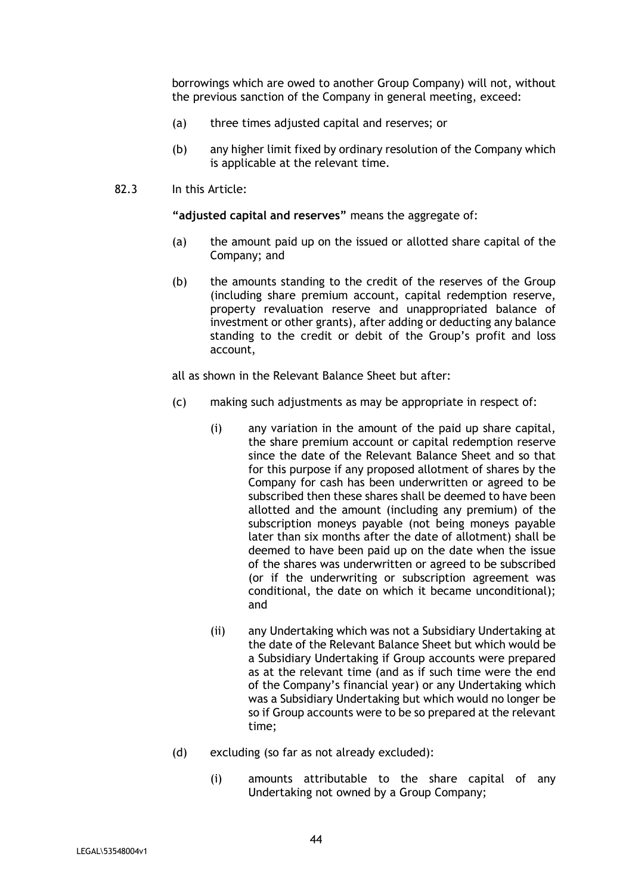borrowings which are owed to another Group Company) will not, without the previous sanction of the Company in general meeting, exceed:

(a) three times adjusted capital and reserves; or

(b) any higher limit fixed by ordinary resolution of the Company which is applicable at the relevant time.

82.3 In this Article:

**"adjusted capital and reserves"** means the aggregate of:

(a) the amount paid up on the issued or allotted share capital of the Company; and

(b) the amounts standing to the credit of the reserves of the Group (including share premium account, capital redemption reserve, property revaluation reserve and unappropriated balance of investment or other grants), after adding or deducting any balance standing to the credit or debit of the Group's profit and loss account,

all as shown in the Relevant Balance Sheet but after:

(c) making such adjustments as may be appropriate in respect of:

(i) any variation in the amount of the paid up share capital, the share premium account or capital redemption reserve since the date of the Relevant Balance Sheet and so that for this purpose if any proposed allotment of shares by the Company for cash has been underwritten or agreed to be subscribed then these shares shall be deemed to have been allotted and the amount (including any premium) of the subscription moneys payable (not being moneys payable later than six months after the date of allotment) shall be deemed to have been paid up on the date when the issue of the shares was underwritten or agreed to be subscribed (or if the underwriting or subscription agreement was conditional, the date on which it became unconditional); and

(ii) any Undertaking which was not a Subsidiary Undertaking at the date of the Relevant Balance Sheet but which would be a Subsidiary Undertaking if Group accounts were prepared as at the relevant time (and as if such time were the end of the Company's financial year) or any Undertaking which was a Subsidiary Undertaking but which would no longer be so if Group accounts were to be so prepared at the relevant time;

(d) excluding (so far as not already excluded):

(i) amounts attributable to the share capital of any Undertaking not owned by a Group Company;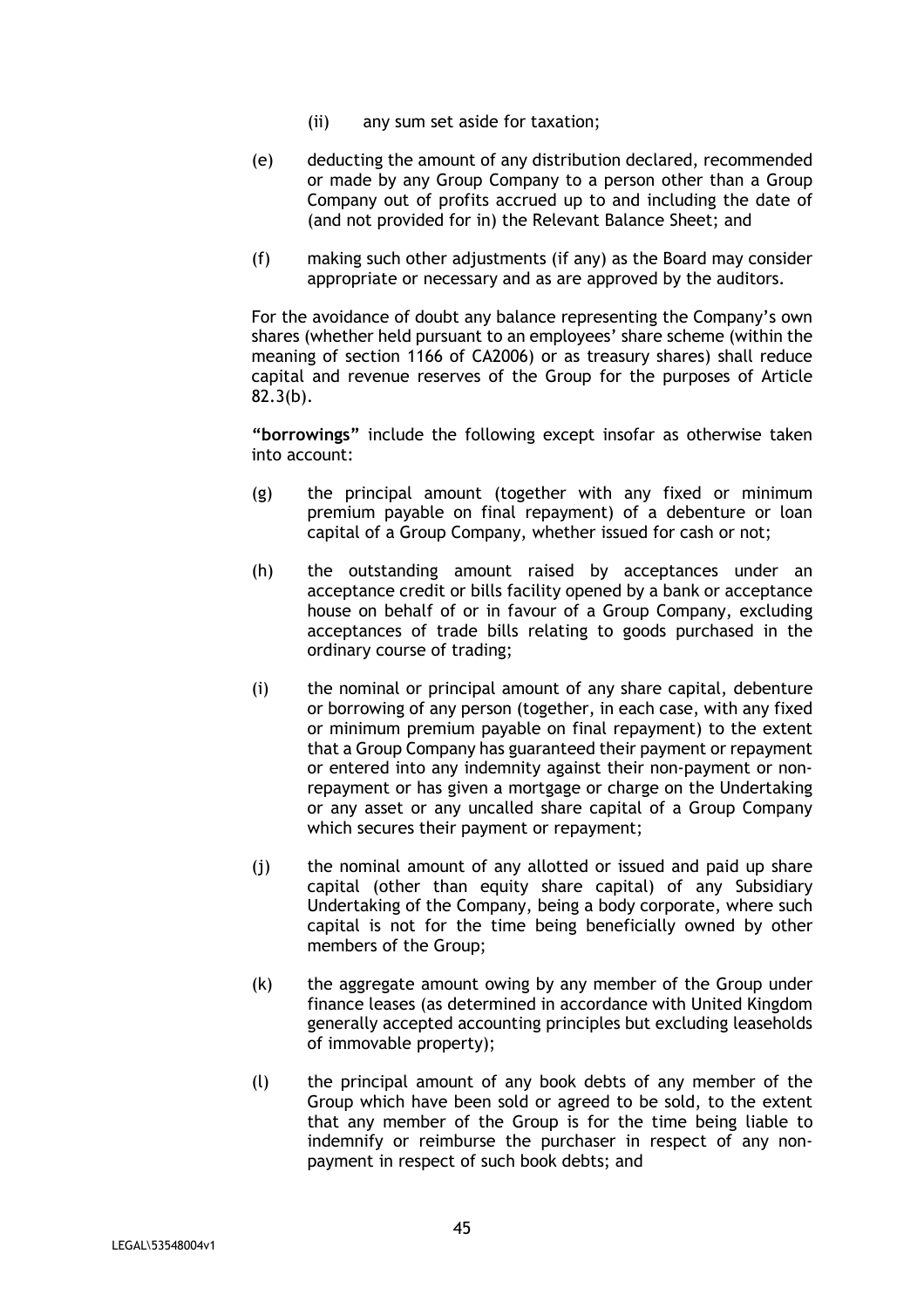(ii) any sum set aside for taxation;

(e) deducting the amount of any distribution declared, recommended or made by any Group Company to a person other than a Group Company out of profits accrued up to and including the date of (and not provided for in) the Relevant Balance Sheet; and

(f) making such other adjustments (if any) as the Board may consider appropriate or necessary and as are approved by the auditors.

For the avoidance of doubt any balance representing the Company's own shares (whether held pursuant to an employees' share scheme (within the meaning of section 1166 of CA2006) or as treasury shares) shall reduce capital and revenue reserves of the Group for the purposes of Article 82.3(b).

**"borrowings"** include the following except insofar as otherwise taken into account:

(g) the principal amount (together with any fixed or minimum premium payable on final repayment) of a debenture or loan capital of a Group Company, whether issued for cash or not;

(h) the outstanding amount raised by acceptances under an acceptance credit or bills facility opened by a bank or acceptance house on behalf of or in favour of a Group Company, excluding acceptances of trade bills relating to goods purchased in the ordinary course of trading;

(i) the nominal or principal amount of any share capital, debenture or borrowing of any person (together, in each case, with any fixed or minimum premium payable on final repayment) to the extent that a Group Company has guaranteed their payment or repayment or entered into any indemnity against their non-payment or non-repayment or has given a mortgage or charge on the Undertaking or any asset or any uncalled share capital of a Group Company which secures their payment or repayment;

(j) the nominal amount of any allotted or issued and paid up share capital (other than equity share capital) of any Subsidiary Undertaking of the Company, being a body corporate, where such capital is not for the time being beneficially owned by other members of the Group;

(k) the aggregate amount owing by any member of the Group under finance leases (as determined in accordance with United Kingdom generally accepted accounting principles but excluding leaseholds of immovable property);

(l) the principal amount of any book debts of any member of the Group which have been sold or agreed to be sold, to the extent that any member of the Group is for the time being liable to indemnify or reimburse the purchaser in respect of any non-payment in respect of such book debts; and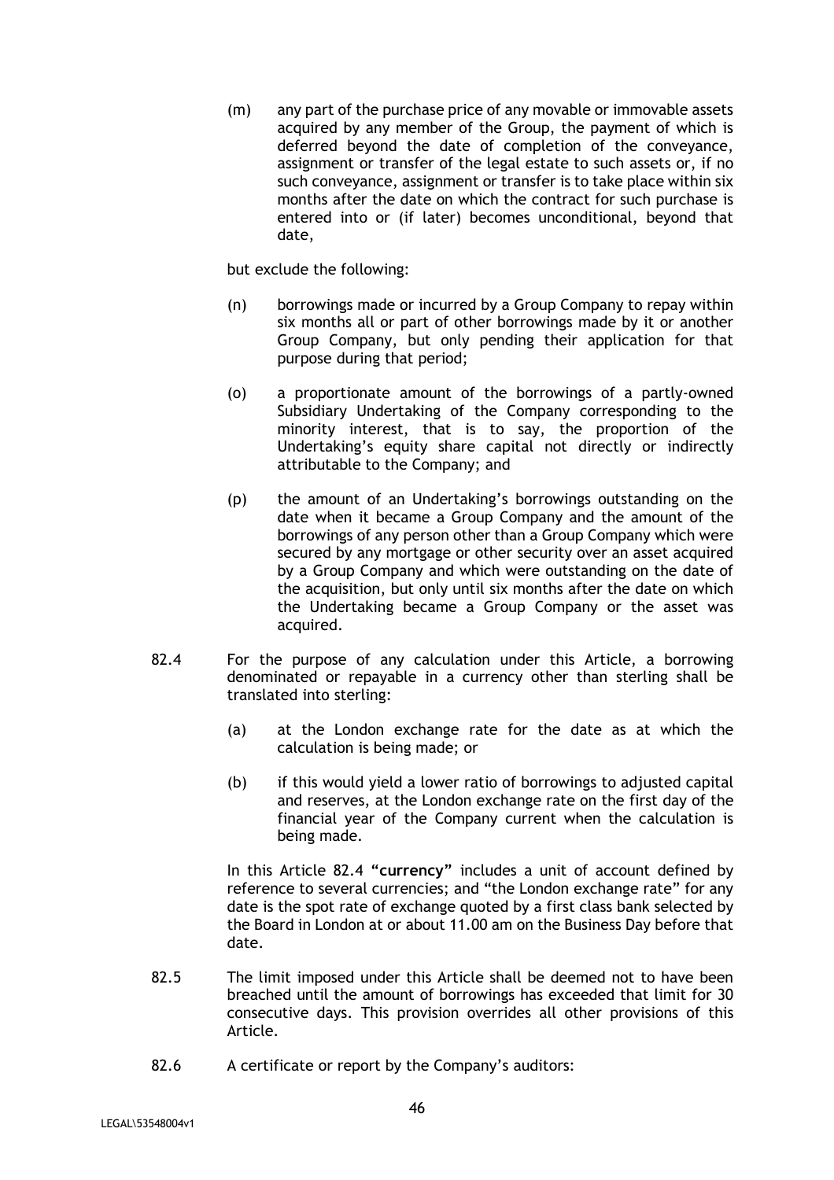(m) any part of the purchase price of any movable or immovable assets acquired by any member of the Group, the payment of which is deferred beyond the date of completion of the conveyance, assignment or transfer of the legal estate to such assets or, if no such conveyance, assignment or transfer is to take place within six months after the date on which the contract for such purchase is entered into or (if later) becomes unconditional, beyond that date,

but exclude the following:

(n) borrowings made or incurred by a Group Company to repay within six months all or part of other borrowings made by it or another Group Company, but only pending their application for that purpose during that period;

(o) a proportionate amount of the borrowings of a partly-owned Subsidiary Undertaking of the Company corresponding to the minority interest, that is to say, the proportion of the Undertaking's equity share capital not directly or indirectly attributable to the Company; and

(p) the amount of an Undertaking's borrowings outstanding on the date when it became a Group Company and the amount of the borrowings of any person other than a Group Company which were secured by any mortgage or other security over an asset acquired by a Group Company and which were outstanding on the date of the acquisition, but only until six months after the date on which the Undertaking became a Group Company or the asset was acquired.

82.4 For the purpose of any calculation under this Article, a borrowing denominated or repayable in a currency other than sterling shall be translated into sterling:

(a) at the London exchange rate for the date as at which the calculation is being made; or

(b) if this would yield a lower ratio of borrowings to adjusted capital and reserves, at the London exchange rate on the first day of the financial year of the Company current when the calculation is being made.

In this Article 82.4 **"currency"** includes a unit of account defined by reference to several currencies; and "the London exchange rate" for any date is the spot rate of exchange quoted by a first class bank selected by the Board in London at or about 11.00 am on the Business Day before that date.

82.5 The limit imposed under this Article shall be deemed not to have been breached until the amount of borrowings has exceeded that limit for 30 consecutive days. This provision overrides all other provisions of this Article.

82.6 A certificate or report by the Company's auditors: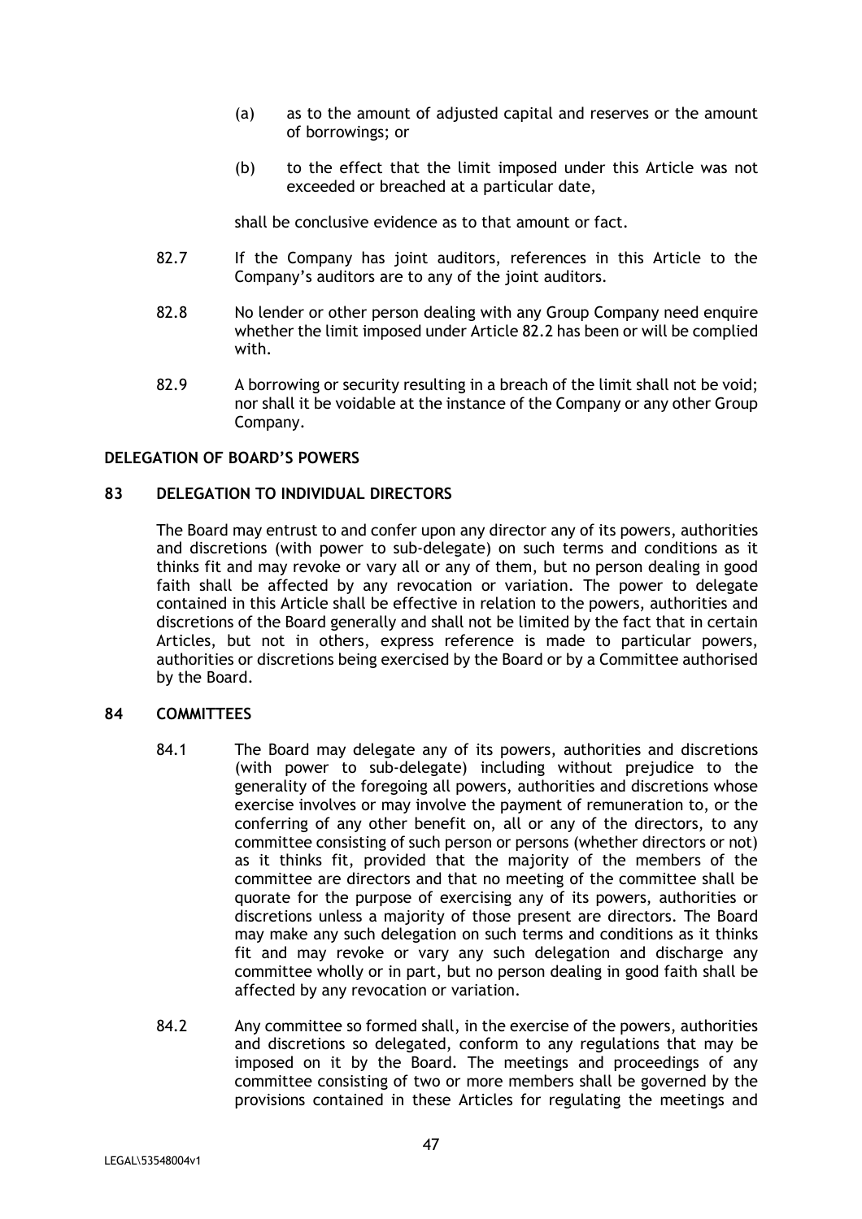(a) as to the amount of adjusted capital and reserves or the amount of borrowings; or

(b) to the effect that the limit imposed under this Article was not exceeded or breached at a particular date,

shall be conclusive evidence as to that amount or fact.

82.7 If the Company has joint auditors, references in this Article to the Company's auditors are to any of the joint auditors.

82.8 No lender or other person dealing with any Group Company need enquire whether the limit imposed under Article 82.2 has been or will be complied with.

82.9 A borrowing or security resulting in a breach of the limit shall not be void; nor shall it be voidable at the instance of the Company or any other Group Company.

## DELEGATION OF BOARD'S POWERS

### 83 DELEGATION TO INDIVIDUAL DIRECTORS

The Board may entrust to and confer upon any director any of its powers, authorities and discretions (with power to sub-delegate) on such terms and conditions as it thinks fit and may revoke or vary all or any of them, but no person dealing in good faith shall be affected by any revocation or variation. The power to delegate contained in this Article shall be effective in relation to the powers, authorities and discretions of the Board generally and shall not be limited by the fact that in certain Articles, but not in others, express reference is made to particular powers, authorities or discretions being exercised by the Board or by a Committee authorised by the Board.

### 84 COMMITTEES

84.1 The Board may delegate any of its powers, authorities and discretions (with power to sub-delegate) including without prejudice to the generality of the foregoing all powers, authorities and discretions whose exercise involves or may involve the payment of remuneration to, or the conferring of any other benefit on, all or any of the directors, to any committee consisting of such person or persons (whether directors or not) as it thinks fit, provided that the majority of the members of the committee are directors and that no meeting of the committee shall be quorate for the purpose of exercising any of its powers, authorities or discretions unless a majority of those present are directors. The Board may make any such delegation on such terms and conditions as it thinks fit and may revoke or vary any such delegation and discharge any committee wholly or in part, but no person dealing in good faith shall be affected by any revocation or variation.

84.2 Any committee so formed shall, in the exercise of the powers, authorities and discretions so delegated, conform to any regulations that may be imposed on it by the Board. The meetings and proceedings of any committee consisting of two or more members shall be governed by the provisions contained in these Articles for regulating the meetings and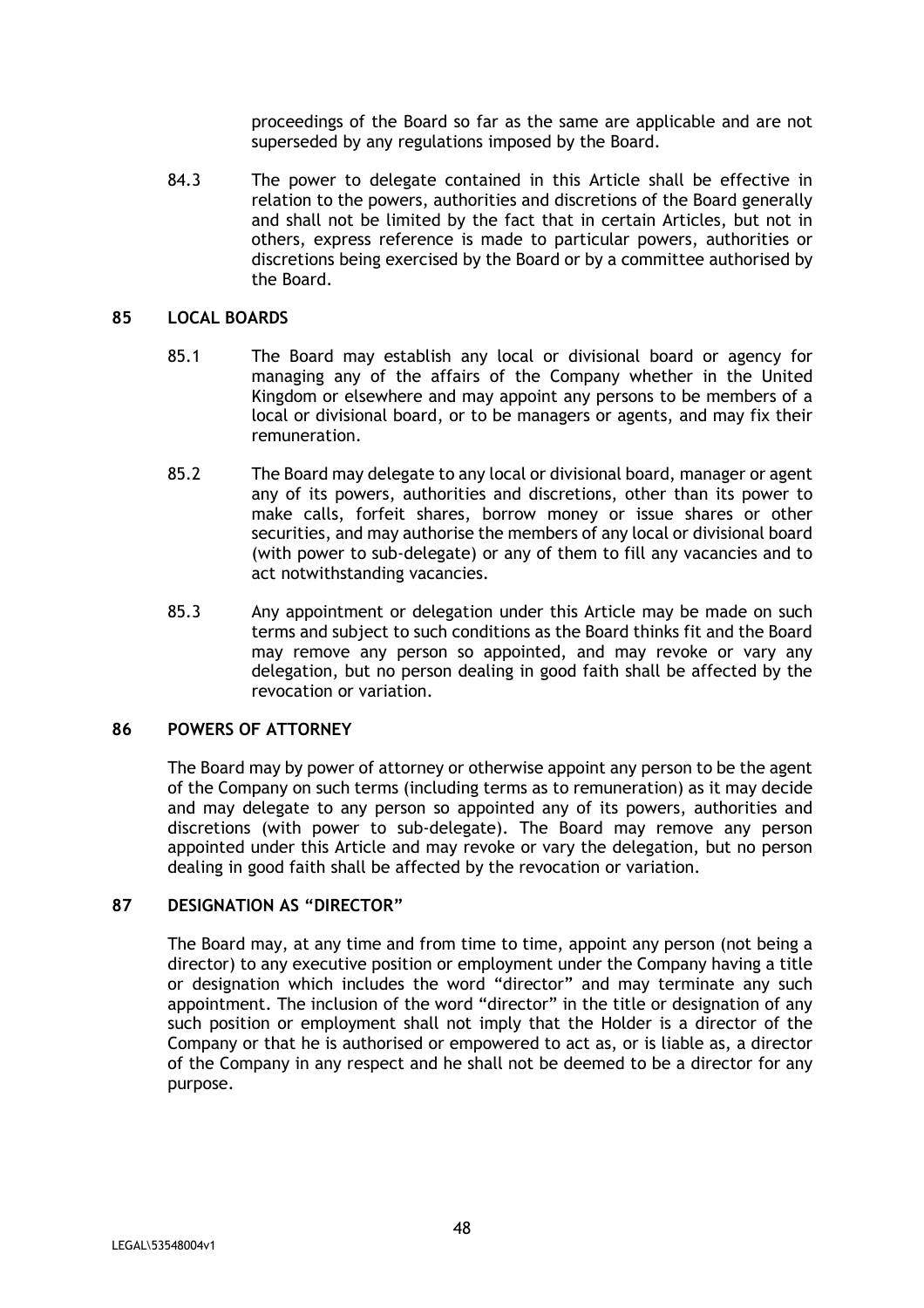proceedings of the Board so far as the same are applicable and are not superseded by any regulations imposed by the Board.

84.3 The power to delegate contained in this Article shall be effective in relation to the powers, authorities and discretions of the Board generally and shall not be limited by the fact that in certain Articles, but not in others, express reference is made to particular powers, authorities or discretions being exercised by the Board or by a committee authorised by the Board.

## 85 LOCAL BOARDS

85.1 The Board may establish any local or divisional board or agency for managing any of the affairs of the Company whether in the United Kingdom or elsewhere and may appoint any persons to be members of a local or divisional board, or to be managers or agents, and may fix their remuneration.

85.2 The Board may delegate to any local or divisional board, manager or agent any of its powers, authorities and discretions, other than its power to make calls, forfeit shares, borrow money or issue shares or other securities, and may authorise the members of any local or divisional board (with power to sub-delegate) or any of them to fill any vacancies and to act notwithstanding vacancies.

85.3 Any appointment or delegation under this Article may be made on such terms and subject to such conditions as the Board thinks fit and the Board may remove any person so appointed, and may revoke or vary any delegation, but no person dealing in good faith shall be affected by the revocation or variation.

## 86 POWERS OF ATTORNEY

The Board may by power of attorney or otherwise appoint any person to be the agent of the Company on such terms (including terms as to remuneration) as it may decide and may delegate to any person so appointed any of its powers, authorities and discretions (with power to sub-delegate). The Board may remove any person appointed under this Article and may revoke or vary the delegation, but no person dealing in good faith shall be affected by the revocation or variation.

## 87 DESIGNATION AS "DIRECTOR"

The Board may, at any time and from time to time, appoint any person (not being a director) to any executive position or employment under the Company having a title or designation which includes the word "director" and may terminate any such appointment. The inclusion of the word "director" in the title or designation of any such position or employment shall not imply that the Holder is a director of the Company or that he is authorised or empowered to act as, or is liable as, a director of the Company in any respect and he shall not be deemed to be a director for any purpose.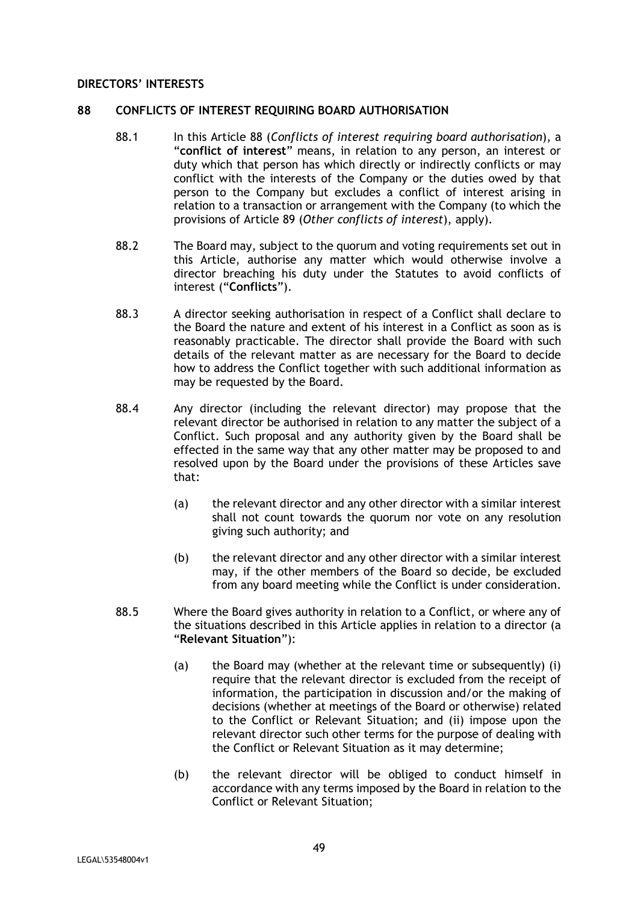**DIRECTORS' INTERESTS**

**88 CONFLICTS OF INTEREST REQUIRING BOARD AUTHORISATION**

88.1 In this Article 88 (*Conflicts of interest requiring board authorisation*), a "**conflict of interest**" means, in relation to any person, an interest or duty which that person has which directly or indirectly conflicts or may conflict with the interests of the Company or the duties owed by that person to the Company but excludes a conflict of interest arising in relation to a transaction or arrangement with the Company (to which the provisions of Article 89 (*Other conflicts of interest*), apply).

88.2 The Board may, subject to the quorum and voting requirements set out in this Article, authorise any matter which would otherwise involve a director breaching his duty under the Statutes to avoid conflicts of interest ("**Conflicts**").

88.3 A director seeking authorisation in respect of a Conflict shall declare to the Board the nature and extent of his interest in a Conflict as soon as is reasonably practicable. The director shall provide the Board with such details of the relevant matter as are necessary for the Board to decide how to address the Conflict together with such additional information as may be requested by the Board.

88.4 Any director (including the relevant director) may propose that the relevant director be authorised in relation to any matter the subject of a Conflict. Such proposal and any authority given by the Board shall be effected in the same way that any other matter may be proposed to and resolved upon by the Board under the provisions of these Articles save that:

(a) the relevant director and any other director with a similar interest shall not count towards the quorum nor vote on any resolution giving such authority; and

(b) the relevant director and any other director with a similar interest may, if the other members of the Board so decide, be excluded from any board meeting while the Conflict is under consideration.

88.5 Where the Board gives authority in relation to a Conflict, or where any of the situations described in this Article applies in relation to a director (a "**Relevant Situation**"):

(a) the Board may (whether at the relevant time or subsequently) (i) require that the relevant director is excluded from the receipt of information, the participation in discussion and/or the making of decisions (whether at meetings of the Board or otherwise) related to the Conflict or Relevant Situation; and (ii) impose upon the relevant director such other terms for the purpose of dealing with the Conflict or Relevant Situation as it may determine;

(b) the relevant director will be obliged to conduct himself in accordance with any terms imposed by the Board in relation to the Conflict or Relevant Situation;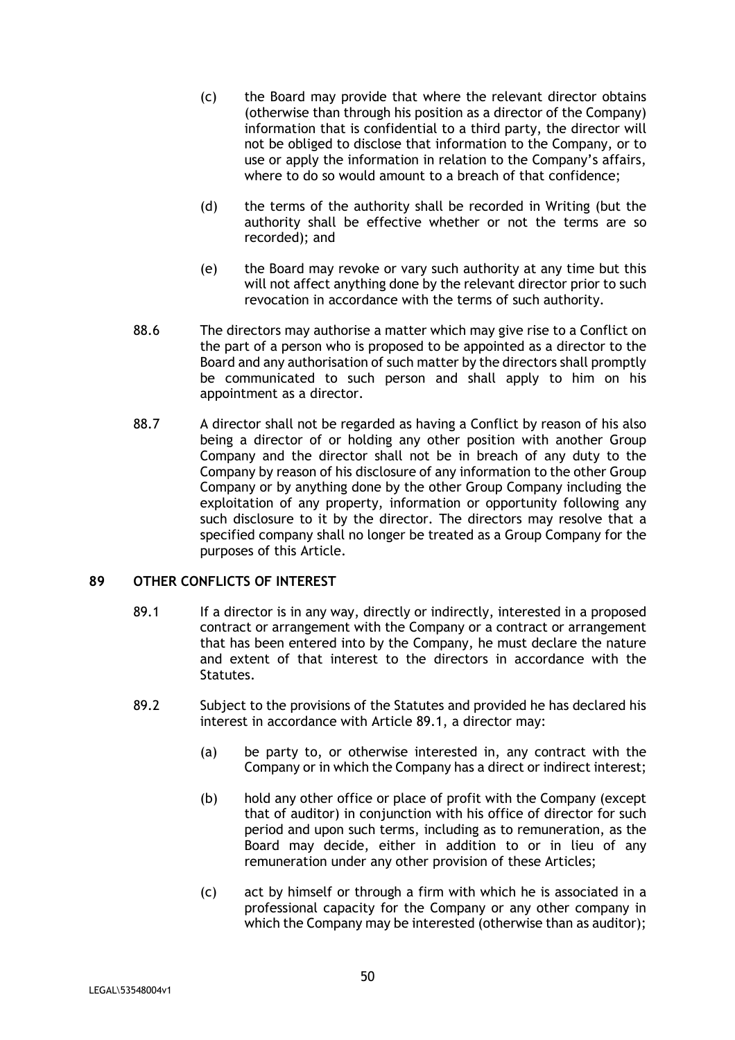(c) the Board may provide that where the relevant director obtains (otherwise than through his position as a director of the Company) information that is confidential to a third party, the director will not be obliged to disclose that information to the Company, or to use or apply the information in relation to the Company's affairs, where to do so would amount to a breach of that confidence;

(d) the terms of the authority shall be recorded in Writing (but the authority shall be effective whether or not the terms are so recorded); and

(e) the Board may revoke or vary such authority at any time but this will not affect anything done by the relevant director prior to such revocation in accordance with the terms of such authority.

88.6 The directors may authorise a matter which may give rise to a Conflict on the part of a person who is proposed to be appointed as a director to the Board and any authorisation of such matter by the directors shall promptly be communicated to such person and shall apply to him on his appointment as a director.

88.7 A director shall not be regarded as having a Conflict by reason of his also being a director of or holding any other position with another Group Company and the director shall not be in breach of any duty to the Company by reason of his disclosure of any information to the other Group Company or by anything done by the other Group Company including the exploitation of any property, information or opportunity following any such disclosure to it by the director. The directors may resolve that a specified company shall no longer be treated as a Group Company for the purposes of this Article.

## 89 OTHER CONFLICTS OF INTEREST

89.1 If a director is in any way, directly or indirectly, interested in a proposed contract or arrangement with the Company or a contract or arrangement that has been entered into by the Company, he must declare the nature and extent of that interest to the directors in accordance with the Statutes.

89.2 Subject to the provisions of the Statutes and provided he has declared his interest in accordance with Article 89.1, a director may:

(a) be party to, or otherwise interested in, any contract with the Company or in which the Company has a direct or indirect interest;

(b) hold any other office or place of profit with the Company (except that of auditor) in conjunction with his office of director for such period and upon such terms, including as to remuneration, as the Board may decide, either in addition to or in lieu of any remuneration under any other provision of these Articles;

(c) act by himself or through a firm with which he is associated in a professional capacity for the Company or any other company in which the Company may be interested (otherwise than as auditor);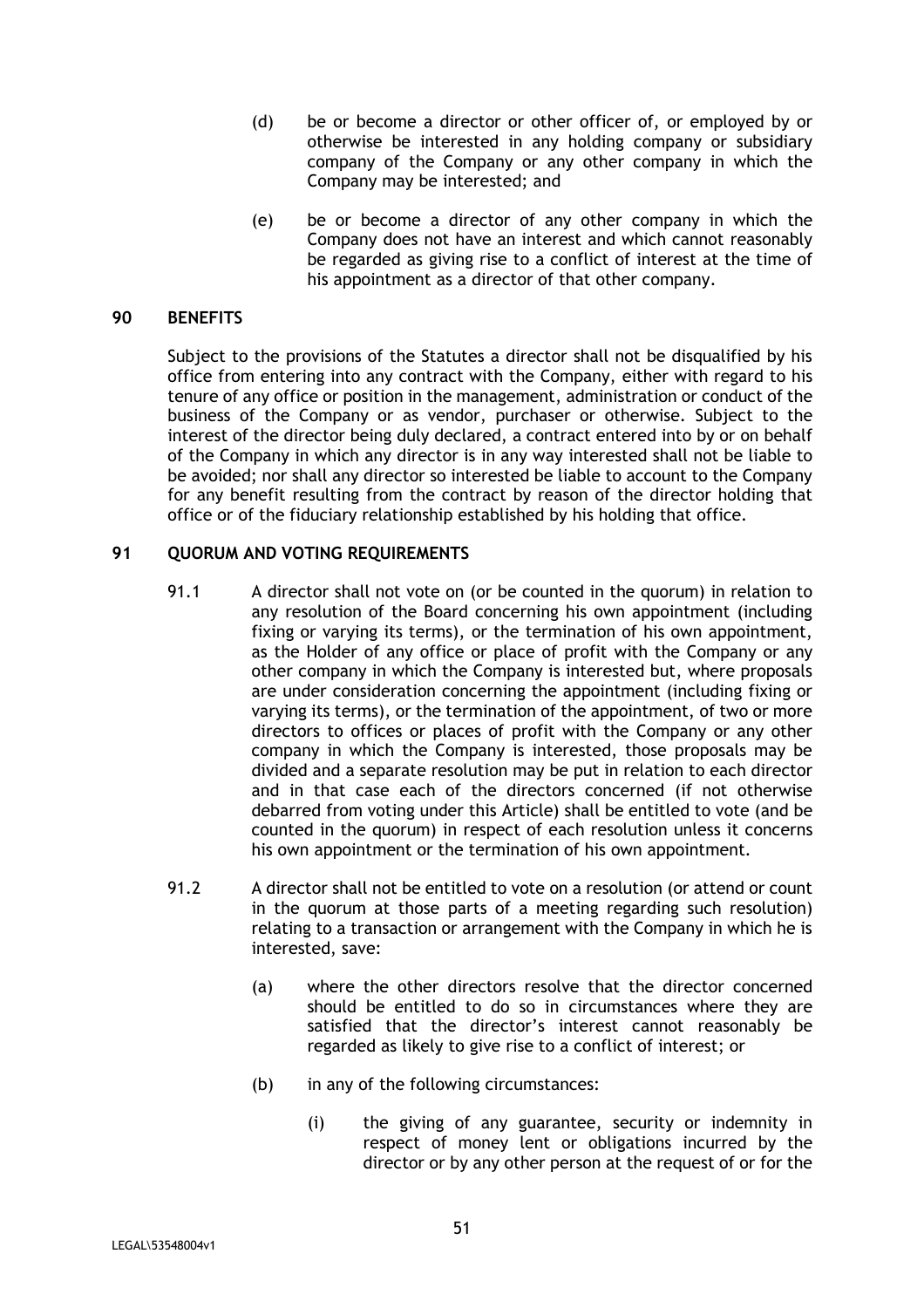(d) be or become a director or other officer of, or employed by or otherwise be interested in any holding company or subsidiary company of the Company or any other company in which the Company may be interested; and

(e) be or become a director of any other company in which the Company does not have an interest and which cannot reasonably be regarded as giving rise to a conflict of interest at the time of his appointment as a director of that other company.

## 90 BENEFITS

Subject to the provisions of the Statutes a director shall not be disqualified by his office from entering into any contract with the Company, either with regard to his tenure of any office or position in the management, administration or conduct of the business of the Company or as vendor, purchaser or otherwise. Subject to the interest of the director being duly declared, a contract entered into by or on behalf of the Company in which any director is in any way interested shall not be liable to be avoided; nor shall any director so interested be liable to account to the Company for any benefit resulting from the contract by reason of the director holding that office or of the fiduciary relationship established by his holding that office.

## 91 QUORUM AND VOTING REQUIREMENTS

91.1 A director shall not vote on (or be counted in the quorum) in relation to any resolution of the Board concerning his own appointment (including fixing or varying its terms), or the termination of his own appointment, as the Holder of any office or place of profit with the Company or any other company in which the Company is interested but, where proposals are under consideration concerning the appointment (including fixing or varying its terms), or the termination of the appointment, of two or more directors to offices or places of profit with the Company or any other company in which the Company is interested, those proposals may be divided and a separate resolution may be put in relation to each director and in that case each of the directors concerned (if not otherwise debarred from voting under this Article) shall be entitled to vote (and be counted in the quorum) in respect of each resolution unless it concerns his own appointment or the termination of his own appointment.

91.2 A director shall not be entitled to vote on a resolution (or attend or count in the quorum at those parts of a meeting regarding such resolution) relating to a transaction or arrangement with the Company in which he is interested, save:

(a) where the other directors resolve that the director concerned should be entitled to do so in circumstances where they are satisfied that the director's interest cannot reasonably be regarded as likely to give rise to a conflict of interest; or

(b) in any of the following circumstances:

(i) the giving of any guarantee, security or indemnity in respect of money lent or obligations incurred by the director or by any other person at the request of or for the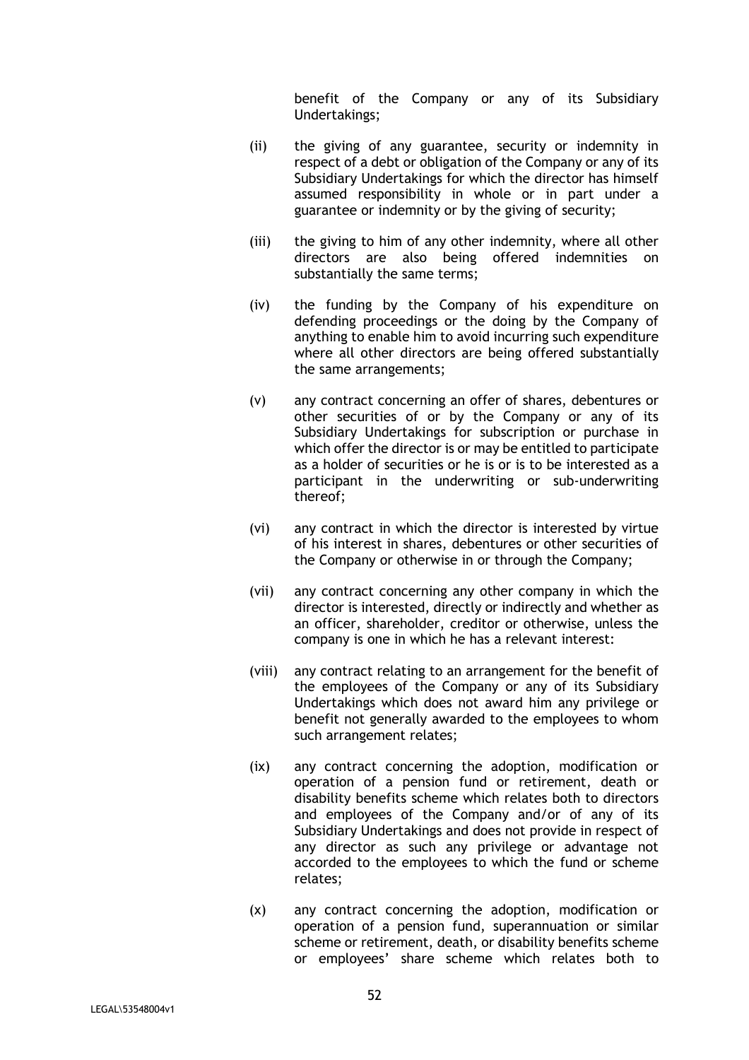benefit of the Company or any of its Subsidiary Undertakings;

(ii) the giving of any guarantee, security or indemnity in respect of a debt or obligation of the Company or any of its Subsidiary Undertakings for which the director has himself assumed responsibility in whole or in part under a guarantee or indemnity or by the giving of security;

(iii) the giving to him of any other indemnity, where all other directors are also being offered indemnities on substantially the same terms;

(iv) the funding by the Company of his expenditure on defending proceedings or the doing by the Company of anything to enable him to avoid incurring such expenditure where all other directors are being offered substantially the same arrangements;

(v) any contract concerning an offer of shares, debentures or other securities of or by the Company or any of its Subsidiary Undertakings for subscription or purchase in which offer the director is or may be entitled to participate as a holder of securities or he is or is to be interested as a participant in the underwriting or sub-underwriting thereof;

(vi) any contract in which the director is interested by virtue of his interest in shares, debentures or other securities of the Company or otherwise in or through the Company;

(vii) any contract concerning any other company in which the director is interested, directly or indirectly and whether as an officer, shareholder, creditor or otherwise, unless the company is one in which he has a relevant interest:

(viii) any contract relating to an arrangement for the benefit of the employees of the Company or any of its Subsidiary Undertakings which does not award him any privilege or benefit not generally awarded to the employees to whom such arrangement relates;

(ix) any contract concerning the adoption, modification or operation of a pension fund or retirement, death or disability benefits scheme which relates both to directors and employees of the Company and/or of any of its Subsidiary Undertakings and does not provide in respect of any director as such any privilege or advantage not accorded to the employees to which the fund or scheme relates;

(x) any contract concerning the adoption, modification or operation of a pension fund, superannuation or similar scheme or retirement, death, or disability benefits scheme or employees' share scheme which relates both to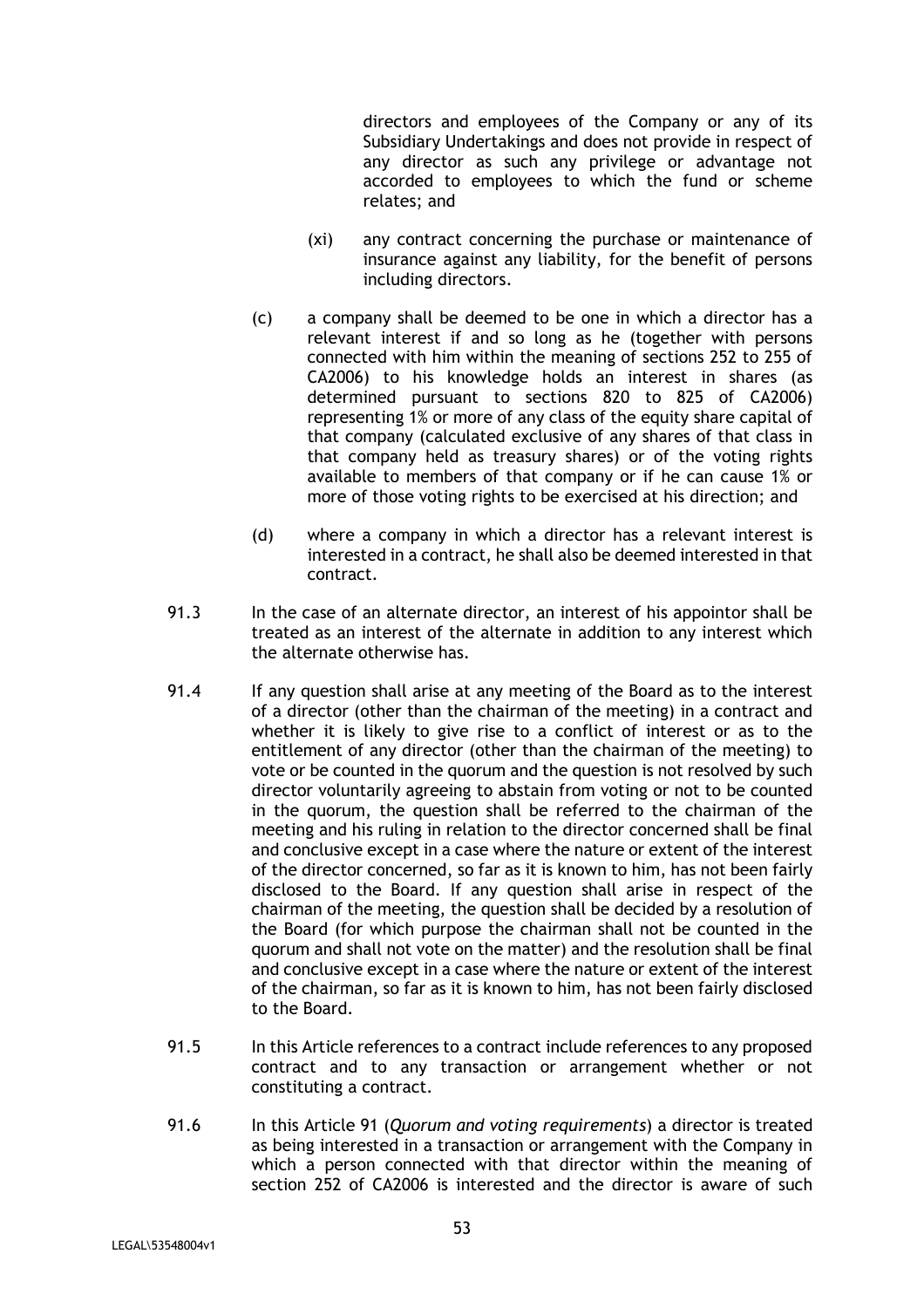directors and employees of the Company or any of its Subsidiary Undertakings and does not provide in respect of any director as such any privilege or advantage not accorded to employees to which the fund or scheme relates; and

(xi) any contract concerning the purchase or maintenance of insurance against any liability, for the benefit of persons including directors.

(c) a company shall be deemed to be one in which a director has a relevant interest if and so long as he (together with persons connected with him within the meaning of sections 252 to 255 of CA2006) to his knowledge holds an interest in shares (as determined pursuant to sections 820 to 825 of CA2006) representing 1% or more of any class of the equity share capital of that company (calculated exclusive of any shares of that class in that company held as treasury shares) or of the voting rights available to members of that company or if he can cause 1% or more of those voting rights to be exercised at his direction; and

(d) where a company in which a director has a relevant interest is interested in a contract, he shall also be deemed interested in that contract.

91.3 In the case of an alternate director, an interest of his appointor shall be treated as an interest of the alternate in addition to any interest which the alternate otherwise has.

91.4 If any question shall arise at any meeting of the Board as to the interest of a director (other than the chairman of the meeting) in a contract and whether it is likely to give rise to a conflict of interest or as to the entitlement of any director (other than the chairman of the meeting) to vote or be counted in the quorum and the question is not resolved by such director voluntarily agreeing to abstain from voting or not to be counted in the quorum, the question shall be referred to the chairman of the meeting and his ruling in relation to the director concerned shall be final and conclusive except in a case where the nature or extent of the interest of the director concerned, so far as it is known to him, has not been fairly disclosed to the Board. If any question shall arise in respect of the chairman of the meeting, the question shall be decided by a resolution of the Board (for which purpose the chairman shall not be counted in the quorum and shall not vote on the matter) and the resolution shall be final and conclusive except in a case where the nature or extent of the interest of the chairman, so far as it is known to him, has not been fairly disclosed to the Board.

91.5 In this Article references to a contract include references to any proposed contract and to any transaction or arrangement whether or not constituting a contract.

91.6 In this Article 91 (*Quorum and voting requirements*) a director is treated as being interested in a transaction or arrangement with the Company in which a person connected with that director within the meaning of section 252 of CA2006 is interested and the director is aware of such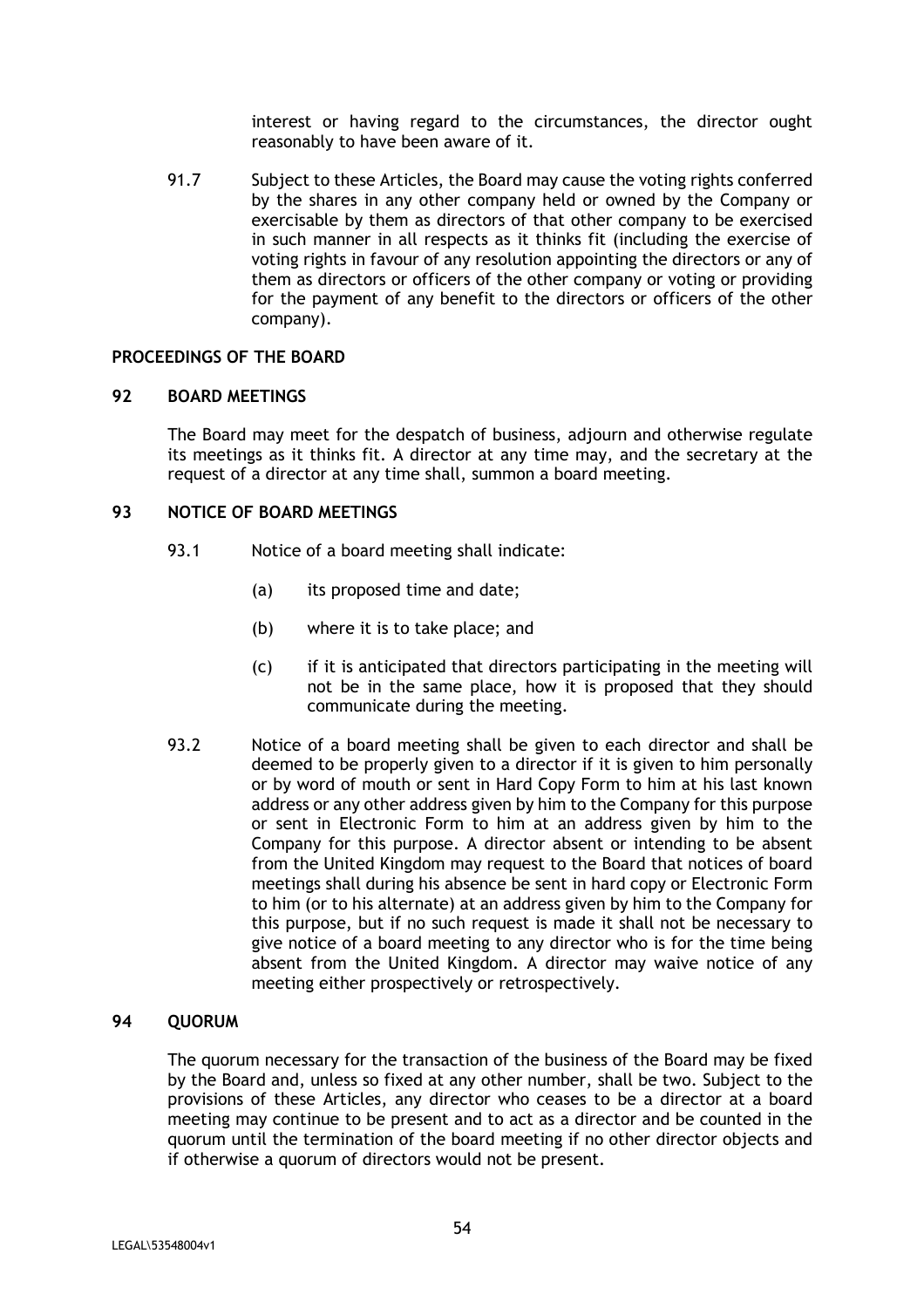interest or having regard to the circumstances, the director ought reasonably to have been aware of it.

91.7 Subject to these Articles, the Board may cause the voting rights conferred by the shares in any other company held or owned by the Company or exercisable by them as directors of that other company to be exercised in such manner in all respects as it thinks fit (including the exercise of voting rights in favour of any resolution appointing the directors or any of them as directors or officers of the other company or voting or providing for the payment of any benefit to the directors or officers of the other company).

## PROCEEDINGS OF THE BOARD

### 92 BOARD MEETINGS

The Board may meet for the despatch of business, adjourn and otherwise regulate its meetings as it thinks fit. A director at any time may, and the secretary at the request of a director at any time shall, summon a board meeting.

### 93 NOTICE OF BOARD MEETINGS

93.1 Notice of a board meeting shall indicate:

(a) its proposed time and date;

(b) where it is to take place; and

(c) if it is anticipated that directors participating in the meeting will not be in the same place, how it is proposed that they should communicate during the meeting.

93.2 Notice of a board meeting shall be given to each director and shall be deemed to be properly given to a director if it is given to him personally or by word of mouth or sent in Hard Copy Form to him at his last known address or any other address given by him to the Company for this purpose or sent in Electronic Form to him at an address given by him to the Company for this purpose. A director absent or intending to be absent from the United Kingdom may request to the Board that notices of board meetings shall during his absence be sent in hard copy or Electronic Form to him (or to his alternate) at an address given by him to the Company for this purpose, but if no such request is made it shall not be necessary to give notice of a board meeting to any director who is for the time being absent from the United Kingdom. A director may waive notice of any meeting either prospectively or retrospectively.

### 94 QUORUM

The quorum necessary for the transaction of the business of the Board may be fixed by the Board and, unless so fixed at any other number, shall be two. Subject to the provisions of these Articles, any director who ceases to be a director at a board meeting may continue to be present and to act as a director and be counted in the quorum until the termination of the board meeting if no other director objects and if otherwise a quorum of directors would not be present.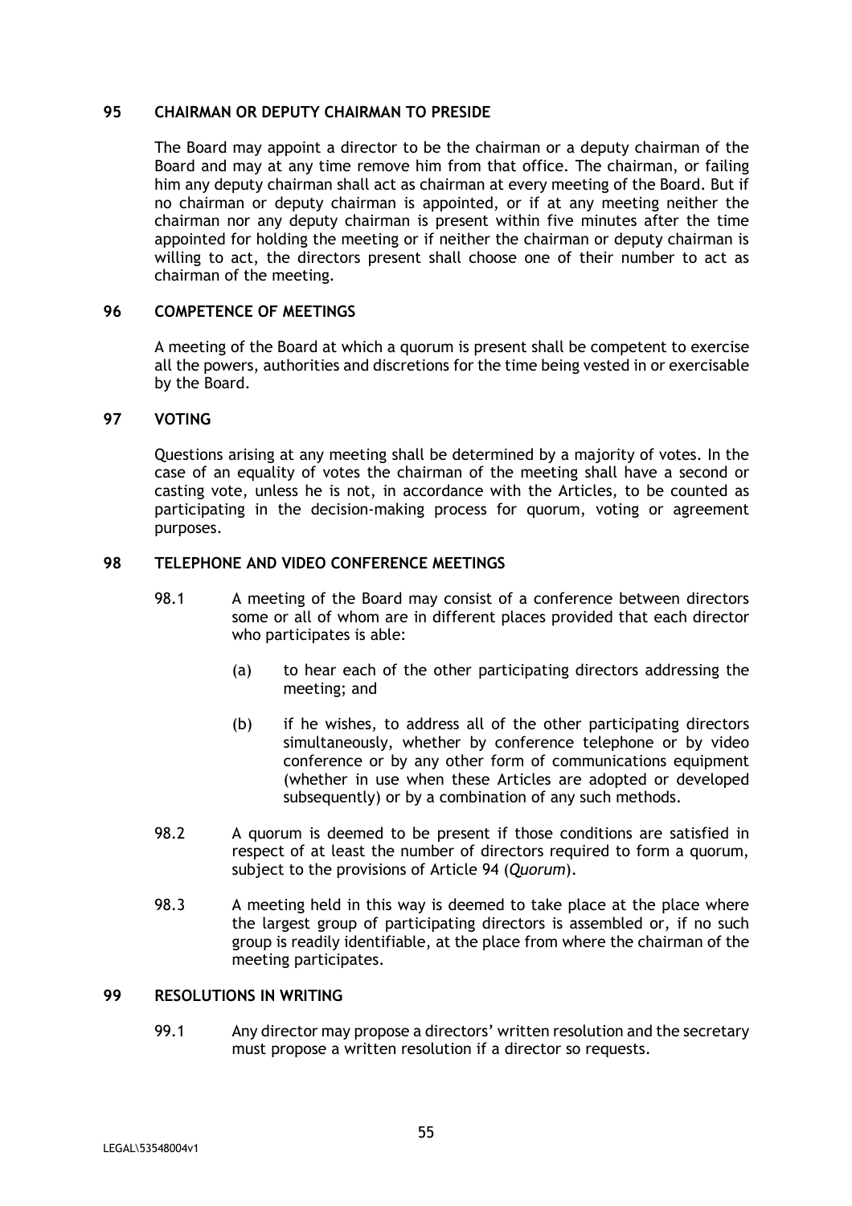## 95 CHAIRMAN OR DEPUTY CHAIRMAN TO PRESIDE

The Board may appoint a director to be the chairman or a deputy chairman of the Board and may at any time remove him from that office. The chairman, or failing him any deputy chairman shall act as chairman at every meeting of the Board. But if no chairman or deputy chairman is appointed, or if at any meeting neither the chairman nor any deputy chairman is present within five minutes after the time appointed for holding the meeting or if neither the chairman or deputy chairman is willing to act, the directors present shall choose one of their number to act as chairman of the meeting.

## 96 COMPETENCE OF MEETINGS

A meeting of the Board at which a quorum is present shall be competent to exercise all the powers, authorities and discretions for the time being vested in or exercisable by the Board.

## 97 VOTING

Questions arising at any meeting shall be determined by a majority of votes. In the case of an equality of votes the chairman of the meeting shall have a second or casting vote, unless he is not, in accordance with the Articles, to be counted as participating in the decision-making process for quorum, voting or agreement purposes.

## 98 TELEPHONE AND VIDEO CONFERENCE MEETINGS

98.1 A meeting of the Board may consist of a conference between directors some or all of whom are in different places provided that each director who participates is able:

(a) to hear each of the other participating directors addressing the meeting; and

(b) if he wishes, to address all of the other participating directors simultaneously, whether by conference telephone or by video conference or by any other form of communications equipment (whether in use when these Articles are adopted or developed subsequently) or by a combination of any such methods.

98.2 A quorum is deemed to be present if those conditions are satisfied in respect of at least the number of directors required to form a quorum, subject to the provisions of Article 94 (*Quorum*).

98.3 A meeting held in this way is deemed to take place at the place where the largest group of participating directors is assembled or, if no such group is readily identifiable, at the place from where the chairman of the meeting participates.

## 99 RESOLUTIONS IN WRITING

99.1 Any director may propose a directors' written resolution and the secretary must propose a written resolution if a director so requests.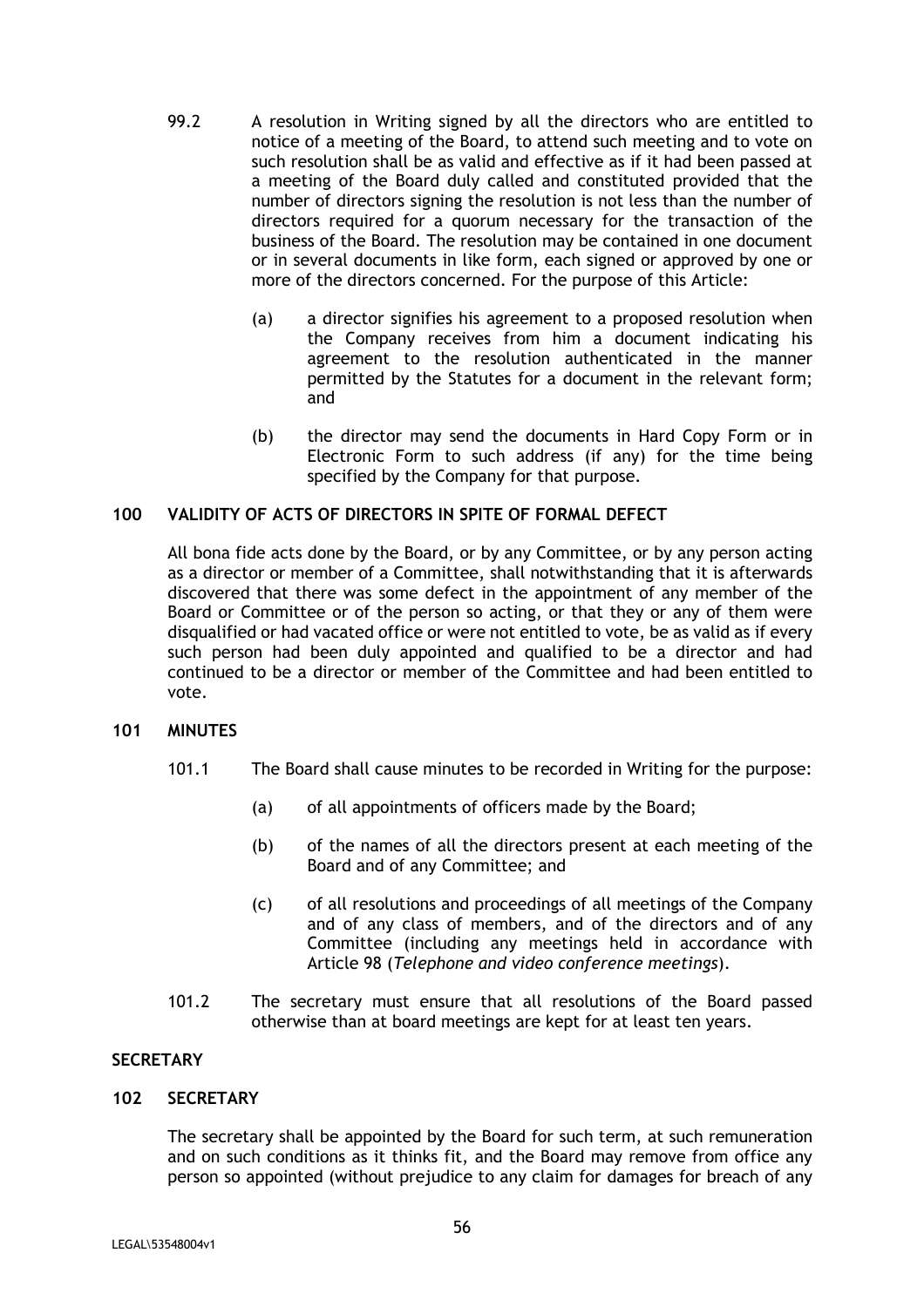99.2 A resolution in Writing signed by all the directors who are entitled to notice of a meeting of the Board, to attend such meeting and to vote on such resolution shall be as valid and effective as if it had been passed at a meeting of the Board duly called and constituted provided that the number of directors signing the resolution is not less than the number of directors required for a quorum necessary for the transaction of the business of the Board. The resolution may be contained in one document or in several documents in like form, each signed or approved by one or more of the directors concerned. For the purpose of this Article:

(a) a director signifies his agreement to a proposed resolution when the Company receives from him a document indicating his agreement to the resolution authenticated in the manner permitted by the Statutes for a document in the relevant form; and

(b) the director may send the documents in Hard Copy Form or in Electronic Form to such address (if any) for the time being specified by the Company for that purpose.

**100 VALIDITY OF ACTS OF DIRECTORS IN SPITE OF FORMAL DEFECT**

All bona fide acts done by the Board, or by any Committee, or by any person acting as a director or member of a Committee, shall notwithstanding that it is afterwards discovered that there was some defect in the appointment of any member of the Board or Committee or of the person so acting, or that they or any of them were disqualified or had vacated office or were not entitled to vote, be as valid as if every such person had been duly appointed and qualified to be a director and had continued to be a director or member of the Committee and had been entitled to vote.

**101 MINUTES**

101.1 The Board shall cause minutes to be recorded in Writing for the purpose:

(a) of all appointments of officers made by the Board;

(b) of the names of all the directors present at each meeting of the Board and of any Committee; and

(c) of all resolutions and proceedings of all meetings of the Company and of any class of members, and of the directors and of any Committee (including any meetings held in accordance with Article 98 (*Telephone and video conference meetings*).

101.2 The secretary must ensure that all resolutions of the Board passed otherwise than at board meetings are kept for at least ten years.

**SECRETARY**

**102 SECRETARY**

The secretary shall be appointed by the Board for such term, at such remuneration and on such conditions as it thinks fit, and the Board may remove from office any person so appointed (without prejudice to any claim for damages for breach of any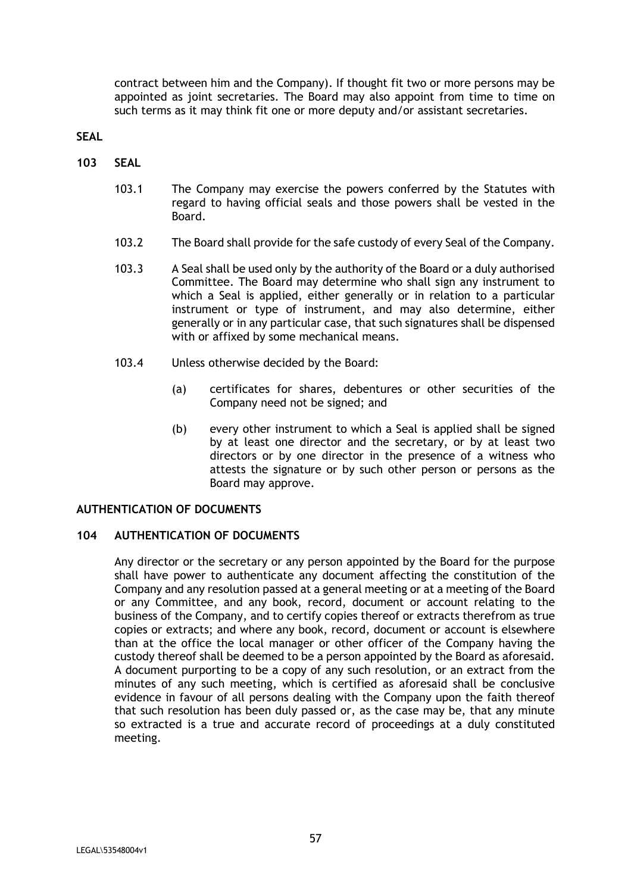contract between him and the Company). If thought fit two or more persons may be appointed as joint secretaries. The Board may also appoint from time to time on such terms as it may think fit one or more deputy and/or assistant secretaries.

**SEAL**

**103 SEAL**

103.1 The Company may exercise the powers conferred by the Statutes with regard to having official seals and those powers shall be vested in the Board.

103.2 The Board shall provide for the safe custody of every Seal of the Company.

103.3 A Seal shall be used only by the authority of the Board or a duly authorised Committee. The Board may determine who shall sign any instrument to which a Seal is applied, either generally or in relation to a particular instrument or type of instrument, and may also determine, either generally or in any particular case, that such signatures shall be dispensed with or affixed by some mechanical means.

103.4 Unless otherwise decided by the Board:

(a) certificates for shares, debentures or other securities of the Company need not be signed; and

(b) every other instrument to which a Seal is applied shall be signed by at least one director and the secretary, or by at least two directors or by one director in the presence of a witness who attests the signature or by such other person or persons as the Board may approve.

**AUTHENTICATION OF DOCUMENTS**

**104 AUTHENTICATION OF DOCUMENTS**

Any director or the secretary or any person appointed by the Board for the purpose shall have power to authenticate any document affecting the constitution of the Company and any resolution passed at a general meeting or at a meeting of the Board or any Committee, and any book, record, document or account relating to the business of the Company, and to certify copies thereof or extracts therefrom as true copies or extracts; and where any book, record, document or account is elsewhere than at the office the local manager or other officer of the Company having the custody thereof shall be deemed to be a person appointed by the Board as aforesaid. A document purporting to be a copy of any such resolution, or an extract from the minutes of any such meeting, which is certified as aforesaid shall be conclusive evidence in favour of all persons dealing with the Company upon the faith thereof that such resolution has been duly passed or, as the case may be, that any minute so extracted is a true and accurate record of proceedings at a duly constituted meeting.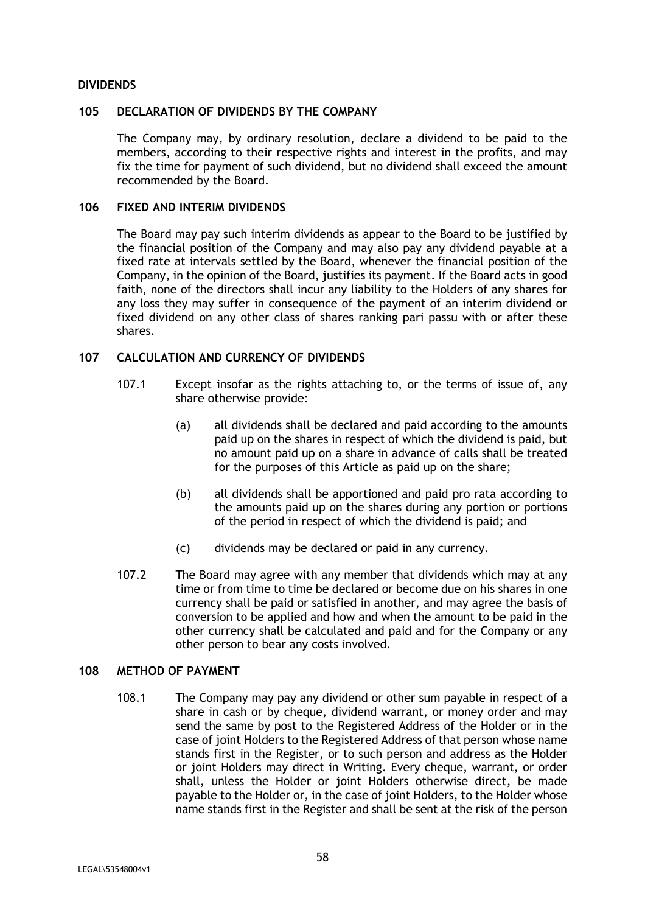## DIVIDENDS

### 105 DECLARATION OF DIVIDENDS BY THE COMPANY

The Company may, by ordinary resolution, declare a dividend to be paid to the members, according to their respective rights and interest in the profits, and may fix the time for payment of such dividend, but no dividend shall exceed the amount recommended by the Board.

### 106 FIXED AND INTERIM DIVIDENDS

The Board may pay such interim dividends as appear to the Board to be justified by the financial position of the Company and may also pay any dividend payable at a fixed rate at intervals settled by the Board, whenever the financial position of the Company, in the opinion of the Board, justifies its payment. If the Board acts in good faith, none of the directors shall incur any liability to the Holders of any shares for any loss they may suffer in consequence of the payment of an interim dividend or fixed dividend on any other class of shares ranking pari passu with or after these shares.

### 107 CALCULATION AND CURRENCY OF DIVIDENDS

107.1 Except insofar as the rights attaching to, or the terms of issue of, any share otherwise provide:

(a) all dividends shall be declared and paid according to the amounts paid up on the shares in respect of which the dividend is paid, but no amount paid up on a share in advance of calls shall be treated for the purposes of this Article as paid up on the share;

(b) all dividends shall be apportioned and paid pro rata according to the amounts paid up on the shares during any portion or portions of the period in respect of which the dividend is paid; and

(c) dividends may be declared or paid in any currency.

107.2 The Board may agree with any member that dividends which may at any time or from time to time be declared or become due on his shares in one currency shall be paid or satisfied in another, and may agree the basis of conversion to be applied and how and when the amount to be paid in the other currency shall be calculated and paid and for the Company or any other person to bear any costs involved.

### 108 METHOD OF PAYMENT

108.1 The Company may pay any dividend or other sum payable in respect of a share in cash or by cheque, dividend warrant, or money order and may send the same by post to the Registered Address of the Holder or in the case of joint Holders to the Registered Address of that person whose name stands first in the Register, or to such person and address as the Holder or joint Holders may direct in Writing. Every cheque, warrant, or order shall, unless the Holder or joint Holders otherwise direct, be made payable to the Holder or, in the case of joint Holders, to the Holder whose name stands first in the Register and shall be sent at the risk of the person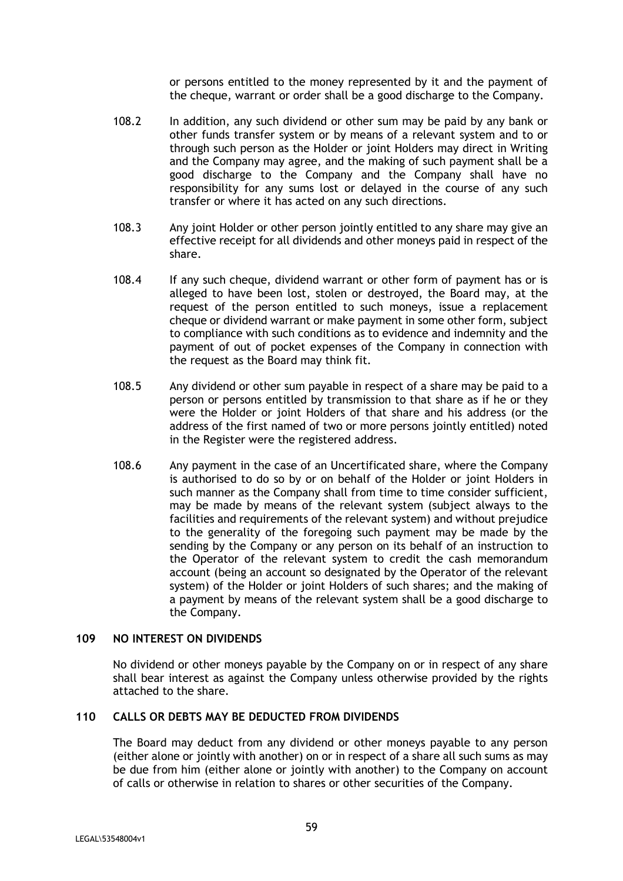or persons entitled to the money represented by it and the payment of the cheque, warrant or order shall be a good discharge to the Company.

108.2 In addition, any such dividend or other sum may be paid by any bank or other funds transfer system or by means of a relevant system and to or through such person as the Holder or joint Holders may direct in Writing and the Company may agree, and the making of such payment shall be a good discharge to the Company and the Company shall have no responsibility for any sums lost or delayed in the course of any such transfer or where it has acted on any such directions.

108.3 Any joint Holder or other person jointly entitled to any share may give an effective receipt for all dividends and other moneys paid in respect of the share.

108.4 If any such cheque, dividend warrant or other form of payment has or is alleged to have been lost, stolen or destroyed, the Board may, at the request of the person entitled to such moneys, issue a replacement cheque or dividend warrant or make payment in some other form, subject to compliance with such conditions as to evidence and indemnity and the payment of out of pocket expenses of the Company in connection with the request as the Board may think fit.

108.5 Any dividend or other sum payable in respect of a share may be paid to a person or persons entitled by transmission to that share as if he or they were the Holder or joint Holders of that share and his address (or the address of the first named of two or more persons jointly entitled) noted in the Register were the registered address.

108.6 Any payment in the case of an Uncertificated share, where the Company is authorised to do so by or on behalf of the Holder or joint Holders in such manner as the Company shall from time to time consider sufficient, may be made by means of the relevant system (subject always to the facilities and requirements of the relevant system) and without prejudice to the generality of the foregoing such payment may be made by the sending by the Company or any person on its behalf of an instruction to the Operator of the relevant system to credit the cash memorandum account (being an account so designated by the Operator of the relevant system) of the Holder or joint Holders of such shares; and the making of a payment by means of the relevant system shall be a good discharge to the Company.

## 109 NO INTEREST ON DIVIDENDS

No dividend or other moneys payable by the Company on or in respect of any share shall bear interest as against the Company unless otherwise provided by the rights attached to the share.

## 110 CALLS OR DEBTS MAY BE DEDUCTED FROM DIVIDENDS

The Board may deduct from any dividend or other moneys payable to any person (either alone or jointly with another) on or in respect of a share all such sums as may be due from him (either alone or jointly with another) to the Company on account of calls or otherwise in relation to shares or other securities of the Company.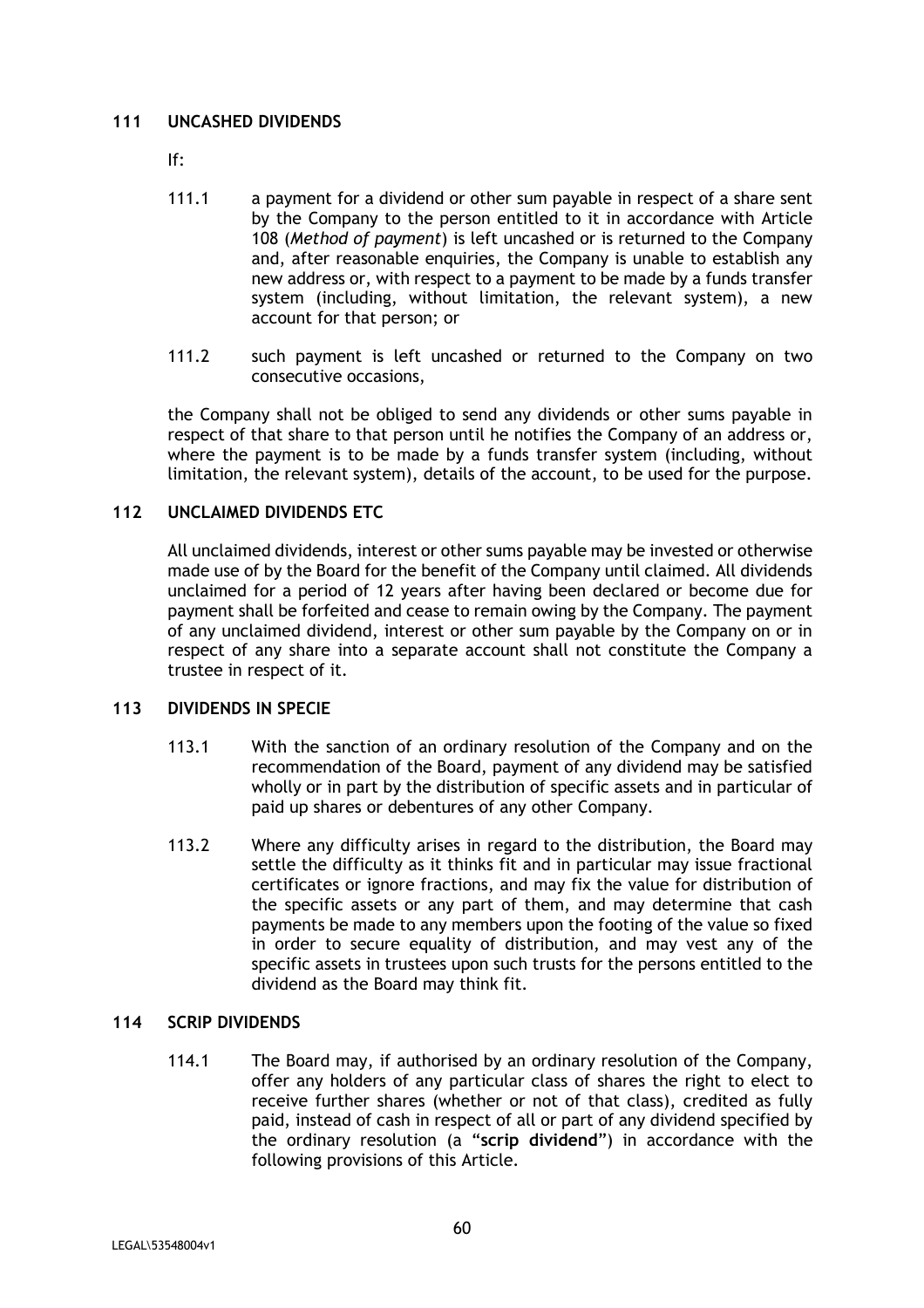## 111 UNCASHED DIVIDENDS

If:

111.1 a payment for a dividend or other sum payable in respect of a share sent by the Company to the person entitled to it in accordance with Article 108 (*Method of payment*) is left uncashed or is returned to the Company and, after reasonable enquiries, the Company is unable to establish any new address or, with respect to a payment to be made by a funds transfer system (including, without limitation, the relevant system), a new account for that person; or

111.2 such payment is left uncashed or returned to the Company on two consecutive occasions,

the Company shall not be obliged to send any dividends or other sums payable in respect of that share to that person until he notifies the Company of an address or, where the payment is to be made by a funds transfer system (including, without limitation, the relevant system), details of the account, to be used for the purpose.

## 112 UNCLAIMED DIVIDENDS ETC

All unclaimed dividends, interest or other sums payable may be invested or otherwise made use of by the Board for the benefit of the Company until claimed. All dividends unclaimed for a period of 12 years after having been declared or become due for payment shall be forfeited and cease to remain owing by the Company. The payment of any unclaimed dividend, interest or other sum payable by the Company on or in respect of any share into a separate account shall not constitute the Company a trustee in respect of it.

## 113 DIVIDENDS IN SPECIE

113.1 With the sanction of an ordinary resolution of the Company and on the recommendation of the Board, payment of any dividend may be satisfied wholly or in part by the distribution of specific assets and in particular of paid up shares or debentures of any other Company.

113.2 Where any difficulty arises in regard to the distribution, the Board may settle the difficulty as it thinks fit and in particular may issue fractional certificates or ignore fractions, and may fix the value for distribution of the specific assets or any part of them, and may determine that cash payments be made to any members upon the footing of the value so fixed in order to secure equality of distribution, and may vest any of the specific assets in trustees upon such trusts for the persons entitled to the dividend as the Board may think fit.

## 114 SCRIP DIVIDENDS

114.1 The Board may, if authorised by an ordinary resolution of the Company, offer any holders of any particular class of shares the right to elect to receive further shares (whether or not of that class), credited as fully paid, instead of cash in respect of all or part of any dividend specified by the ordinary resolution (a "**scrip dividend**") in accordance with the following provisions of this Article.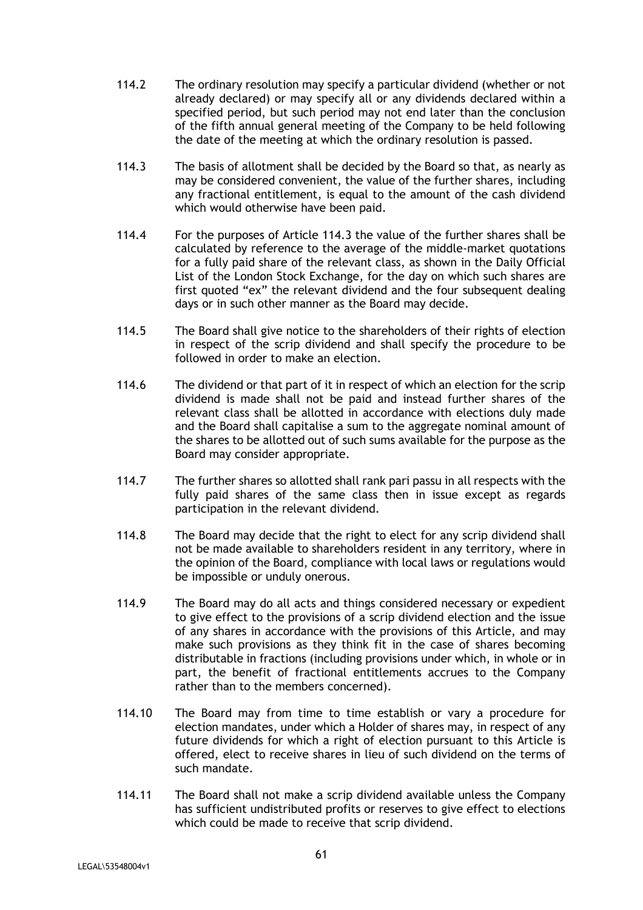114.2 The ordinary resolution may specify a particular dividend (whether or not already declared) or may specify all or any dividends declared within a specified period, but such period may not end later than the conclusion of the fifth annual general meeting of the Company to be held following the date of the meeting at which the ordinary resolution is passed.

114.3 The basis of allotment shall be decided by the Board so that, as nearly as may be considered convenient, the value of the further shares, including any fractional entitlement, is equal to the amount of the cash dividend which would otherwise have been paid.

114.4 For the purposes of Article 114.3 the value of the further shares shall be calculated by reference to the average of the middle-market quotations for a fully paid share of the relevant class, as shown in the Daily Official List of the London Stock Exchange, for the day on which such shares are first quoted "ex" the relevant dividend and the four subsequent dealing days or in such other manner as the Board may decide.

114.5 The Board shall give notice to the shareholders of their rights of election in respect of the scrip dividend and shall specify the procedure to be followed in order to make an election.

114.6 The dividend or that part of it in respect of which an election for the scrip dividend is made shall not be paid and instead further shares of the relevant class shall be allotted in accordance with elections duly made and the Board shall capitalise a sum to the aggregate nominal amount of the shares to be allotted out of such sums available for the purpose as the Board may consider appropriate.

114.7 The further shares so allotted shall rank pari passu in all respects with the fully paid shares of the same class then in issue except as regards participation in the relevant dividend.

114.8 The Board may decide that the right to elect for any scrip dividend shall not be made available to shareholders resident in any territory, where in the opinion of the Board, compliance with local laws or regulations would be impossible or unduly onerous.

114.9 The Board may do all acts and things considered necessary or expedient to give effect to the provisions of a scrip dividend election and the issue of any shares in accordance with the provisions of this Article, and may make such provisions as they think fit in the case of shares becoming distributable in fractions (including provisions under which, in whole or in part, the benefit of fractional entitlements accrues to the Company rather than to the members concerned).

114.10 The Board may from time to time establish or vary a procedure for election mandates, under which a Holder of shares may, in respect of any future dividends for which a right of election pursuant to this Article is offered, elect to receive shares in lieu of such dividend on the terms of such mandate.

114.11 The Board shall not make a scrip dividend available unless the Company has sufficient undistributed profits or reserves to give effect to elections which could be made to receive that scrip dividend.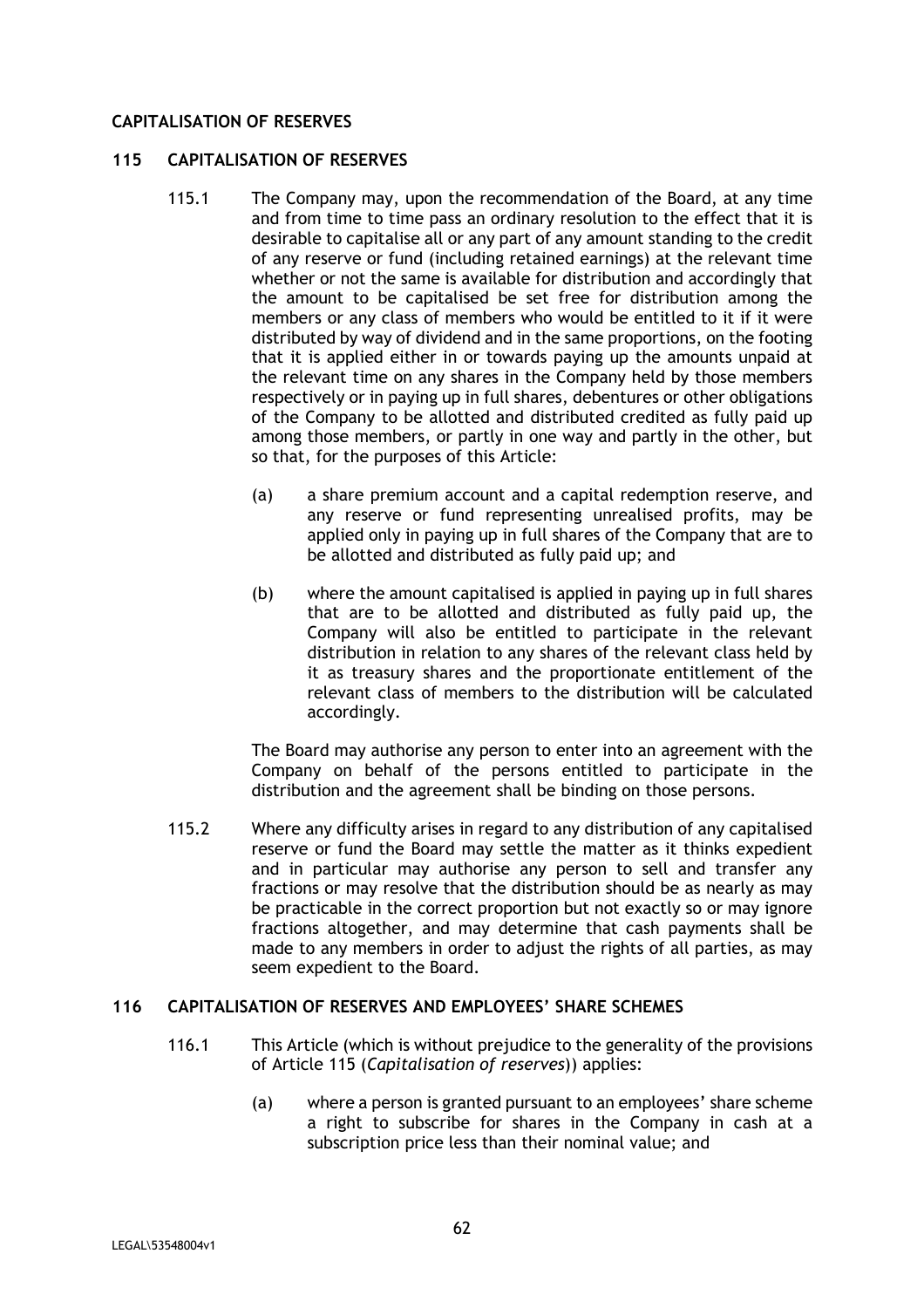## CAPITALISATION OF RESERVES

### 115 CAPITALISATION OF RESERVES

115.1 The Company may, upon the recommendation of the Board, at any time and from time to time pass an ordinary resolution to the effect that it is desirable to capitalise all or any part of any amount standing to the credit of any reserve or fund (including retained earnings) at the relevant time whether or not the same is available for distribution and accordingly that the amount to be capitalised be set free for distribution among the members or any class of members who would be entitled to it if it were distributed by way of dividend and in the same proportions, on the footing that it is applied either in or towards paying up the amounts unpaid at the relevant time on any shares in the Company held by those members respectively or in paying up in full shares, debentures or other obligations of the Company to be allotted and distributed credited as fully paid up among those members, or partly in one way and partly in the other, but so that, for the purposes of this Article:

(a) a share premium account and a capital redemption reserve, and any reserve or fund representing unrealised profits, may be applied only in paying up in full shares of the Company that are to be allotted and distributed as fully paid up; and

(b) where the amount capitalised is applied in paying up in full shares that are to be allotted and distributed as fully paid up, the Company will also be entitled to participate in the relevant distribution in relation to any shares of the relevant class held by it as treasury shares and the proportionate entitlement of the relevant class of members to the distribution will be calculated accordingly.

The Board may authorise any person to enter into an agreement with the Company on behalf of the persons entitled to participate in the distribution and the agreement shall be binding on those persons.

115.2 Where any difficulty arises in regard to any distribution of any capitalised reserve or fund the Board may settle the matter as it thinks expedient and in particular may authorise any person to sell and transfer any fractions or may resolve that the distribution should be as nearly as may be practicable in the correct proportion but not exactly so or may ignore fractions altogether, and may determine that cash payments shall be made to any members in order to adjust the rights of all parties, as may seem expedient to the Board.

### 116 CAPITALISATION OF RESERVES AND EMPLOYEES' SHARE SCHEMES

116.1 This Article (which is without prejudice to the generality of the provisions of Article 115 (*Capitalisation of reserves*)) applies:

(a) where a person is granted pursuant to an employees' share scheme a right to subscribe for shares in the Company in cash at a subscription price less than their nominal value; and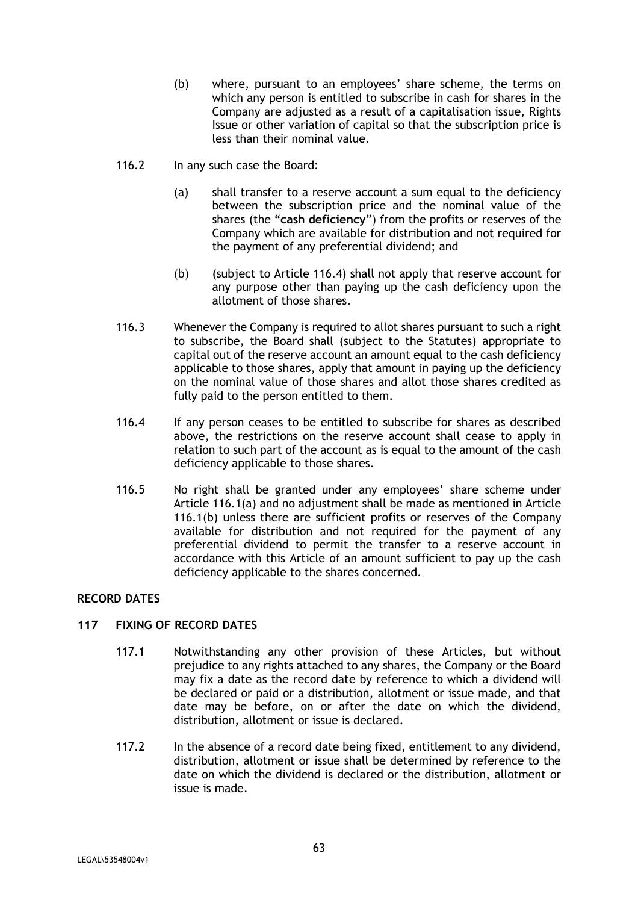(b) where, pursuant to an employees' share scheme, the terms on which any person is entitled to subscribe in cash for shares in the Company are adjusted as a result of a capitalisation issue, Rights Issue or other variation of capital so that the subscription price is less than their nominal value.

116.2 In any such case the Board:

(a) shall transfer to a reserve account a sum equal to the deficiency between the subscription price and the nominal value of the shares (the "**cash deficiency**") from the profits or reserves of the Company which are available for distribution and not required for the payment of any preferential dividend; and

(b) (subject to Article 116.4) shall not apply that reserve account for any purpose other than paying up the cash deficiency upon the allotment of those shares.

116.3 Whenever the Company is required to allot shares pursuant to such a right to subscribe, the Board shall (subject to the Statutes) appropriate to capital out of the reserve account an amount equal to the cash deficiency applicable to those shares, apply that amount in paying up the deficiency on the nominal value of those shares and allot those shares credited as fully paid to the person entitled to them.

116.4 If any person ceases to be entitled to subscribe for shares as described above, the restrictions on the reserve account shall cease to apply in relation to such part of the account as is equal to the amount of the cash deficiency applicable to those shares.

116.5 No right shall be granted under any employees' share scheme under Article 116.1(a) and no adjustment shall be made as mentioned in Article 116.1(b) unless there are sufficient profits or reserves of the Company available for distribution and not required for the payment of any preferential dividend to permit the transfer to a reserve account in accordance with this Article of an amount sufficient to pay up the cash deficiency applicable to the shares concerned.

## RECORD DATES

### 117 FIXING OF RECORD DATES

117.1 Notwithstanding any other provision of these Articles, but without prejudice to any rights attached to any shares, the Company or the Board may fix a date as the record date by reference to which a dividend will be declared or paid or a distribution, allotment or issue made, and that date may be before, on or after the date on which the dividend, distribution, allotment or issue is declared.

117.2 In the absence of a record date being fixed, entitlement to any dividend, distribution, allotment or issue shall be determined by reference to the date on which the dividend is declared or the distribution, allotment or issue is made.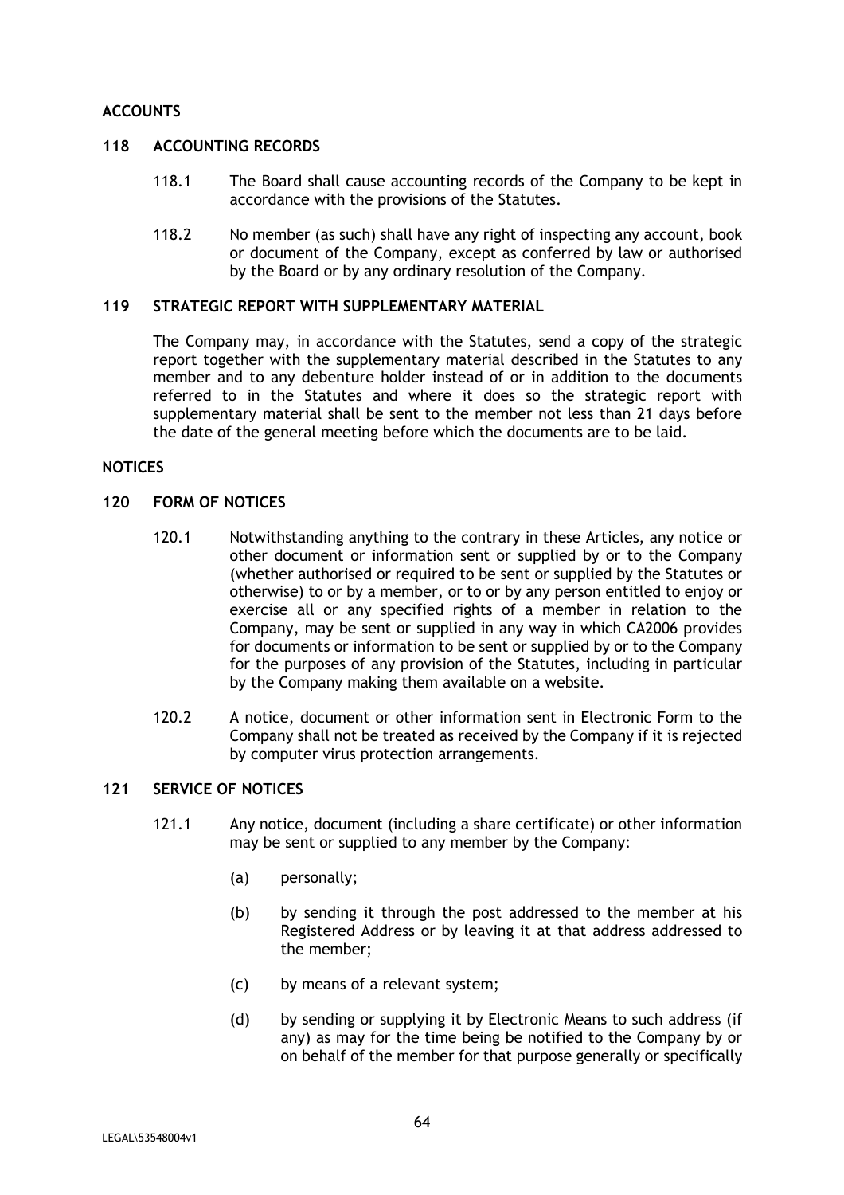## ACCOUNTS

### 118 ACCOUNTING RECORDS

118.1 The Board shall cause accounting records of the Company to be kept in accordance with the provisions of the Statutes.

118.2 No member (as such) shall have any right of inspecting any account, book or document of the Company, except as conferred by law or authorised by the Board or by any ordinary resolution of the Company.

### 119 STRATEGIC REPORT WITH SUPPLEMENTARY MATERIAL

The Company may, in accordance with the Statutes, send a copy of the strategic report together with the supplementary material described in the Statutes to any member and to any debenture holder instead of or in addition to the documents referred to in the Statutes and where it does so the strategic report with supplementary material shall be sent to the member not less than 21 days before the date of the general meeting before which the documents are to be laid.

## NOTICES

### 120 FORM OF NOTICES

120.1 Notwithstanding anything to the contrary in these Articles, any notice or other document or information sent or supplied by or to the Company (whether authorised or required to be sent or supplied by the Statutes or otherwise) to or by a member, or to or by any person entitled to enjoy or exercise all or any specified rights of a member in relation to the Company, may be sent or supplied in any way in which CA2006 provides for documents or information to be sent or supplied by or to the Company for the purposes of any provision of the Statutes, including in particular by the Company making them available on a website.

120.2 A notice, document or other information sent in Electronic Form to the Company shall not be treated as received by the Company if it is rejected by computer virus protection arrangements.

### 121 SERVICE OF NOTICES

121.1 Any notice, document (including a share certificate) or other information may be sent or supplied to any member by the Company:

(a) personally;

(b) by sending it through the post addressed to the member at his Registered Address or by leaving it at that address addressed to the member;

(c) by means of a relevant system;

(d) by sending or supplying it by Electronic Means to such address (if any) as may for the time being be notified to the Company by or on behalf of the member for that purpose generally or specifically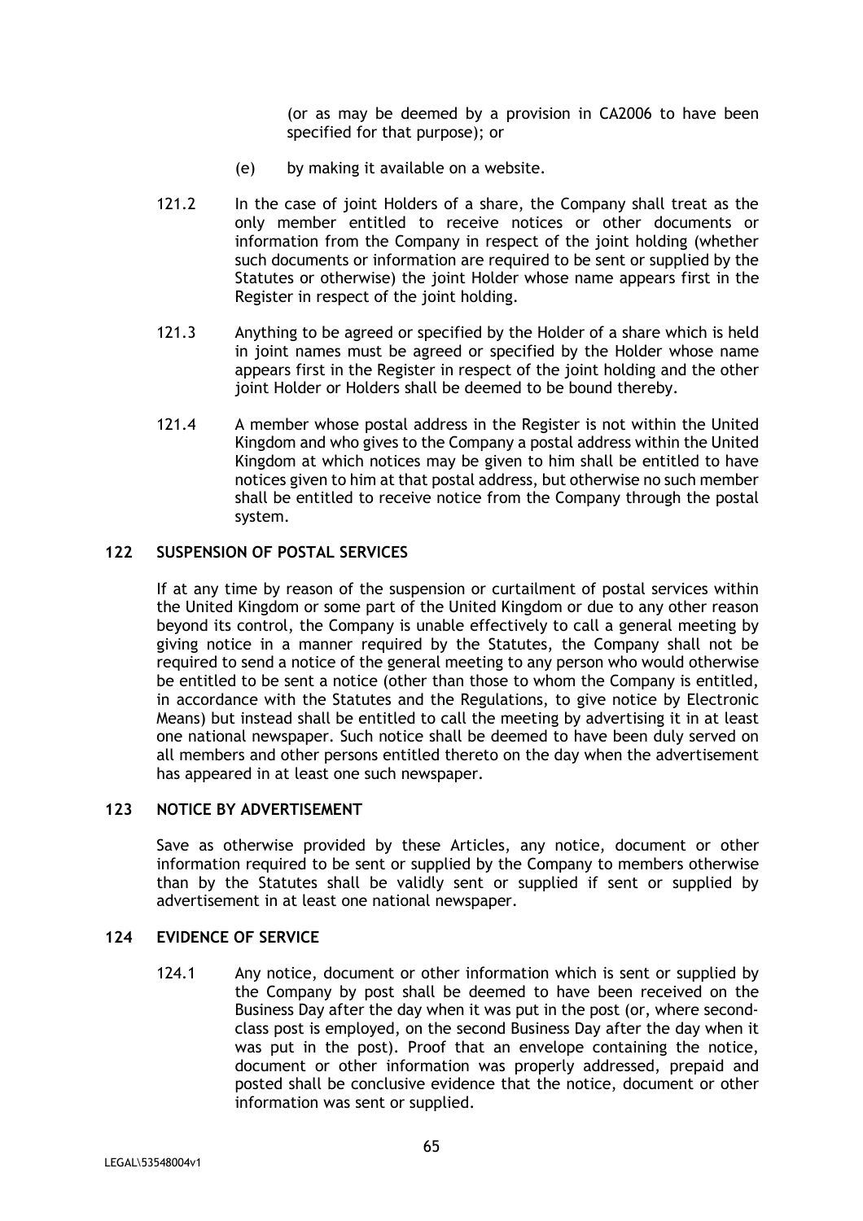(or as may be deemed by a provision in CA2006 to have been specified for that purpose); or

(e) by making it available on a website.

121.2 In the case of joint Holders of a share, the Company shall treat as the only member entitled to receive notices or other documents or information from the Company in respect of the joint holding (whether such documents or information are required to be sent or supplied by the Statutes or otherwise) the joint Holder whose name appears first in the Register in respect of the joint holding.

121.3 Anything to be agreed or specified by the Holder of a share which is held in joint names must be agreed or specified by the Holder whose name appears first in the Register in respect of the joint holding and the other joint Holder or Holders shall be deemed to be bound thereby.

121.4 A member whose postal address in the Register is not within the United Kingdom and who gives to the Company a postal address within the United Kingdom at which notices may be given to him shall be entitled to have notices given to him at that postal address, but otherwise no such member shall be entitled to receive notice from the Company through the postal system.

## 122 SUSPENSION OF POSTAL SERVICES

If at any time by reason of the suspension or curtailment of postal services within the United Kingdom or some part of the United Kingdom or due to any other reason beyond its control, the Company is unable effectively to call a general meeting by giving notice in a manner required by the Statutes, the Company shall not be required to send a notice of the general meeting to any person who would otherwise be entitled to be sent a notice (other than those to whom the Company is entitled, in accordance with the Statutes and the Regulations, to give notice by Electronic Means) but instead shall be entitled to call the meeting by advertising it in at least one national newspaper. Such notice shall be deemed to have been duly served on all members and other persons entitled thereto on the day when the advertisement has appeared in at least one such newspaper.

## 123 NOTICE BY ADVERTISEMENT

Save as otherwise provided by these Articles, any notice, document or other information required to be sent or supplied by the Company to members otherwise than by the Statutes shall be validly sent or supplied if sent or supplied by advertisement in at least one national newspaper.

## 124 EVIDENCE OF SERVICE

124.1 Any notice, document or other information which is sent or supplied by the Company by post shall be deemed to have been received on the Business Day after the day when it was put in the post (or, where second-class post is employed, on the second Business Day after the day when it was put in the post). Proof that an envelope containing the notice, document or other information was properly addressed, prepaid and posted shall be conclusive evidence that the notice, document or other information was sent or supplied.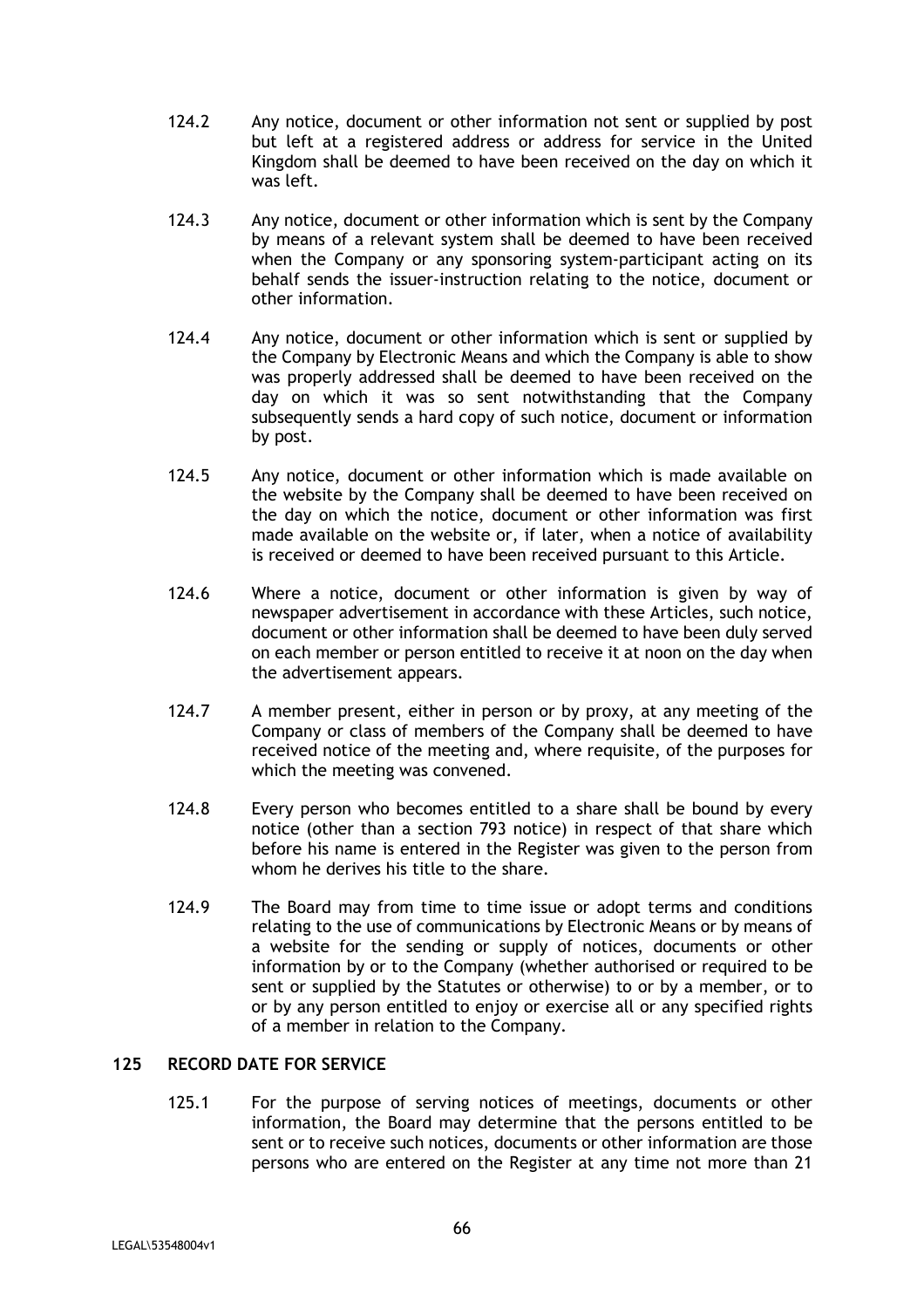124.2 Any notice, document or other information not sent or supplied by post but left at a registered address or address for service in the United Kingdom shall be deemed to have been received on the day on which it was left.

124.3 Any notice, document or other information which is sent by the Company by means of a relevant system shall be deemed to have been received when the Company or any sponsoring system-participant acting on its behalf sends the issuer-instruction relating to the notice, document or other information.

124.4 Any notice, document or other information which is sent or supplied by the Company by Electronic Means and which the Company is able to show was properly addressed shall be deemed to have been received on the day on which it was so sent notwithstanding that the Company subsequently sends a hard copy of such notice, document or information by post.

124.5 Any notice, document or other information which is made available on the website by the Company shall be deemed to have been received on the day on which the notice, document or other information was first made available on the website or, if later, when a notice of availability is received or deemed to have been received pursuant to this Article.

124.6 Where a notice, document or other information is given by way of newspaper advertisement in accordance with these Articles, such notice, document or other information shall be deemed to have been duly served on each member or person entitled to receive it at noon on the day when the advertisement appears.

124.7 A member present, either in person or by proxy, at any meeting of the Company or class of members of the Company shall be deemed to have received notice of the meeting and, where requisite, of the purposes for which the meeting was convened.

124.8 Every person who becomes entitled to a share shall be bound by every notice (other than a section 793 notice) in respect of that share which before his name is entered in the Register was given to the person from whom he derives his title to the share.

124.9 The Board may from time to time issue or adopt terms and conditions relating to the use of communications by Electronic Means or by means of a website for the sending or supply of notices, documents or other information by or to the Company (whether authorised or required to be sent or supplied by the Statutes or otherwise) to or by a member, or to or by any person entitled to enjoy or exercise all or any specified rights of a member in relation to the Company.

## 125 RECORD DATE FOR SERVICE

125.1 For the purpose of serving notices of meetings, documents or other information, the Board may determine that the persons entitled to be sent or to receive such notices, documents or other information are those persons who are entered on the Register at any time not more than 21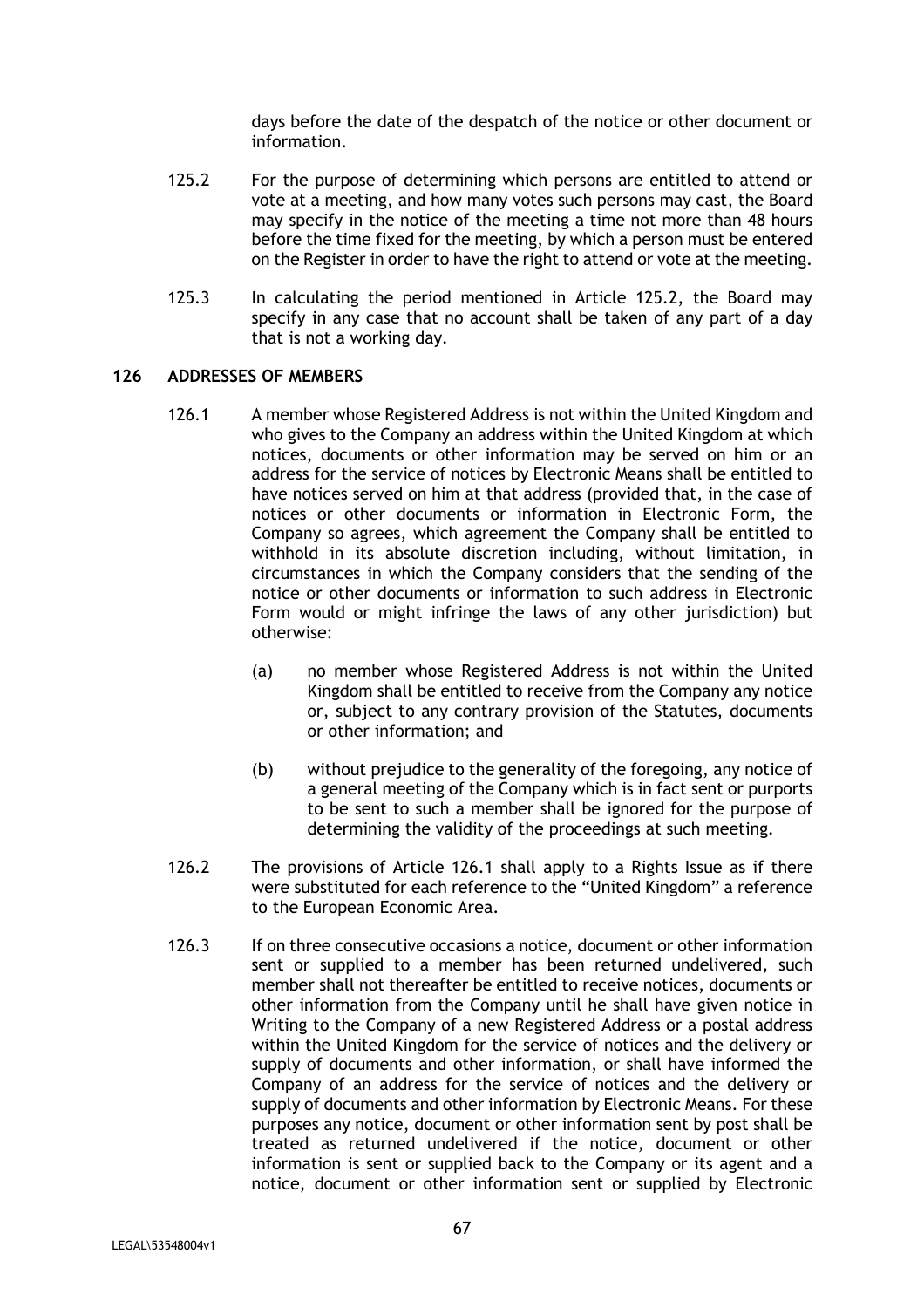days before the date of the despatch of the notice or other document or information.

125.2 For the purpose of determining which persons are entitled to attend or vote at a meeting, and how many votes such persons may cast, the Board may specify in the notice of the meeting a time not more than 48 hours before the time fixed for the meeting, by which a person must be entered on the Register in order to have the right to attend or vote at the meeting.

125.3 In calculating the period mentioned in Article 125.2, the Board may specify in any case that no account shall be taken of any part of a day that is not a working day.

## 126 ADDRESSES OF MEMBERS

126.1 A member whose Registered Address is not within the United Kingdom and who gives to the Company an address within the United Kingdom at which notices, documents or other information may be served on him or an address for the service of notices by Electronic Means shall be entitled to have notices served on him at that address (provided that, in the case of notices or other documents or information in Electronic Form, the Company so agrees, which agreement the Company shall be entitled to withhold in its absolute discretion including, without limitation, in circumstances in which the Company considers that the sending of the notice or other documents or information to such address in Electronic Form would or might infringe the laws of any other jurisdiction) but otherwise:

(a) no member whose Registered Address is not within the United Kingdom shall be entitled to receive from the Company any notice or, subject to any contrary provision of the Statutes, documents or other information; and

(b) without prejudice to the generality of the foregoing, any notice of a general meeting of the Company which is in fact sent or purports to be sent to such a member shall be ignored for the purpose of determining the validity of the proceedings at such meeting.

126.2 The provisions of Article 126.1 shall apply to a Rights Issue as if there were substituted for each reference to the "United Kingdom" a reference to the European Economic Area.

126.3 If on three consecutive occasions a notice, document or other information sent or supplied to a member has been returned undelivered, such member shall not thereafter be entitled to receive notices, documents or other information from the Company until he shall have given notice in Writing to the Company of a new Registered Address or a postal address within the United Kingdom for the service of notices and the delivery or supply of documents and other information, or shall have informed the Company of an address for the service of notices and the delivery or supply of documents and other information by Electronic Means. For these purposes any notice, document or other information sent by post shall be treated as returned undelivered if the notice, document or other information is sent or supplied back to the Company or its agent and a notice, document or other information sent or supplied by Electronic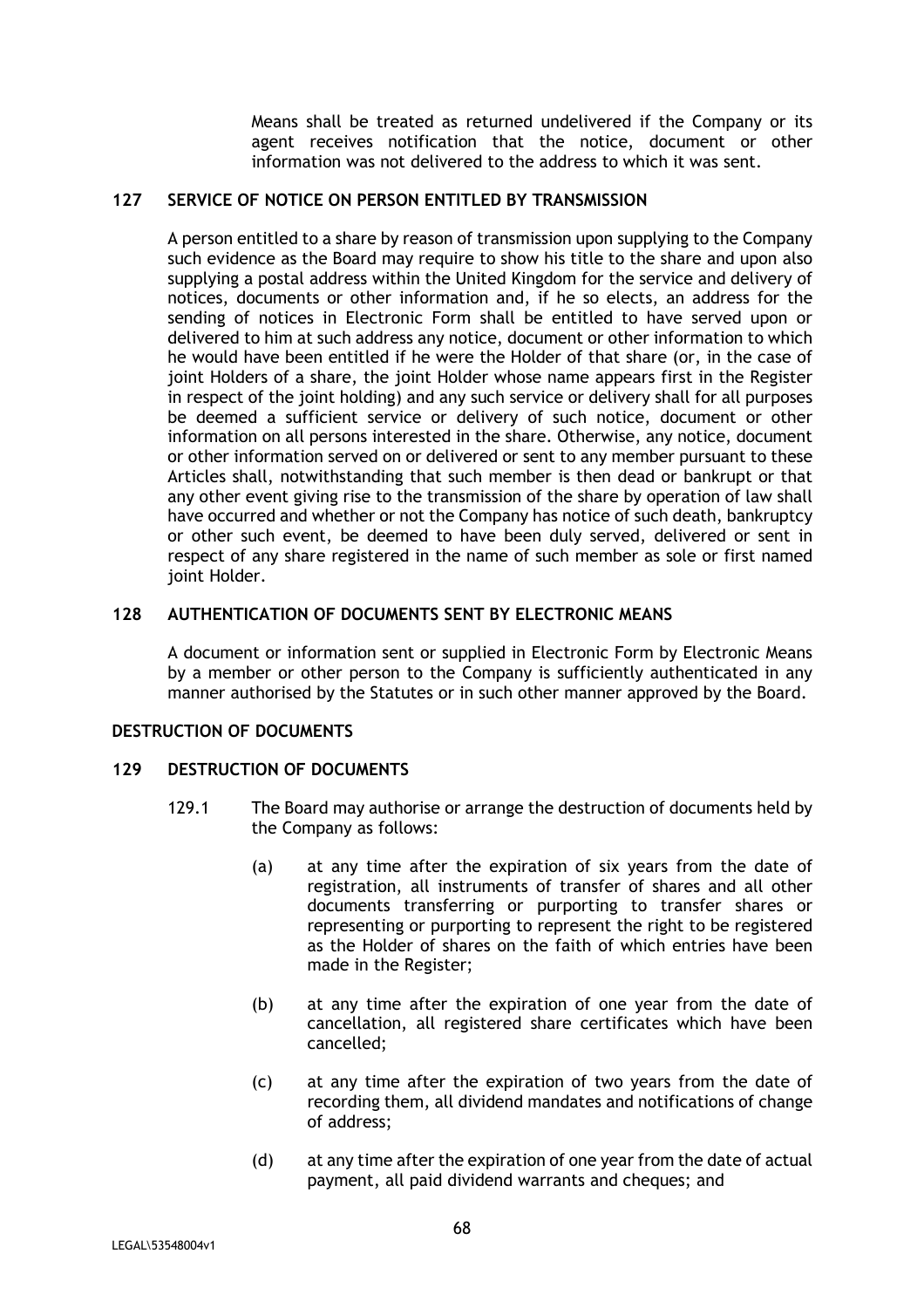Means shall be treated as returned undelivered if the Company or its agent receives notification that the notice, document or other information was not delivered to the address to which it was sent.

### 127 SERVICE OF NOTICE ON PERSON ENTITLED BY TRANSMISSION

A person entitled to a share by reason of transmission upon supplying to the Company such evidence as the Board may require to show his title to the share and upon also supplying a postal address within the United Kingdom for the service and delivery of notices, documents or other information and, if he so elects, an address for the sending of notices in Electronic Form shall be entitled to have served upon or delivered to him at such address any notice, document or other information to which he would have been entitled if he were the Holder of that share (or, in the case of joint Holders of a share, the joint Holder whose name appears first in the Register in respect of the joint holding) and any such service or delivery shall for all purposes be deemed a sufficient service or delivery of such notice, document or other information on all persons interested in the share. Otherwise, any notice, document or other information served on or delivered or sent to any member pursuant to these Articles shall, notwithstanding that such member is then dead or bankrupt or that any other event giving rise to the transmission of the share by operation of law shall have occurred and whether or not the Company has notice of such death, bankruptcy or other such event, be deemed to have been duly served, delivered or sent in respect of any share registered in the name of such member as sole or first named joint Holder.

### 128 AUTHENTICATION OF DOCUMENTS SENT BY ELECTRONIC MEANS

A document or information sent or supplied in Electronic Form by Electronic Means by a member or other person to the Company is sufficiently authenticated in any manner authorised by the Statutes or in such other manner approved by the Board.

## DESTRUCTION OF DOCUMENTS

### 129 DESTRUCTION OF DOCUMENTS

129.1 The Board may authorise or arrange the destruction of documents held by the Company as follows:

(a) at any time after the expiration of six years from the date of registration, all instruments of transfer of shares and all other documents transferring or purporting to transfer shares or representing or purporting to represent the right to be registered as the Holder of shares on the faith of which entries have been made in the Register;

(b) at any time after the expiration of one year from the date of cancellation, all registered share certificates which have been cancelled;

(c) at any time after the expiration of two years from the date of recording them, all dividend mandates and notifications of change of address;

(d) at any time after the expiration of one year from the date of actual payment, all paid dividend warrants and cheques; and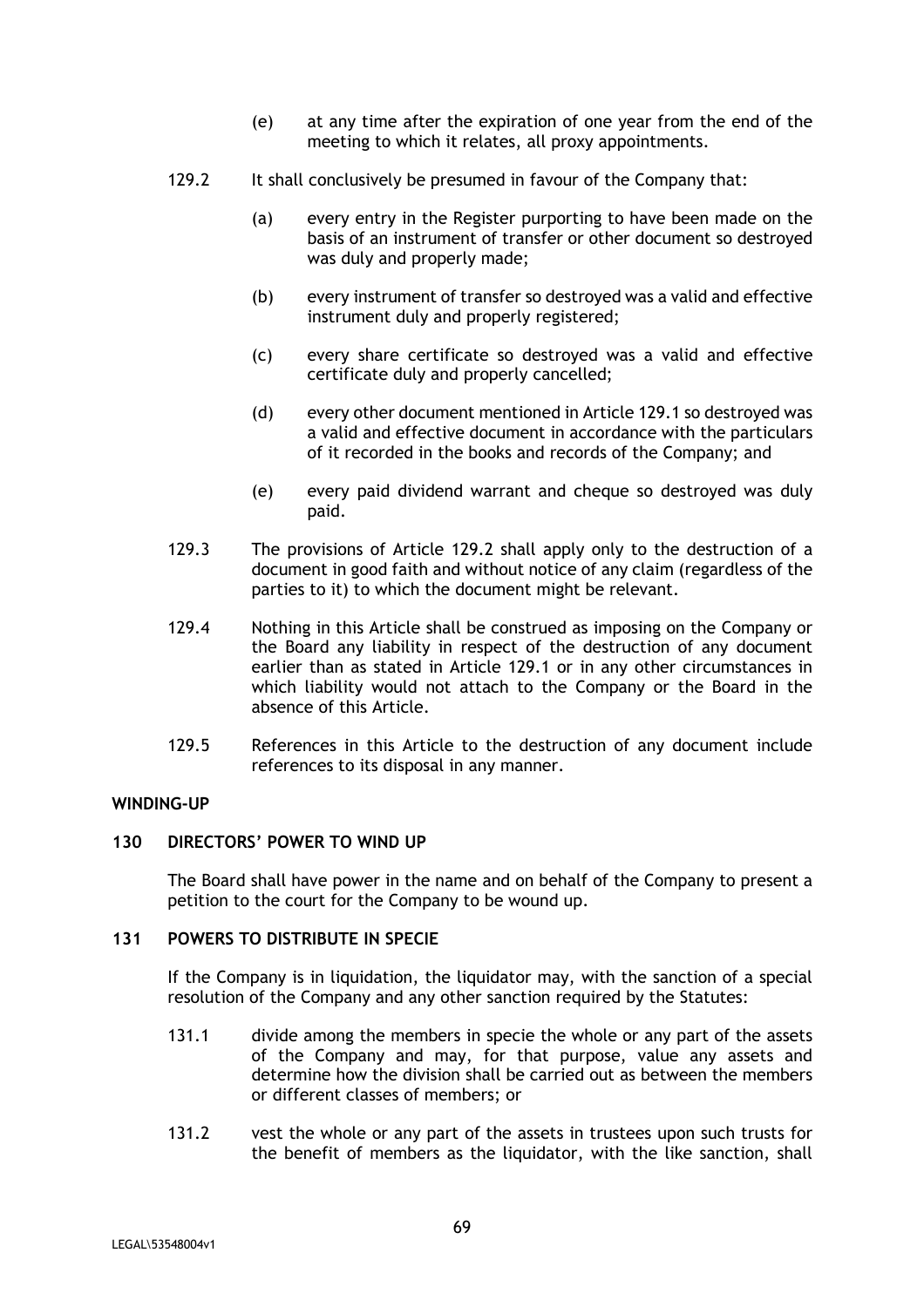(e) at any time after the expiration of one year from the end of the meeting to which it relates, all proxy appointments.

129.2 It shall conclusively be presumed in favour of the Company that:

(a) every entry in the Register purporting to have been made on the basis of an instrument of transfer or other document so destroyed was duly and properly made;

(b) every instrument of transfer so destroyed was a valid and effective instrument duly and properly registered;

(c) every share certificate so destroyed was a valid and effective certificate duly and properly cancelled;

(d) every other document mentioned in Article 129.1 so destroyed was a valid and effective document in accordance with the particulars of it recorded in the books and records of the Company; and

(e) every paid dividend warrant and cheque so destroyed was duly paid.

129.3 The provisions of Article 129.2 shall apply only to the destruction of a document in good faith and without notice of any claim (regardless of the parties to it) to which the document might be relevant.

129.4 Nothing in this Article shall be construed as imposing on the Company or the Board any liability in respect of the destruction of any document earlier than as stated in Article 129.1 or in any other circumstances in which liability would not attach to the Company or the Board in the absence of this Article.

129.5 References in this Article to the destruction of any document include references to its disposal in any manner.

**WINDING-UP**

**130 DIRECTORS' POWER TO WIND UP**

The Board shall have power in the name and on behalf of the Company to present a petition to the court for the Company to be wound up.

**131 POWERS TO DISTRIBUTE IN SPECIE**

If the Company is in liquidation, the liquidator may, with the sanction of a special resolution of the Company and any other sanction required by the Statutes:

131.1 divide among the members in specie the whole or any part of the assets of the Company and may, for that purpose, value any assets and determine how the division shall be carried out as between the members or different classes of members; or

131.2 vest the whole or any part of the assets in trustees upon such trusts for the benefit of members as the liquidator, with the like sanction, shall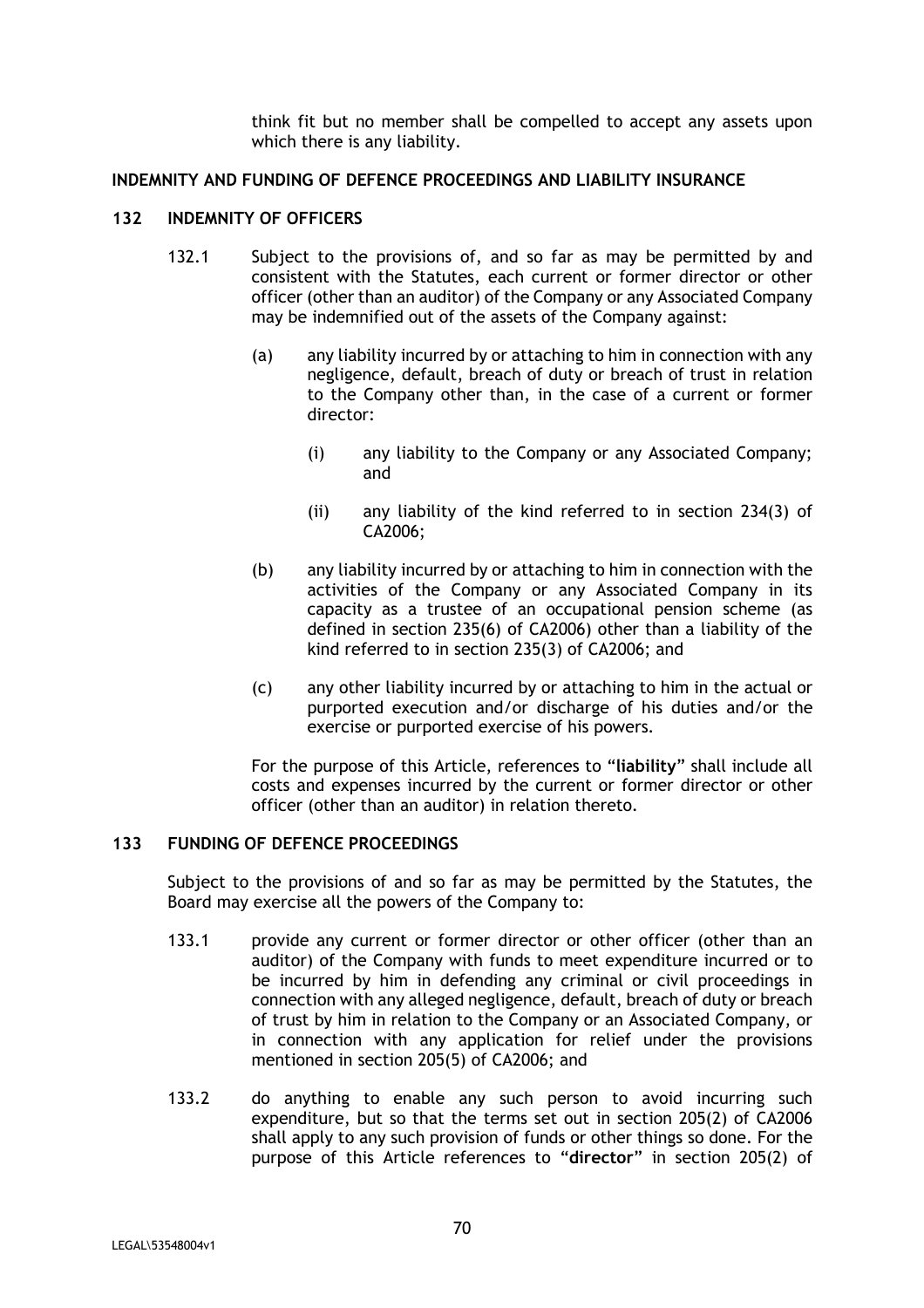think fit but no member shall be compelled to accept any assets upon which there is any liability.

## INDEMNITY AND FUNDING OF DEFENCE PROCEEDINGS AND LIABILITY INSURANCE

### 132 INDEMNITY OF OFFICERS

132.1 Subject to the provisions of, and so far as may be permitted by and consistent with the Statutes, each current or former director or other officer (other than an auditor) of the Company or any Associated Company may be indemnified out of the assets of the Company against:

(a) any liability incurred by or attaching to him in connection with any negligence, default, breach of duty or breach of trust in relation to the Company other than, in the case of a current or former director:

(i) any liability to the Company or any Associated Company; and

(ii) any liability of the kind referred to in section 234(3) of CA2006;

(b) any liability incurred by or attaching to him in connection with the activities of the Company or any Associated Company in its capacity as a trustee of an occupational pension scheme (as defined in section 235(6) of CA2006) other than a liability of the kind referred to in section 235(3) of CA2006; and

(c) any other liability incurred by or attaching to him in the actual or purported execution and/or discharge of his duties and/or the exercise or purported exercise of his powers.

For the purpose of this Article, references to "**liability**" shall include all costs and expenses incurred by the current or former director or other officer (other than an auditor) in relation thereto.

### 133 FUNDING OF DEFENCE PROCEEDINGS

Subject to the provisions of and so far as may be permitted by the Statutes, the Board may exercise all the powers of the Company to:

133.1 provide any current or former director or other officer (other than an auditor) of the Company with funds to meet expenditure incurred or to be incurred by him in defending any criminal or civil proceedings in connection with any alleged negligence, default, breach of duty or breach of trust by him in relation to the Company or an Associated Company, or in connection with any application for relief under the provisions mentioned in section 205(5) of CA2006; and

133.2 do anything to enable any such person to avoid incurring such expenditure, but so that the terms set out in section 205(2) of CA2006 shall apply to any such provision of funds or other things so done. For the purpose of this Article references to "**director**" in section 205(2) of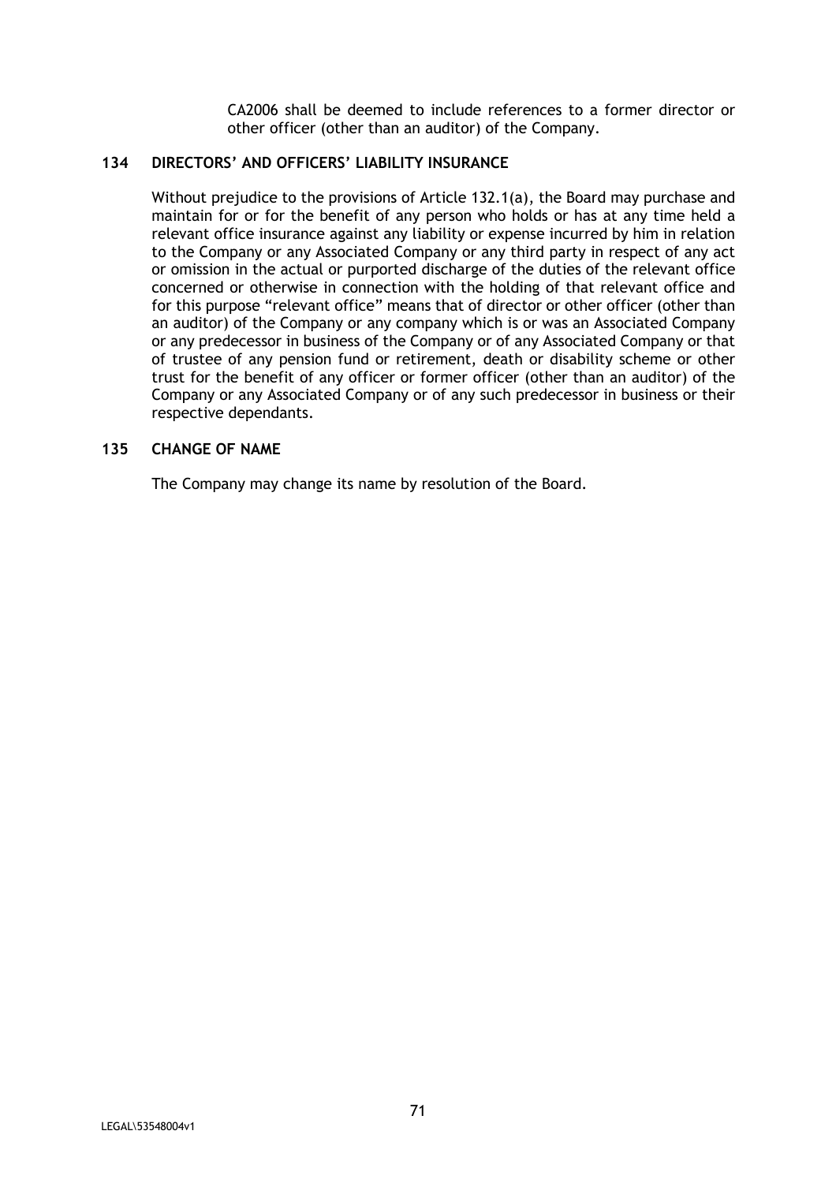CA2006 shall be deemed to include references to a former director or other officer (other than an auditor) of the Company.

## 134 DIRECTORS' AND OFFICERS' LIABILITY INSURANCE

Without prejudice to the provisions of Article 132.1(a), the Board may purchase and maintain for or for the benefit of any person who holds or has at any time held a relevant office insurance against any liability or expense incurred by him in relation to the Company or any Associated Company or any third party in respect of any act or omission in the actual or purported discharge of the duties of the relevant office concerned or otherwise in connection with the holding of that relevant office and for this purpose "relevant office" means that of director or other officer (other than an auditor) of the Company or any company which is or was an Associated Company or any predecessor in business of the Company or of any Associated Company or that of trustee of any pension fund or retirement, death or disability scheme or other trust for the benefit of any officer or former officer (other than an auditor) of the Company or any Associated Company or of any such predecessor in business or their respective dependants.

## 135 CHANGE OF NAME

The Company may change its name by resolution of the Board.